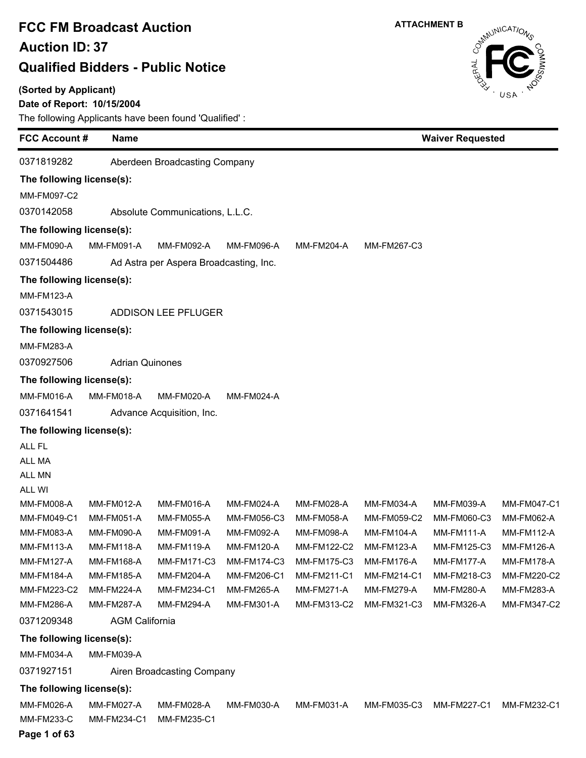**ATTACHMENT B**

# FCC FM Broadcast Auction

## Auction ID: 37

## Qualified Bidders - Public Notice

**(Sorted by Applicant)**

**Date of Report: 10/15/2004**

The following Applicants have been found 'Qualified' :

| FCC Account # | Name | Waiver Requested |
|---|---|---|

0371819282 Aberdeen Broadcasting Company

**The following license(s):**

MM-FM097-C2

0370142058 Absolute Communications, L.L.C.

**The following license(s):**

MM-FM090-A MM-FM091-A MM-FM092-A MM-FM096-A MM-FM204-A MM-FM267-C3

0371504486 Ad Astra per Aspera Broadcasting, Inc.

**The following license(s):**

MM-FM123-A

0371543015 ADDISON LEE PFLUGER

**The following license(s):**

MM-FM283-A

0370927506 Adrian Quinones

**The following license(s):**

MM-FM016-A MM-FM018-A MM-FM020-A MM-FM024-A

0371641541 Advance Acquisition, Inc.

**The following license(s):**

ALL FL
ALL MA
ALL MN
ALL WI

MM-FM008-A MM-FM012-A MM-FM016-A MM-FM024-A MM-FM028-A MM-FM034-A MM-FM039-A MM-FM047-C1
MM-FM049-C1 MM-FM051-A MM-FM055-A MM-FM056-C3 MM-FM058-A MM-FM059-C2 MM-FM060-C3 MM-FM062-A
MM-FM083-A MM-FM090-A MM-FM091-A MM-FM092-A MM-FM098-A MM-FM104-A MM-FM111-A MM-FM112-A
MM-FM113-A MM-FM118-A MM-FM119-A MM-FM120-A MM-FM122-C2 MM-FM123-A MM-FM125-C3 MM-FM126-A
MM-FM127-A MM-FM168-A MM-FM171-C3 MM-FM174-C3 MM-FM175-C3 MM-FM176-A MM-FM177-A MM-FM178-A
MM-FM184-A MM-FM185-A MM-FM204-A MM-FM206-C1 MM-FM211-C1 MM-FM214-C1 MM-FM218-C3 MM-FM220-C2
MM-FM223-C2 MM-FM224-A MM-FM234-C1 MM-FM265-A MM-FM271-A MM-FM279-A MM-FM280-A MM-FM283-A
MM-FM286-A MM-FM287-A MM-FM294-A MM-FM301-A MM-FM313-C2 MM-FM321-C3 MM-FM326-A MM-FM347-C2

0371209348 AGM California

**The following license(s):**

MM-FM034-A MM-FM039-A

0371927151 Airen Broadcasting Company

**The following license(s):**

MM-FM026-A MM-FM027-A MM-FM028-A MM-FM030-A MM-FM031-A MM-FM035-C3 MM-FM227-C1 MM-FM232-C1
MM-FM233-C MM-FM234-C1 MM-FM235-C1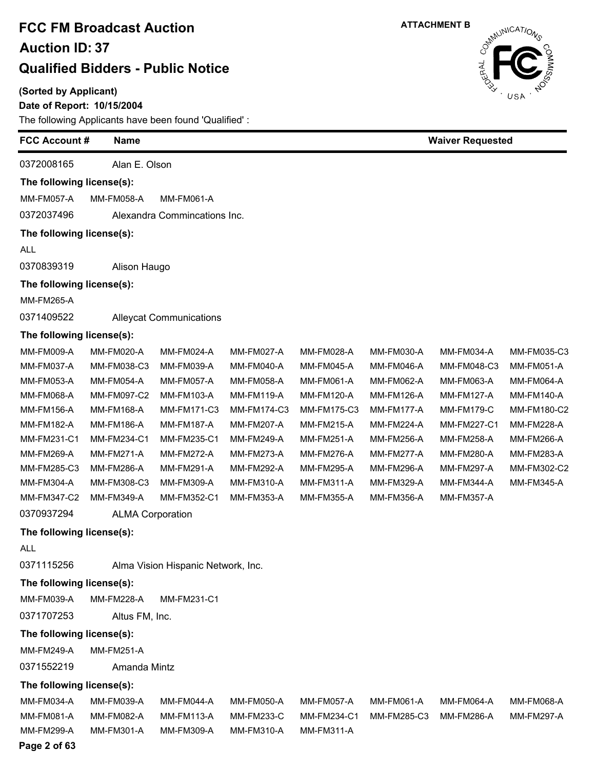# FCC FM Broadcast Auction

## Auction ID: 37

## Qualified Bidders - Public Notice

ATTACHMENT B

**(Sorted by Applicant)**

**Date of Report: 10/15/2004**

The following Applicants have been found 'Qualified' :

| FCC Account # | Name | Waiver Requested |
|---|---|---|

0372008165 Alan E. Olson

**The following license(s):**

MM-FM057-A MM-FM058-A MM-FM061-A

0372037496 Alexandra Commincations Inc.

**The following license(s):**

ALL

0370839319 Alison Haugo

**The following license(s):**

MM-FM265-A

0371409522 Alleycat Communications

**The following license(s):**

| | | | | | | | |
|---|---|---|---|---|---|---|---|
| MM-FM009-A | MM-FM020-A | MM-FM024-A | MM-FM027-A | MM-FM028-A | MM-FM030-A | MM-FM034-A | MM-FM035-C3 |
| MM-FM037-A | MM-FM038-C3 | MM-FM039-A | MM-FM040-A | MM-FM045-A | MM-FM046-A | MM-FM048-C3 | MM-FM051-A |
| MM-FM053-A | MM-FM054-A | MM-FM057-A | MM-FM058-A | MM-FM061-A | MM-FM062-A | MM-FM063-A | MM-FM064-A |
| MM-FM068-A | MM-FM097-C2 | MM-FM103-A | MM-FM119-A | MM-FM120-A | MM-FM126-A | MM-FM127-A | MM-FM140-A |
| MM-FM156-A | MM-FM168-A | MM-FM171-C3 | MM-FM174-C3 | MM-FM175-C3 | MM-FM177-A | MM-FM179-C | MM-FM180-C2 |
| MM-FM182-A | MM-FM186-A | MM-FM187-A | MM-FM207-A | MM-FM215-A | MM-FM224-A | MM-FM227-C1 | MM-FM228-A |
| MM-FM231-C1 | MM-FM234-C1 | MM-FM235-C1 | MM-FM249-A | MM-FM251-A | MM-FM256-A | MM-FM258-A | MM-FM266-A |
| MM-FM269-A | MM-FM271-A | MM-FM272-A | MM-FM273-A | MM-FM276-A | MM-FM277-A | MM-FM280-A | MM-FM283-A |
| MM-FM285-C3 | MM-FM286-A | MM-FM291-A | MM-FM292-A | MM-FM295-A | MM-FM296-A | MM-FM297-A | MM-FM302-C2 |
| MM-FM304-A | MM-FM308-C3 | MM-FM309-A | MM-FM310-A | MM-FM311-A | MM-FM329-A | MM-FM344-A | MM-FM345-A |
| MM-FM347-C2 | MM-FM349-A | MM-FM352-C1 | MM-FM353-A | MM-FM355-A | MM-FM356-A | MM-FM357-A | |

0370937294 ALMA Corporation

**The following license(s):**

ALL

0371115256 Alma Vision Hispanic Network, Inc.

**The following license(s):**

MM-FM039-A MM-FM228-A MM-FM231-C1

0371707253 Altus FM, Inc.

**The following license(s):**

MM-FM249-A MM-FM251-A

0371552219 Amanda Mintz

**The following license(s):**

| | | | | | | | |
|---|---|---|---|---|---|---|---|
| MM-FM034-A | MM-FM039-A | MM-FM044-A | MM-FM050-A | MM-FM057-A | MM-FM061-A | MM-FM064-A | MM-FM068-A |
| MM-FM081-A | MM-FM082-A | MM-FM113-A | MM-FM233-C | MM-FM234-C1 | MM-FM285-C3 | MM-FM286-A | MM-FM297-A |
| MM-FM299-A | MM-FM301-A | MM-FM309-A | MM-FM310-A | MM-FM311-A | | | |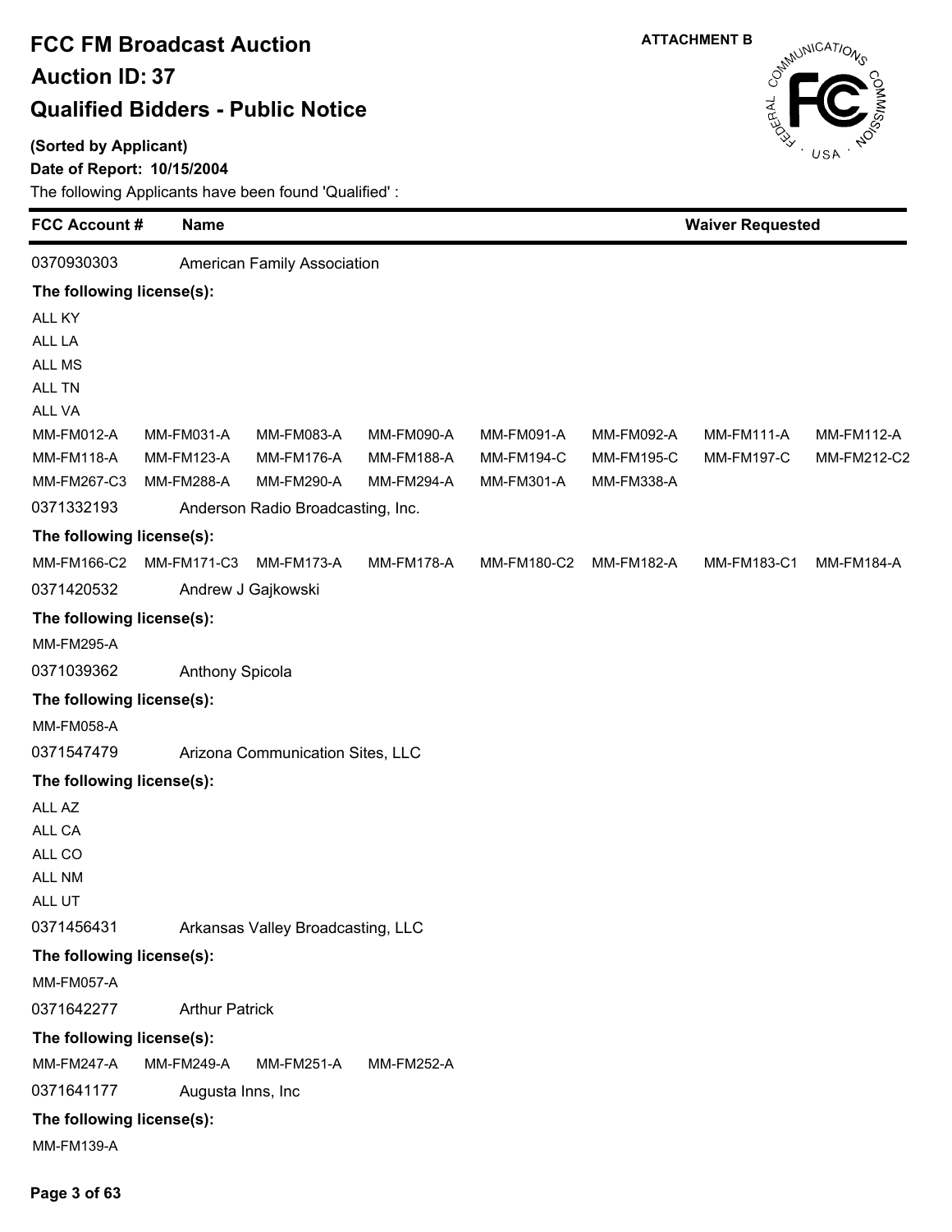# FCC FM Broadcast Auction

## Auction ID: 37

## Qualified Bidders - Public Notice

ATTACHMENT B

**(Sorted by Applicant)**

**Date of Report: 10/15/2004**

The following Applicants have been found 'Qualified' :

| FCC Account # | Name | Waiver Requested |
|---|---|---|
| 0370930303 | American Family Association | |

**The following license(s):**

ALL KY
ALL LA
ALL MS
ALL TN
ALL VA

| | | | | | | | |
|---|---|---|---|---|---|---|---|
| MM-FM012-A | MM-FM031-A | MM-FM083-A | MM-FM090-A | MM-FM091-A | MM-FM092-A | MM-FM111-A | MM-FM112-A |
| MM-FM118-A | MM-FM123-A | MM-FM176-A | MM-FM188-A | MM-FM194-C | MM-FM195-C | MM-FM197-C | MM-FM212-C2 |
| MM-FM267-C3 | MM-FM288-A | MM-FM290-A | MM-FM294-A | MM-FM301-A | MM-FM338-A | | |

0371332193 Anderson Radio Broadcasting, Inc.

**The following license(s):**

| | | | | | | | |
|---|---|---|---|---|---|---|---|
| MM-FM166-C2 | MM-FM171-C3 | MM-FM173-A | MM-FM178-A | MM-FM180-C2 | MM-FM182-A | MM-FM183-C1 | MM-FM184-A |

0371420532 Andrew J Gajkowski

**The following license(s):**

MM-FM295-A

0371039362 Anthony Spicola

**The following license(s):**

MM-FM058-A

0371547479 Arizona Communication Sites, LLC

**The following license(s):**

ALL AZ
ALL CA
ALL CO
ALL NM
ALL UT

0371456431 Arkansas Valley Broadcasting, LLC

**The following license(s):**

MM-FM057-A

0371642277 Arthur Patrick

**The following license(s):**

MM-FM247-A MM-FM249-A MM-FM251-A MM-FM252-A

0371641177 Augusta Inns, Inc

**The following license(s):**

MM-FM139-A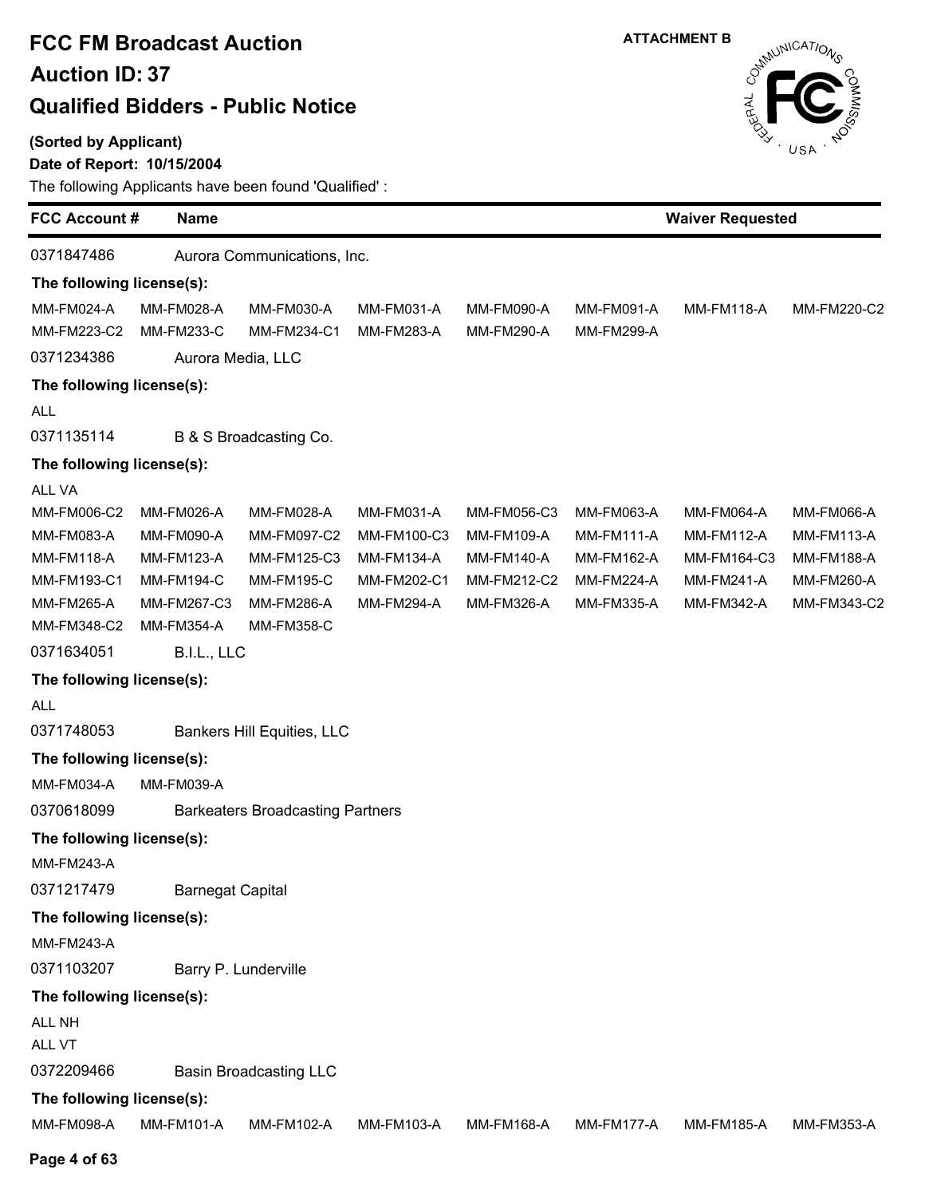# FCC FM Broadcast Auction

## Auction ID: 37

## Qualified Bidders - Public Notice

ATTACHMENT B

**(Sorted by Applicant)**

**Date of Report: 10/15/2004**

The following Applicants have been found 'Qualified' :

| FCC Account # | Name | | | | | Waiver Requested | |
|---|---|---|---|---|---|---|---|
| 0371847486 | Aurora Communications, Inc. | | | | | | |
| **The following license(s):** | | | | | | | |
| MM-FM024-A | MM-FM028-A | MM-FM030-A | MM-FM031-A | MM-FM090-A | MM-FM091-A | MM-FM118-A | MM-FM220-C2 |
| MM-FM223-C2 | MM-FM233-C | MM-FM234-C1 | MM-FM283-A | MM-FM290-A | MM-FM299-A | | |
| 0371234386 | Aurora Media, LLC | | | | | | |
| **The following license(s):** | | | | | | | |
| ALL | | | | | | | |
| 0371135114 | B & S Broadcasting Co. | | | | | | |
| **The following license(s):** | | | | | | | |
| ALL VA | | | | | | | |
| MM-FM006-C2 | MM-FM026-A | MM-FM028-A | MM-FM031-A | MM-FM056-C3 | MM-FM063-A | MM-FM064-A | MM-FM066-A |
| MM-FM083-A | MM-FM090-A | MM-FM097-C2 | MM-FM100-C3 | MM-FM109-A | MM-FM111-A | MM-FM112-A | MM-FM113-A |
| MM-FM118-A | MM-FM123-A | MM-FM125-C3 | MM-FM134-A | MM-FM140-A | MM-FM162-A | MM-FM164-C3 | MM-FM188-A |
| MM-FM193-C1 | MM-FM194-C | MM-FM195-C | MM-FM202-C1 | MM-FM212-C2 | MM-FM224-A | MM-FM241-A | MM-FM260-A |
| MM-FM265-A | MM-FM267-C3 | MM-FM286-A | MM-FM294-A | MM-FM326-A | MM-FM335-A | MM-FM342-A | MM-FM343-C2 |
| MM-FM348-C2 | MM-FM354-A | MM-FM358-C | | | | | |
| 0371634051 | B.I.L., LLC | | | | | | |
| **The following license(s):** | | | | | | | |
| ALL | | | | | | | |
| 0371748053 | Bankers Hill Equities, LLC | | | | | | |
| **The following license(s):** | | | | | | | |
| MM-FM034-A | MM-FM039-A | | | | | | |
| 0370618099 | Barkeaters Broadcasting Partners | | | | | | |
| **The following license(s):** | | | | | | | |
| MM-FM243-A | | | | | | | |
| 0371217479 | Barnegat Capital | | | | | | |
| **The following license(s):** | | | | | | | |
| MM-FM243-A | | | | | | | |
| 0371103207 | Barry P. Lunderville | | | | | | |
| **The following license(s):** | | | | | | | |
| ALL NH | | | | | | | |
| ALL VT | | | | | | | |
| 0372209466 | Basin Broadcasting LLC | | | | | | |
| **The following license(s):** | | | | | | | |
| MM-FM098-A | MM-FM101-A | MM-FM102-A | MM-FM103-A | MM-FM168-A | MM-FM177-A | MM-FM185-A | MM-FM353-A |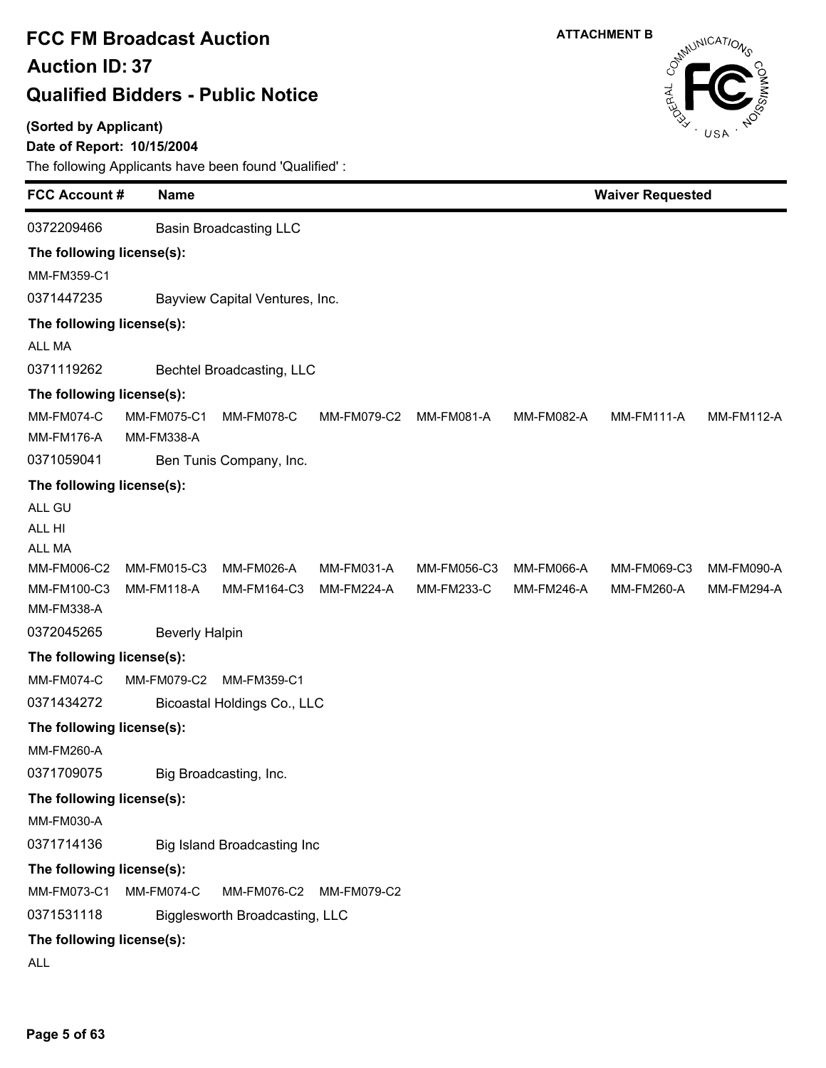# FCC FM Broadcast Auction

## Auction ID: 37

## Qualified Bidders - Public Notice

ATTACHMENT B

**(Sorted by Applicant)**

**Date of Report: 10/15/2004**

The following Applicants have been found 'Qualified' :

| FCC Account # | Name | Waiver Requested |
|---|---|---|
| 0372209466 | Basin Broadcasting LLC | |

**The following license(s):**

MM-FM359-C1

| FCC Account # | Name | Waiver Requested |
|---|---|---|
| 0371447235 | Bayview Capital Ventures, Inc. | |

**The following license(s):**

ALL MA

| FCC Account # | Name | Waiver Requested |
|---|---|---|
| 0371119262 | Bechtel Broadcasting, LLC | |

**The following license(s):**

MM-FM074-C MM-FM075-C1 MM-FM078-C MM-FM079-C2 MM-FM081-A MM-FM082-A MM-FM111-A MM-FM112-A
MM-FM176-A MM-FM338-A

| FCC Account # | Name | Waiver Requested |
|---|---|---|
| 0371059041 | Ben Tunis Company, Inc. | |

**The following license(s):**

ALL GU
ALL HI
ALL MA
MM-FM006-C2 MM-FM015-C3 MM-FM026-A MM-FM031-A MM-FM056-C3 MM-FM066-A MM-FM069-C3 MM-FM090-A
MM-FM100-C3 MM-FM118-A MM-FM164-C3 MM-FM224-A MM-FM233-C MM-FM246-A MM-FM260-A MM-FM294-A
MM-FM338-A

| FCC Account # | Name | Waiver Requested |
|---|---|---|
| 0372045265 | Beverly Halpin | |

**The following license(s):**

MM-FM074-C MM-FM079-C2 MM-FM359-C1

| FCC Account # | Name | Waiver Requested |
|---|---|---|
| 0371434272 | Bicoastal Holdings Co., LLC | |

**The following license(s):**

MM-FM260-A

| FCC Account # | Name | Waiver Requested |
|---|---|---|
| 0371709075 | Big Broadcasting, Inc. | |

**The following license(s):**

MM-FM030-A

| FCC Account # | Name | Waiver Requested |
|---|---|---|
| 0371714136 | Big Island Broadcasting Inc | |

**The following license(s):**

MM-FM073-C1 MM-FM074-C MM-FM076-C2 MM-FM079-C2

| FCC Account # | Name | Waiver Requested |
|---|---|---|
| 0371531118 | Bigglesworth Broadcasting, LLC | |

**The following license(s):**

ALL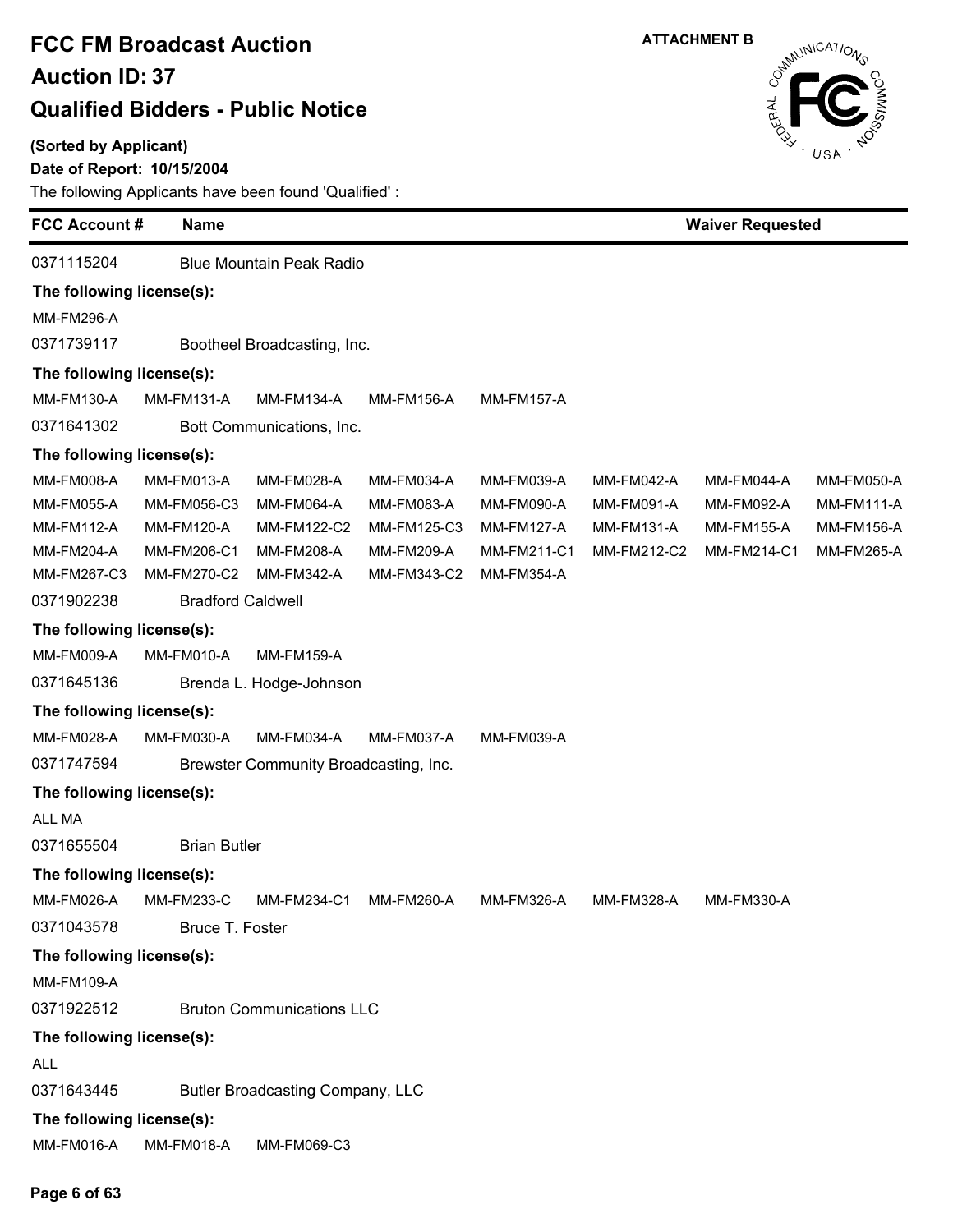# FCC FM Broadcast Auction

## Auction ID: 37

## Qualified Bidders - Public Notice

ATTACHMENT B

**(Sorted by Applicant)**

**Date of Report: 10/15/2004**

The following Applicants have been found 'Qualified' :

| FCC Account # | Name | Waiver Requested |
|---|---|---|
| 0371115204 | Blue Mountain Peak Radio | |

**The following license(s):**

MM-FM296-A

| 0371739117 | Bootheel Broadcasting, Inc. |
|---|---|

**The following license(s):**

MM-FM130-A MM-FM131-A MM-FM134-A MM-FM156-A MM-FM157-A

| 0371641302 | Bott Communications, Inc. |
|---|---|

**The following license(s):**

MM-FM008-A MM-FM013-A MM-FM028-A MM-FM034-A MM-FM039-A MM-FM042-A MM-FM044-A MM-FM050-A
MM-FM055-A MM-FM056-C3 MM-FM064-A MM-FM083-A MM-FM090-A MM-FM091-A MM-FM092-A MM-FM111-A
MM-FM112-A MM-FM120-A MM-FM122-C2 MM-FM125-C3 MM-FM127-A MM-FM131-A MM-FM155-A MM-FM156-A
MM-FM204-A MM-FM206-C1 MM-FM208-A MM-FM209-A MM-FM211-C1 MM-FM212-C2 MM-FM214-C1 MM-FM265-A
MM-FM267-C3 MM-FM270-C2 MM-FM342-A MM-FM343-C2 MM-FM354-A

| 0371902238 | Bradford Caldwell |
|---|---|

**The following license(s):**

MM-FM009-A MM-FM010-A MM-FM159-A

| 0371645136 | Brenda L. Hodge-Johnson |
|---|---|

**The following license(s):**

MM-FM028-A MM-FM030-A MM-FM034-A MM-FM037-A MM-FM039-A

| 0371747594 | Brewster Community Broadcasting, Inc. |
|---|---|

**The following license(s):**

ALL MA

| 0371655504 | Brian Butler |
|---|---|

**The following license(s):**

MM-FM026-A MM-FM233-C MM-FM234-C1 MM-FM260-A MM-FM326-A MM-FM328-A MM-FM330-A

| 0371043578 | Bruce T. Foster |
|---|---|

**The following license(s):**

MM-FM109-A

| 0371922512 | Bruton Communications LLC |
|---|---|

**The following license(s):**

ALL

| 0371643445 | Butler Broadcasting Company, LLC |
|---|---|

**The following license(s):**

MM-FM016-A MM-FM018-A MM-FM069-C3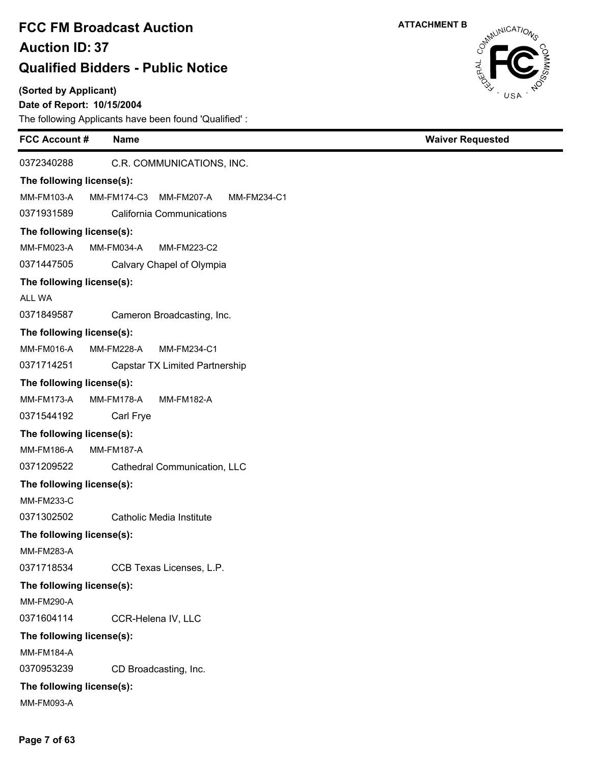# FCC FM Broadcast Auction

## Auction ID: 37

## Qualified Bidders - Public Notice

ATTACHMENT B

**(Sorted by Applicant)**

**Date of Report: 10/15/2004**

The following Applicants have been found 'Qualified' :

| FCC Account # | Name | Waiver Requested |
|---|---|---|
| 0372340288 | C.R. COMMUNICATIONS, INC. | |
| **The following license(s):** | | |
| MM-FM103-A MM-FM174-C3 MM-FM207-A MM-FM234-C1 | | |
| 0371931589 | California Communications | |
| **The following license(s):** | | |
| MM-FM023-A MM-FM034-A MM-FM223-C2 | | |
| 0371447505 | Calvary Chapel of Olympia | |
| **The following license(s):** | | |
| ALL WA | | |
| 0371849587 | Cameron Broadcasting, Inc. | |
| **The following license(s):** | | |
| MM-FM016-A MM-FM228-A MM-FM234-C1 | | |
| 0371714251 | Capstar TX Limited Partnership | |
| **The following license(s):** | | |
| MM-FM173-A MM-FM178-A MM-FM182-A | | |
| 0371544192 | Carl Frye | |
| **The following license(s):** | | |
| MM-FM186-A MM-FM187-A | | |
| 0371209522 | Cathedral Communication, LLC | |
| **The following license(s):** | | |
| MM-FM233-C | | |
| 0371302502 | Catholic Media Institute | |
| **The following license(s):** | | |
| MM-FM283-A | | |
| 0371718534 | CCB Texas Licenses, L.P. | |
| **The following license(s):** | | |
| MM-FM290-A | | |
| 0371604114 | CCR-Helena IV, LLC | |
| **The following license(s):** | | |
| MM-FM184-A | | |
| 0370953239 | CD Broadcasting, Inc. | |
| **The following license(s):** | | |
| MM-FM093-A | | |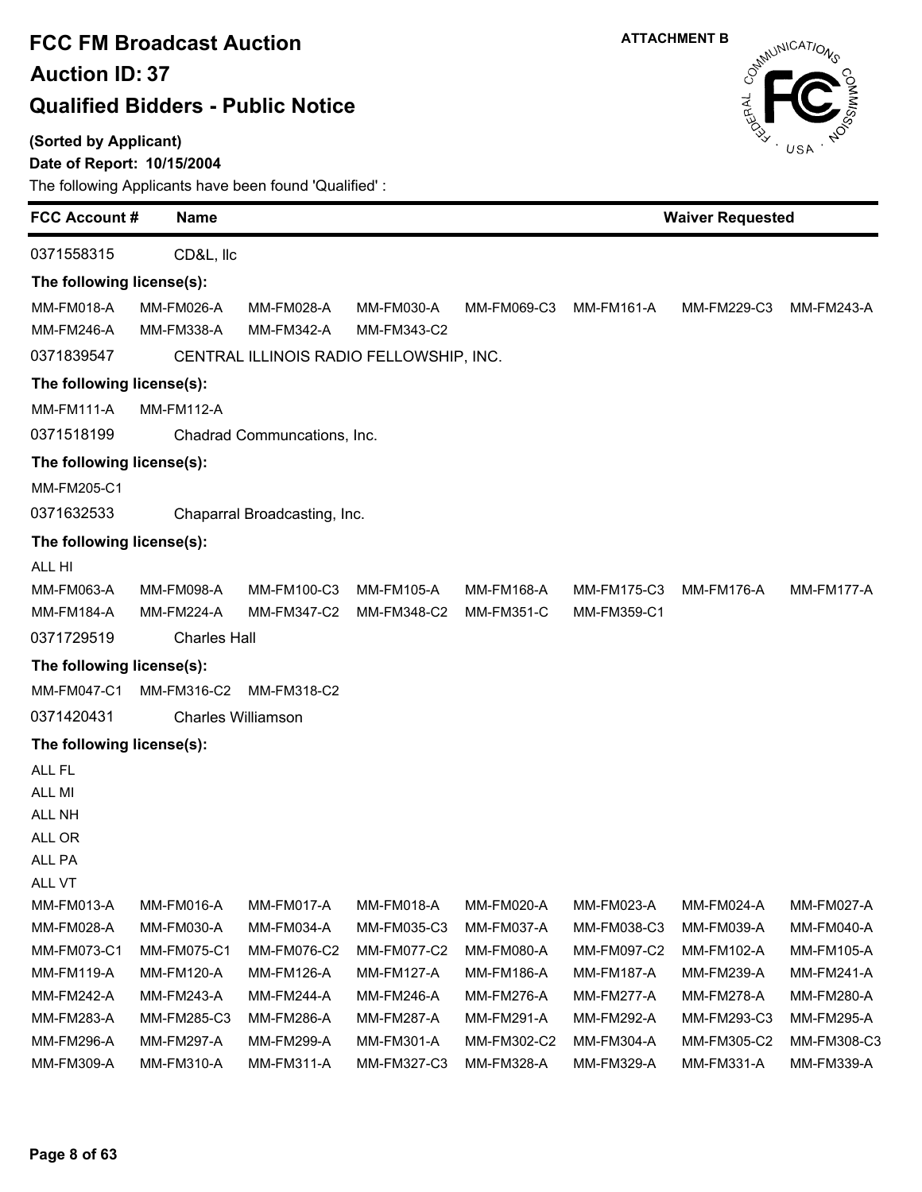# FCC FM Broadcast Auction

## Auction ID: 37

## Qualified Bidders - Public Notice

ATTACHMENT B

**(Sorted by Applicant)**

**Date of Report: 10/15/2004**

The following Applicants have been found 'Qualified' :

| FCC Account # | Name | | | | | Waiver Requested | |
|---|---|---|---|---|---|---|---|
| 0371558315 | CD&L, llc | | | | | | |
| **The following license(s):** | | | | | | | |
| MM-FM018-A | MM-FM026-A | MM-FM028-A | MM-FM030-A | MM-FM069-C3 | MM-FM161-A | MM-FM229-C3 | MM-FM243-A |
| MM-FM246-A | MM-FM338-A | MM-FM342-A | MM-FM343-C2 | | | | |
| 0371839547 | CENTRAL ILLINOIS RADIO FELLOWSHIP, INC. | | | | | | |
| **The following license(s):** | | | | | | | |
| MM-FM111-A | MM-FM112-A | | | | | | |
| 0371518199 | Chadrad Communcations, Inc. | | | | | | |
| **The following license(s):** | | | | | | | |
| MM-FM205-C1 | | | | | | | |
| 0371632533 | Chaparral Broadcasting, Inc. | | | | | | |
| **The following license(s):** | | | | | | | |
| ALL HI | | | | | | | |
| MM-FM063-A | MM-FM098-A | MM-FM100-C3 | MM-FM105-A | MM-FM168-A | MM-FM175-C3 | MM-FM176-A | MM-FM177-A |
| MM-FM184-A | MM-FM224-A | MM-FM347-C2 | MM-FM348-C2 | MM-FM351-C | MM-FM359-C1 | | |
| 0371729519 | Charles Hall | | | | | | |
| **The following license(s):** | | | | | | | |
| MM-FM047-C1 | MM-FM316-C2 | MM-FM318-C2 | | | | | |
| 0371420431 | Charles Williamson | | | | | | |
| **The following license(s):** | | | | | | | |
| ALL FL | | | | | | | |
| ALL MI | | | | | | | |
| ALL NH | | | | | | | |
| ALL OR | | | | | | | |
| ALL PA | | | | | | | |
| ALL VT | | | | | | | |
| MM-FM013-A | MM-FM016-A | MM-FM017-A | MM-FM018-A | MM-FM020-A | MM-FM023-A | MM-FM024-A | MM-FM027-A |
| MM-FM028-A | MM-FM030-A | MM-FM034-A | MM-FM035-C3 | MM-FM037-A | MM-FM038-C3 | MM-FM039-A | MM-FM040-A |
| MM-FM073-C1 | MM-FM075-C1 | MM-FM076-C2 | MM-FM077-C2 | MM-FM080-A | MM-FM097-C2 | MM-FM102-A | MM-FM105-A |
| MM-FM119-A | MM-FM120-A | MM-FM126-A | MM-FM127-A | MM-FM186-A | MM-FM187-A | MM-FM239-A | MM-FM241-A |
| MM-FM242-A | MM-FM243-A | MM-FM244-A | MM-FM246-A | MM-FM276-A | MM-FM277-A | MM-FM278-A | MM-FM280-A |
| MM-FM283-A | MM-FM285-C3 | MM-FM286-A | MM-FM287-A | MM-FM291-A | MM-FM292-A | MM-FM293-C3 | MM-FM295-A |
| MM-FM296-A | MM-FM297-A | MM-FM299-A | MM-FM301-A | MM-FM302-C2 | MM-FM304-A | MM-FM305-C2 | MM-FM308-C3 |
| MM-FM309-A | MM-FM310-A | MM-FM311-A | MM-FM327-C3 | MM-FM328-A | MM-FM329-A | MM-FM331-A | MM-FM339-A |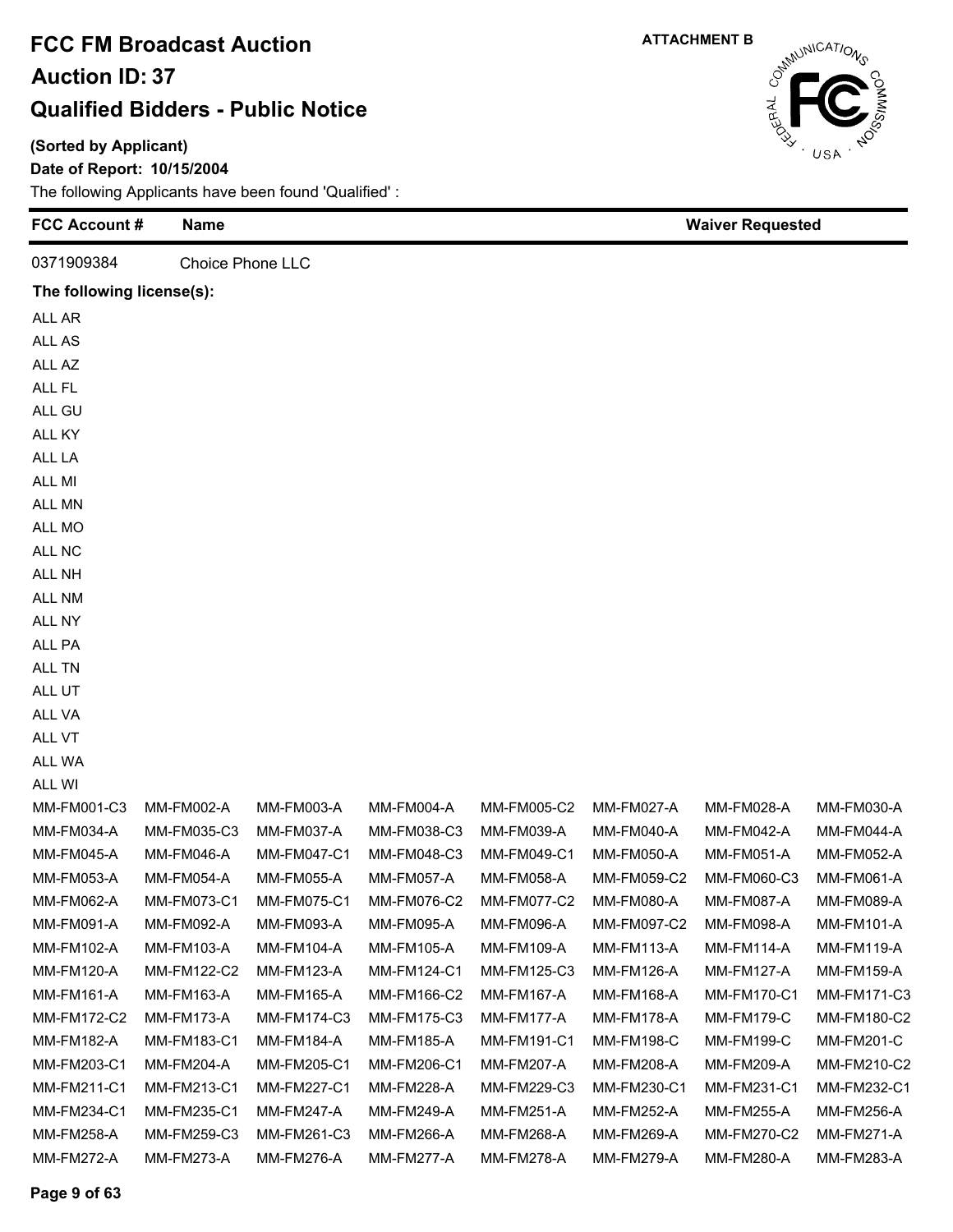# FCC FM Broadcast Auction

## Auction ID: 37

## Qualified Bidders - Public Notice

**ATTACHMENT B**

**(Sorted by Applicant)**

**Date of Report: 10/15/2004**

The following Applicants have been found 'Qualified' :

| FCC Account # | Name | Waiver Requested |
| --- | --- | --- |
| 0371909384 | Choice Phone LLC | |

**The following license(s):**

ALL AR
ALL AS
ALL AZ
ALL FL
ALL GU
ALL KY
ALL LA
ALL MI
ALL MN
ALL MO
ALL NC
ALL NH
ALL NM
ALL NY
ALL PA
ALL TN
ALL UT
ALL VA
ALL VT
ALL WA
ALL WI

| | | | | | | | |
| --- | --- | --- | --- | --- | --- | --- | --- |
| MM-FM001-C3 | MM-FM002-A | MM-FM003-A | MM-FM004-A | MM-FM005-C2 | MM-FM027-A | MM-FM028-A | MM-FM030-A |
| MM-FM034-A | MM-FM035-C3 | MM-FM037-A | MM-FM038-C3 | MM-FM039-A | MM-FM040-A | MM-FM042-A | MM-FM044-A |
| MM-FM045-A | MM-FM046-A | MM-FM047-C1 | MM-FM048-C3 | MM-FM049-C1 | MM-FM050-A | MM-FM051-A | MM-FM052-A |
| MM-FM053-A | MM-FM054-A | MM-FM055-A | MM-FM057-A | MM-FM058-A | MM-FM059-C2 | MM-FM060-C3 | MM-FM061-A |
| MM-FM062-A | MM-FM073-C1 | MM-FM075-C1 | MM-FM076-C2 | MM-FM077-C2 | MM-FM080-A | MM-FM087-A | MM-FM089-A |
| MM-FM091-A | MM-FM092-A | MM-FM093-A | MM-FM095-A | MM-FM096-A | MM-FM097-C2 | MM-FM098-A | MM-FM101-A |
| MM-FM102-A | MM-FM103-A | MM-FM104-A | MM-FM105-A | MM-FM109-A | MM-FM113-A | MM-FM114-A | MM-FM119-A |
| MM-FM120-A | MM-FM122-C2 | MM-FM123-A | MM-FM124-C1 | MM-FM125-C3 | MM-FM126-A | MM-FM127-A | MM-FM159-A |
| MM-FM161-A | MM-FM163-A | MM-FM165-A | MM-FM166-C2 | MM-FM167-A | MM-FM168-A | MM-FM170-C1 | MM-FM171-C3 |
| MM-FM172-C2 | MM-FM173-A | MM-FM174-C3 | MM-FM175-C3 | MM-FM177-A | MM-FM178-A | MM-FM179-C | MM-FM180-C2 |
| MM-FM182-A | MM-FM183-C1 | MM-FM184-A | MM-FM185-A | MM-FM191-C1 | MM-FM198-C | MM-FM199-C | MM-FM201-C |
| MM-FM203-C1 | MM-FM204-A | MM-FM205-C1 | MM-FM206-C1 | MM-FM207-A | MM-FM208-A | MM-FM209-A | MM-FM210-C2 |
| MM-FM211-C1 | MM-FM213-C1 | MM-FM227-C1 | MM-FM228-A | MM-FM229-C3 | MM-FM230-C1 | MM-FM231-C1 | MM-FM232-C1 |
| MM-FM234-C1 | MM-FM235-C1 | MM-FM247-A | MM-FM249-A | MM-FM251-A | MM-FM252-A | MM-FM255-A | MM-FM256-A |
| MM-FM258-A | MM-FM259-C3 | MM-FM261-C3 | MM-FM266-A | MM-FM268-A | MM-FM269-A | MM-FM270-C2 | MM-FM271-A |
| MM-FM272-A | MM-FM273-A | MM-FM276-A | MM-FM277-A | MM-FM278-A | MM-FM279-A | MM-FM280-A | MM-FM283-A |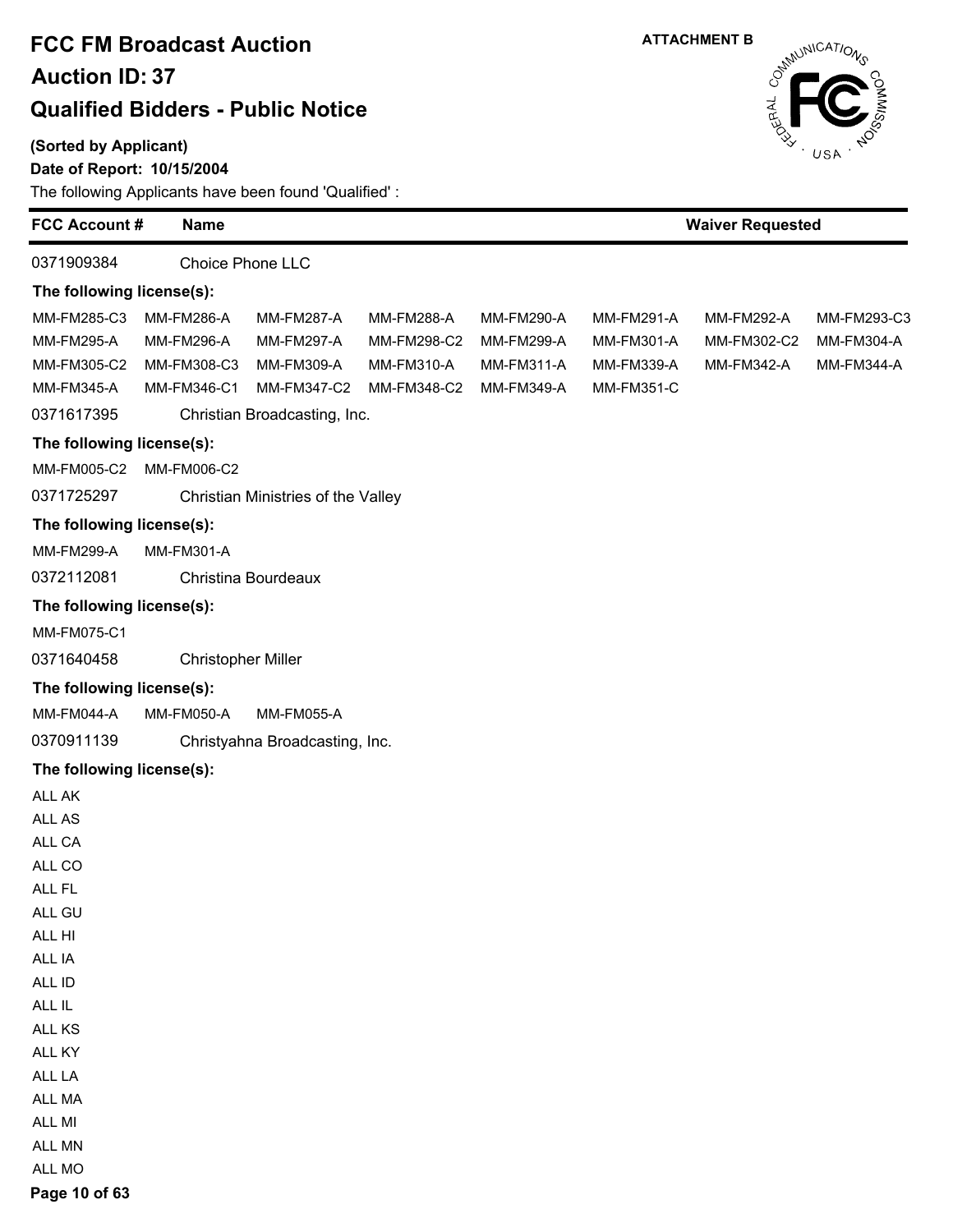# FCC FM Broadcast Auction

## Auction ID: 37

## Qualified Bidders - Public Notice

**ATTACHMENT B**

**(Sorted by Applicant)**

**Date of Report: 10/15/2004**

The following Applicants have been found 'Qualified' :

| FCC Account # | Name | Waiver Requested |
|---|---|---|
| 0371909384 | Choice Phone LLC | |

**The following license(s):**

MM-FM285-C3, MM-FM286-A, MM-FM287-A, MM-FM288-A, MM-FM290-A, MM-FM291-A, MM-FM292-A, MM-FM293-C3, MM-FM295-A, MM-FM296-A, MM-FM297-A, MM-FM298-C2, MM-FM299-A, MM-FM301-A, MM-FM302-C2, MM-FM304-A, MM-FM305-C2, MM-FM308-C3, MM-FM309-A, MM-FM310-A, MM-FM311-A, MM-FM339-A, MM-FM342-A, MM-FM344-A, MM-FM345-A, MM-FM346-C1, MM-FM347-C2, MM-FM348-C2, MM-FM349-A, MM-FM351-C

| FCC Account # | Name | Waiver Requested |
|---|---|---|
| 0371617395 | Christian Broadcasting, Inc. | |

**The following license(s):**

MM-FM005-C2, MM-FM006-C2

| FCC Account # | Name | Waiver Requested |
|---|---|---|
| 0371725297 | Christian Ministries of the Valley | |

**The following license(s):**

MM-FM299-A, MM-FM301-A

| FCC Account # | Name | Waiver Requested |
|---|---|---|
| 0372112081 | Christina Bourdeaux | |

**The following license(s):**

MM-FM075-C1

| FCC Account # | Name | Waiver Requested |
|---|---|---|
| 0371640458 | Christopher Miller | |

**The following license(s):**

MM-FM044-A, MM-FM050-A, MM-FM055-A

| FCC Account # | Name | Waiver Requested |
|---|---|---|
| 0370911139 | Christyahna Broadcasting, Inc. | |

**The following license(s):**

ALL AK
ALL AS
ALL CA
ALL CO
ALL FL
ALL GU
ALL HI
ALL IA
ALL ID
ALL IL
ALL KS
ALL KY
ALL LA
ALL MA
ALL MI
ALL MN
ALL MO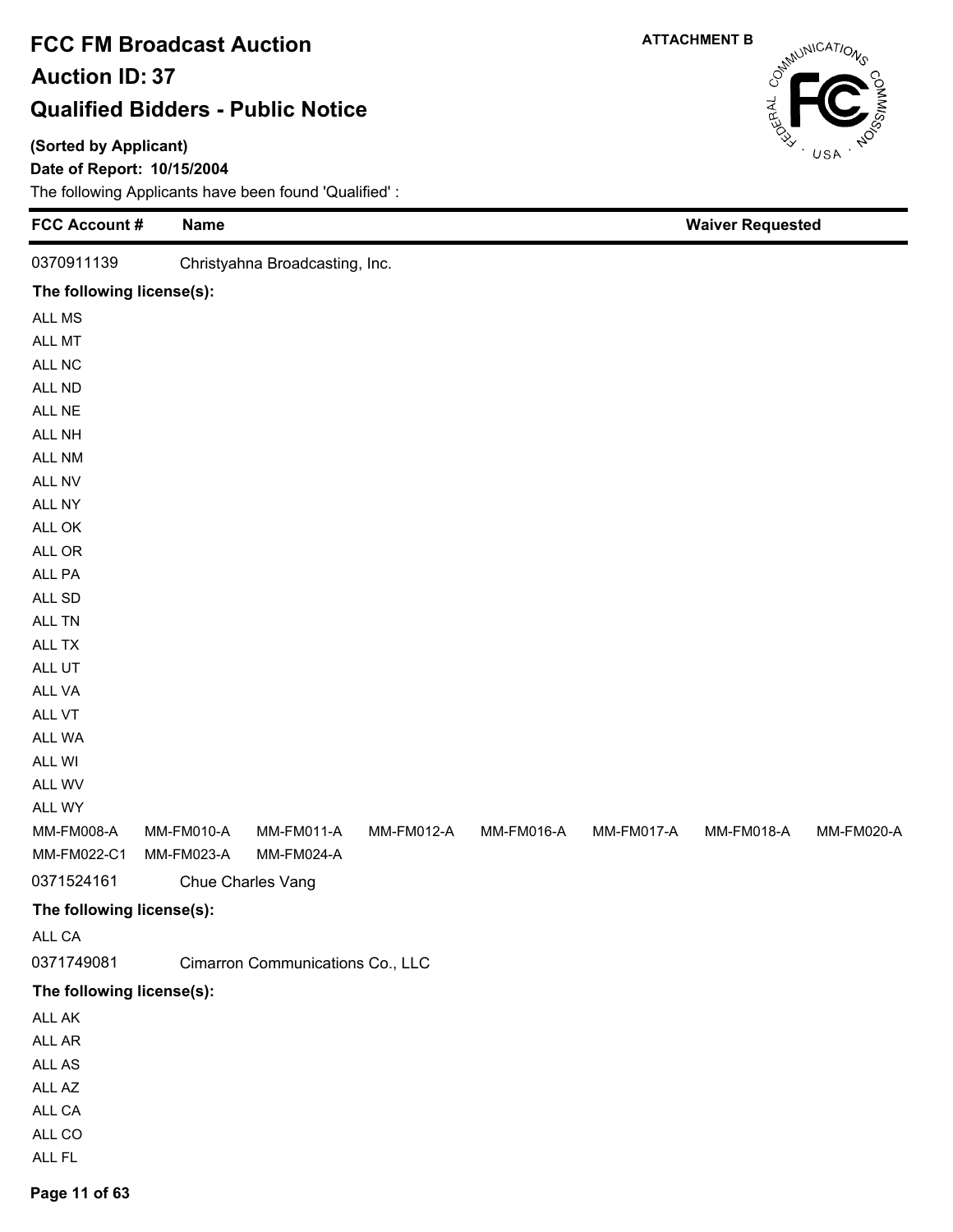# FCC FM Broadcast Auction
# Auction ID: 37
# Qualified Bidders - Public Notice

ATTACHMENT B

**(Sorted by Applicant)**
**Date of Report: 10/15/2004**
The following Applicants have been found 'Qualified' :

| FCC Account # | Name | Waiver Requested |
|---|---|---|

0370911139 Christyahna Broadcasting, Inc.

**The following license(s):**

ALL MS
ALL MT
ALL NC
ALL ND
ALL NE
ALL NH
ALL NM
ALL NV
ALL NY
ALL OK
ALL OR
ALL PA
ALL SD
ALL TN
ALL TX
ALL UT
ALL VA
ALL VT
ALL WA
ALL WI
ALL WV
ALL WY

MM-FM008-A MM-FM010-A MM-FM011-A MM-FM012-A MM-FM016-A MM-FM017-A MM-FM018-A MM-FM020-A
MM-FM022-C1 MM-FM023-A MM-FM024-A

0371524161 Chue Charles Vang

**The following license(s):**

ALL CA

0371749081 Cimarron Communications Co., LLC

**The following license(s):**

ALL AK
ALL AR
ALL AS
ALL AZ
ALL CA
ALL CO
ALL FL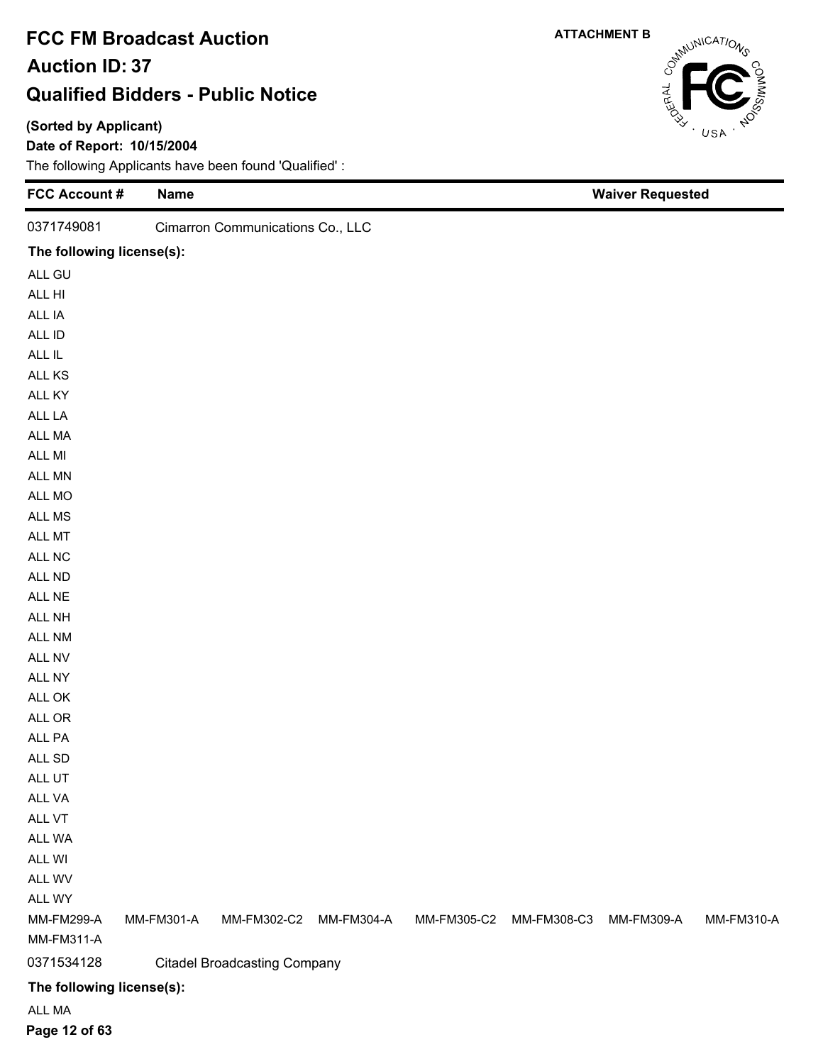# FCC FM Broadcast Auction

## Auction ID: 37

## Qualified Bidders - Public Notice

**ATTACHMENT B**

**(Sorted by Applicant)**

**Date of Report: 10/15/2004**

The following Applicants have been found 'Qualified' :

| FCC Account # | Name | Waiver Requested |
|---|---|---|
| 0371749081 | Cimarron Communications Co., LLC | |

**The following license(s):**

ALL GU
ALL HI
ALL IA
ALL ID
ALL IL
ALL KS
ALL KY
ALL LA
ALL MA
ALL MI
ALL MN
ALL MO
ALL MS
ALL MT
ALL NC
ALL ND
ALL NE
ALL NH
ALL NM
ALL NV
ALL NY
ALL OK
ALL OR
ALL PA
ALL SD
ALL UT
ALL VA
ALL VT
ALL WA
ALL WI
ALL WV
ALL WY

MM-FM299-A MM-FM301-A MM-FM302-C2 MM-FM304-A MM-FM305-C2 MM-FM308-C3 MM-FM309-A MM-FM310-A
MM-FM311-A

| FCC Account # | Name | Waiver Requested |
|---|---|---|
| 0371534128 | Citadel Broadcasting Company | |

**The following license(s):**

ALL MA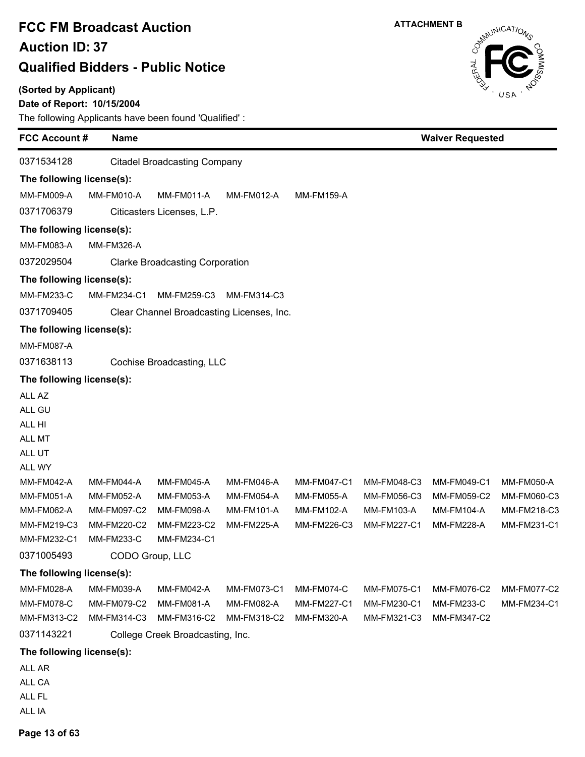# FCC FM Broadcast Auction

## Auction ID: 37

## Qualified Bidders - Public Notice

ATTACHMENT B

**(Sorted by Applicant)**

**Date of Report: 10/15/2004**

The following Applicants have been found 'Qualified' :

| FCC Account # | Name | Waiver Requested |
|---|---|---|

0371534128 Citadel Broadcasting Company

**The following license(s):**

MM-FM009-A MM-FM010-A MM-FM011-A MM-FM012-A MM-FM159-A

0371706379 Citicasters Licenses, L.P.

**The following license(s):**

MM-FM083-A MM-FM326-A

0372029504 Clarke Broadcasting Corporation

**The following license(s):**

MM-FM233-C MM-FM234-C1 MM-FM259-C3 MM-FM314-C3

0371709405 Clear Channel Broadcasting Licenses, Inc.

**The following license(s):**

MM-FM087-A

0371638113 Cochise Broadcasting, LLC

**The following license(s):**

ALL AZ
ALL GU
ALL HI
ALL MT
ALL UT
ALL WY

MM-FM042-A MM-FM044-A MM-FM045-A MM-FM046-A MM-FM047-C1 MM-FM048-C3 MM-FM049-C1 MM-FM050-A
MM-FM051-A MM-FM052-A MM-FM053-A MM-FM054-A MM-FM055-A MM-FM056-C3 MM-FM059-C2 MM-FM060-C3
MM-FM062-A MM-FM097-C2 MM-FM098-A MM-FM101-A MM-FM102-A MM-FM103-A MM-FM104-A MM-FM218-C3
MM-FM219-C3 MM-FM220-C2 MM-FM223-C2 MM-FM225-A MM-FM226-C3 MM-FM227-C1 MM-FM228-A MM-FM231-C1
MM-FM232-C1 MM-FM233-C MM-FM234-C1

0371005493 CODO Group, LLC

**The following license(s):**

MM-FM028-A MM-FM039-A MM-FM042-A MM-FM073-C1 MM-FM074-C MM-FM075-C1 MM-FM076-C2 MM-FM077-C2
MM-FM078-C MM-FM079-C2 MM-FM081-A MM-FM082-A MM-FM227-C1 MM-FM230-C1 MM-FM233-C MM-FM234-C1
MM-FM313-C2 MM-FM314-C3 MM-FM316-C2 MM-FM318-C2 MM-FM320-A MM-FM321-C3 MM-FM347-C2

0371143221 College Creek Broadcasting, Inc.

**The following license(s):**

ALL AR
ALL CA
ALL FL
ALL IA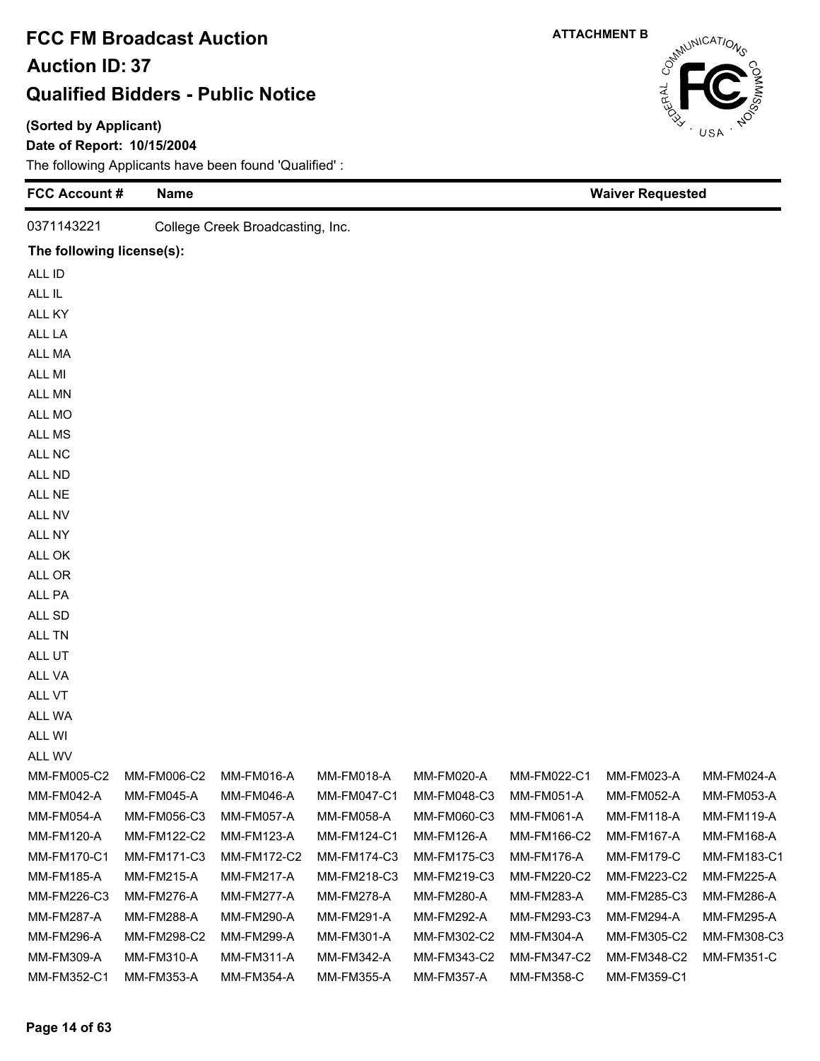# FCC FM Broadcast Auction

## Auction ID: 37

## Qualified Bidders - Public Notice

**ATTACHMENT B**

**(Sorted by Applicant)**

**Date of Report: 10/15/2004**

The following Applicants have been found 'Qualified' :

| FCC Account # | Name | Waiver Requested |
|---|---|---|
| 0371143221 | College Creek Broadcasting, Inc. | |

**The following license(s):**

ALL ID
ALL IL
ALL KY
ALL LA
ALL MA
ALL MI
ALL MN
ALL MO
ALL MS
ALL NC
ALL ND
ALL NE
ALL NV
ALL NY
ALL OK
ALL OR
ALL PA
ALL SD
ALL TN
ALL UT
ALL VA
ALL VT
ALL WA
ALL WI
ALL WV

| | | | | | | | |
|---|---|---|---|---|---|---|---|
| MM-FM005-C2 | MM-FM006-C2 | MM-FM016-A | MM-FM018-A | MM-FM020-A | MM-FM022-C1 | MM-FM023-A | MM-FM024-A |
| MM-FM042-A | MM-FM045-A | MM-FM046-A | MM-FM047-C1 | MM-FM048-C3 | MM-FM051-A | MM-FM052-A | MM-FM053-A |
| MM-FM054-A | MM-FM056-C3 | MM-FM057-A | MM-FM058-A | MM-FM060-C3 | MM-FM061-A | MM-FM118-A | MM-FM119-A |
| MM-FM120-A | MM-FM122-C2 | MM-FM123-A | MM-FM124-C1 | MM-FM126-A | MM-FM166-C2 | MM-FM167-A | MM-FM168-A |
| MM-FM170-C1 | MM-FM171-C3 | MM-FM172-C2 | MM-FM174-C3 | MM-FM175-C3 | MM-FM176-A | MM-FM179-C | MM-FM183-C1 |
| MM-FM185-A | MM-FM215-A | MM-FM217-A | MM-FM218-C3 | MM-FM219-C3 | MM-FM220-C2 | MM-FM223-C2 | MM-FM225-A |
| MM-FM226-C3 | MM-FM276-A | MM-FM277-A | MM-FM278-A | MM-FM280-A | MM-FM283-A | MM-FM285-C3 | MM-FM286-A |
| MM-FM287-A | MM-FM288-A | MM-FM290-A | MM-FM291-A | MM-FM292-A | MM-FM293-C3 | MM-FM294-A | MM-FM295-A |
| MM-FM296-A | MM-FM298-C2 | MM-FM299-A | MM-FM301-A | MM-FM302-C2 | MM-FM304-A | MM-FM305-C2 | MM-FM308-C3 |
| MM-FM309-A | MM-FM310-A | MM-FM311-A | MM-FM342-A | MM-FM343-C2 | MM-FM347-C2 | MM-FM348-C2 | MM-FM351-C |
| MM-FM352-C1 | MM-FM353-A | MM-FM354-A | MM-FM355-A | MM-FM357-A | MM-FM358-C | MM-FM359-C1 | |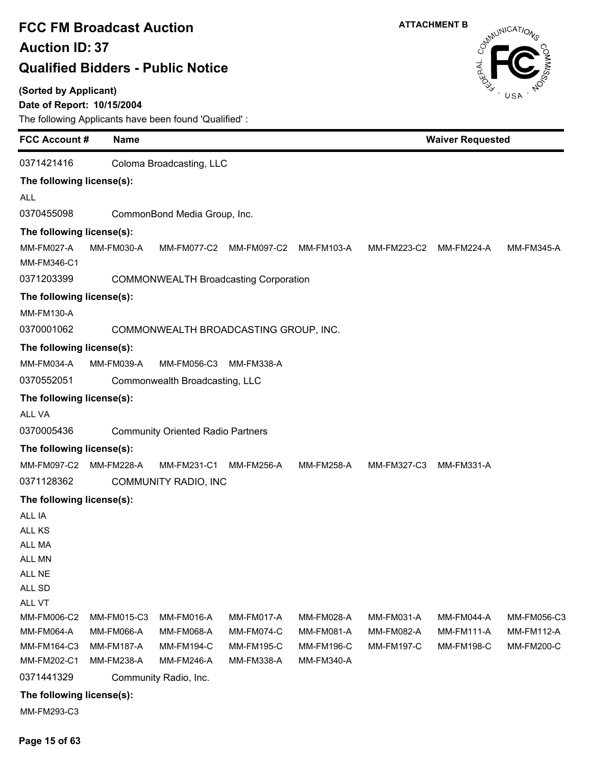# FCC FM Broadcast Auction

## Auction ID: 37

## Qualified Bidders - Public Notice

ATTACHMENT B

**(Sorted by Applicant)**

**Date of Report: 10/15/2004**

The following Applicants have been found 'Qualified' :

| FCC Account # | Name | Waiver Requested |
|---|---|---|

0371421416 Coloma Broadcasting, LLC

**The following license(s):**

ALL

0370455098 CommonBond Media Group, Inc.

**The following license(s):**

MM-FM027-A MM-FM030-A MM-FM077-C2 MM-FM097-C2 MM-FM103-A MM-FM223-C2 MM-FM224-A MM-FM345-A
MM-FM346-C1

0371203399 COMMONWEALTH Broadcasting Corporation

**The following license(s):**

MM-FM130-A

0370001062 COMMONWEALTH BROADCASTING GROUP, INC.

**The following license(s):**

MM-FM034-A MM-FM039-A MM-FM056-C3 MM-FM338-A

0370552051 Commonwealth Broadcasting, LLC

**The following license(s):**

ALL VA

0370005436 Community Oriented Radio Partners

**The following license(s):**

MM-FM097-C2 MM-FM228-A MM-FM231-C1 MM-FM256-A MM-FM258-A MM-FM327-C3 MM-FM331-A

0371128362 COMMUNITY RADIO, INC

**The following license(s):**

ALL IA
ALL KS
ALL MA
ALL MN
ALL NE
ALL SD
ALL VT
MM-FM006-C2 MM-FM015-C3 MM-FM016-A MM-FM017-A MM-FM028-A MM-FM031-A MM-FM044-A MM-FM056-C3
MM-FM064-A MM-FM066-A MM-FM068-A MM-FM074-C MM-FM081-A MM-FM082-A MM-FM111-A MM-FM112-A
MM-FM164-C3 MM-FM187-A MM-FM194-C MM-FM195-C MM-FM196-C MM-FM197-C MM-FM198-C MM-FM200-C
MM-FM202-C1 MM-FM238-A MM-FM246-A MM-FM338-A MM-FM340-A

0371441329 Community Radio, Inc.

**The following license(s):**

MM-FM293-C3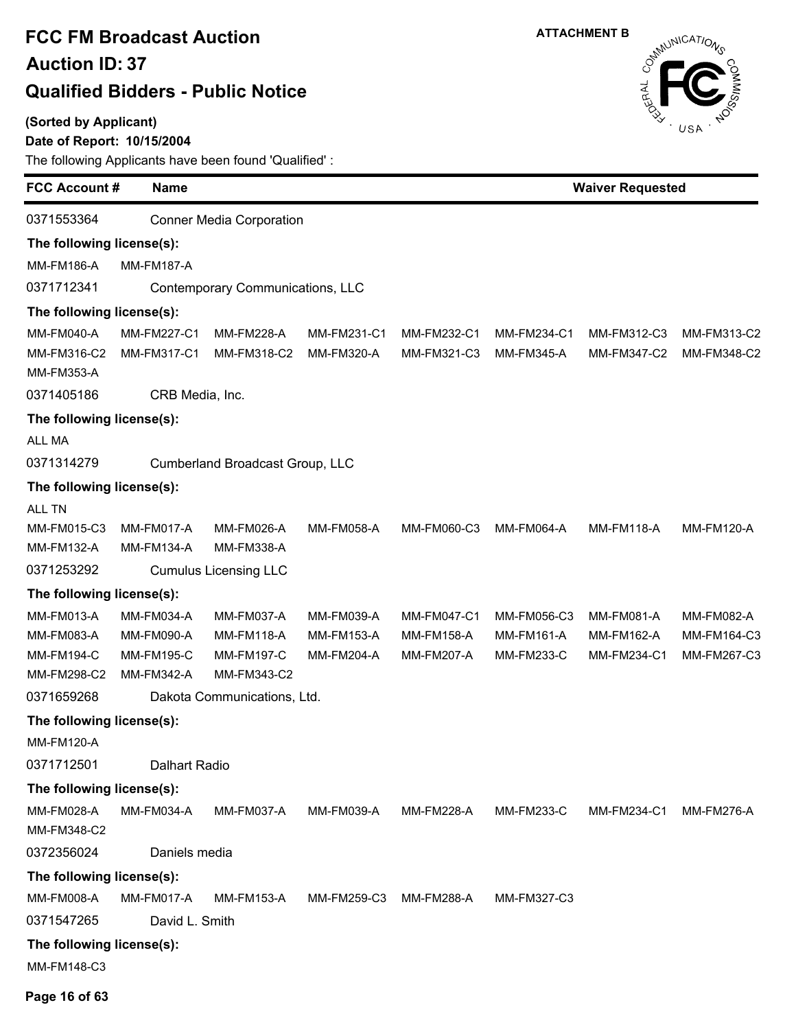# FCC FM Broadcast Auction

## Auction ID: 37

## Qualified Bidders - Public Notice

ATTACHMENT B

**(Sorted by Applicant)**

**Date of Report: 10/15/2004**

The following Applicants have been found 'Qualified' :

| FCC Account # | Name | Waiver Requested |
|---|---|---|

**0371553364** Conner Media Corporation

**The following license(s):**

MM-FM186-A  MM-FM187-A

**0371712341** Contemporary Communications, LLC

**The following license(s):**

MM-FM040-A  MM-FM227-C1  MM-FM228-A  MM-FM231-C1  MM-FM232-C1  MM-FM234-C1  MM-FM312-C3  MM-FM313-C2
MM-FM316-C2  MM-FM317-C1  MM-FM318-C2  MM-FM320-A  MM-FM321-C3  MM-FM345-A  MM-FM347-C2  MM-FM348-C2
MM-FM353-A

**0371405186** CRB Media, Inc.

**The following license(s):**

ALL MA

**0371314279** Cumberland Broadcast Group, LLC

**The following license(s):**

ALL TN
MM-FM015-C3  MM-FM017-A  MM-FM026-A  MM-FM058-A  MM-FM060-C3  MM-FM064-A  MM-FM118-A  MM-FM120-A
MM-FM132-A  MM-FM134-A  MM-FM338-A

**0371253292** Cumulus Licensing LLC

**The following license(s):**

MM-FM013-A  MM-FM034-A  MM-FM037-A  MM-FM039-A  MM-FM047-C1  MM-FM056-C3  MM-FM081-A  MM-FM082-A
MM-FM083-A  MM-FM090-A  MM-FM118-A  MM-FM153-A  MM-FM158-A  MM-FM161-A  MM-FM162-A  MM-FM164-C3
MM-FM194-C  MM-FM195-C  MM-FM197-C  MM-FM204-A  MM-FM207-A  MM-FM233-C  MM-FM234-C1  MM-FM267-C3
MM-FM298-C2  MM-FM342-A  MM-FM343-C2

**0371659268** Dakota Communications, Ltd.

**The following license(s):**

MM-FM120-A

**0371712501** Dalhart Radio

**The following license(s):**

MM-FM028-A  MM-FM034-A  MM-FM037-A  MM-FM039-A  MM-FM228-A  MM-FM233-C  MM-FM234-C1  MM-FM276-A
MM-FM348-C2

**0372356024** Daniels media

**The following license(s):**

MM-FM008-A  MM-FM017-A  MM-FM153-A  MM-FM259-C3  MM-FM288-A  MM-FM327-C3

**0371547265** David L. Smith

**The following license(s):**

MM-FM148-C3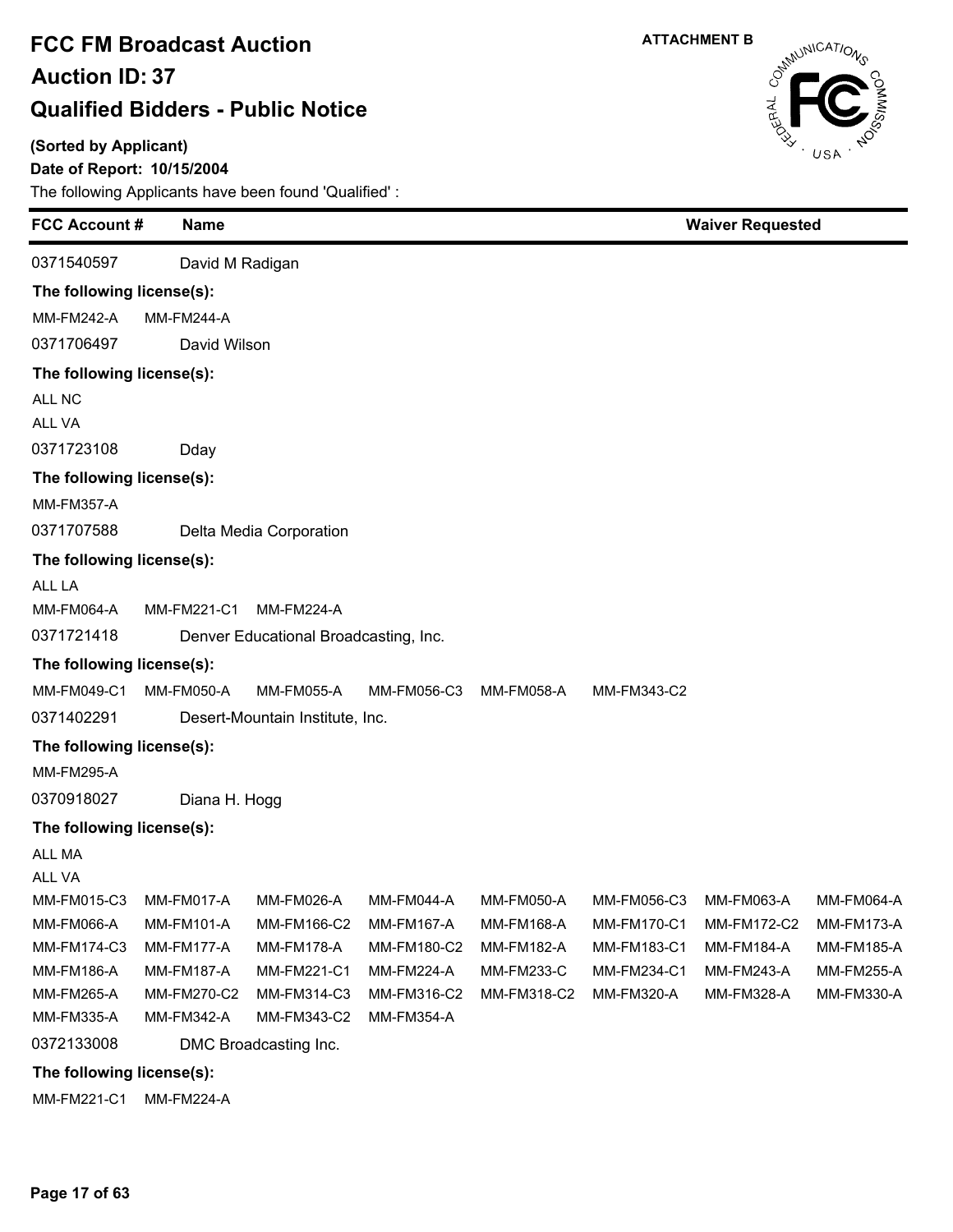# FCC FM Broadcast Auction

## Auction ID: 37

## Qualified Bidders - Public Notice

ATTACHMENT B

**(Sorted by Applicant)**

**Date of Report: 10/15/2004**

The following Applicants have been found 'Qualified' :

| FCC Account # | Name | Waiver Requested |
|---|---|---|

0371540597 David M Radigan

**The following license(s):**

MM-FM242-A MM-FM244-A

0371706497 David Wilson

**The following license(s):**

ALL NC

ALL VA

0371723108 Dday

**The following license(s):**

MM-FM357-A

0371707588 Delta Media Corporation

**The following license(s):**

ALL LA

MM-FM064-A MM-FM221-C1 MM-FM224-A

0371721418 Denver Educational Broadcasting, Inc.

**The following license(s):**

MM-FM049-C1 MM-FM050-A MM-FM055-A MM-FM056-C3 MM-FM058-A MM-FM343-C2

0371402291 Desert-Mountain Institute, Inc.

**The following license(s):**

MM-FM295-A

0370918027 Diana H. Hogg

**The following license(s):**

ALL MA

ALL VA

MM-FM015-C3 MM-FM017-A MM-FM026-A MM-FM044-A MM-FM050-A MM-FM056-C3 MM-FM063-A MM-FM064-A
MM-FM066-A MM-FM101-A MM-FM166-C2 MM-FM167-A MM-FM168-A MM-FM170-C1 MM-FM172-C2 MM-FM173-A
MM-FM174-C3 MM-FM177-A MM-FM178-A MM-FM180-C2 MM-FM182-A MM-FM183-C1 MM-FM184-A MM-FM185-A
MM-FM186-A MM-FM187-A MM-FM221-C1 MM-FM224-A MM-FM233-C MM-FM234-C1 MM-FM243-A MM-FM255-A
MM-FM265-A MM-FM270-C2 MM-FM314-C3 MM-FM316-C2 MM-FM318-C2 MM-FM320-A MM-FM328-A MM-FM330-A
MM-FM335-A MM-FM342-A MM-FM343-C2 MM-FM354-A

0372133008 DMC Broadcasting Inc.

**The following license(s):**

MM-FM221-C1 MM-FM224-A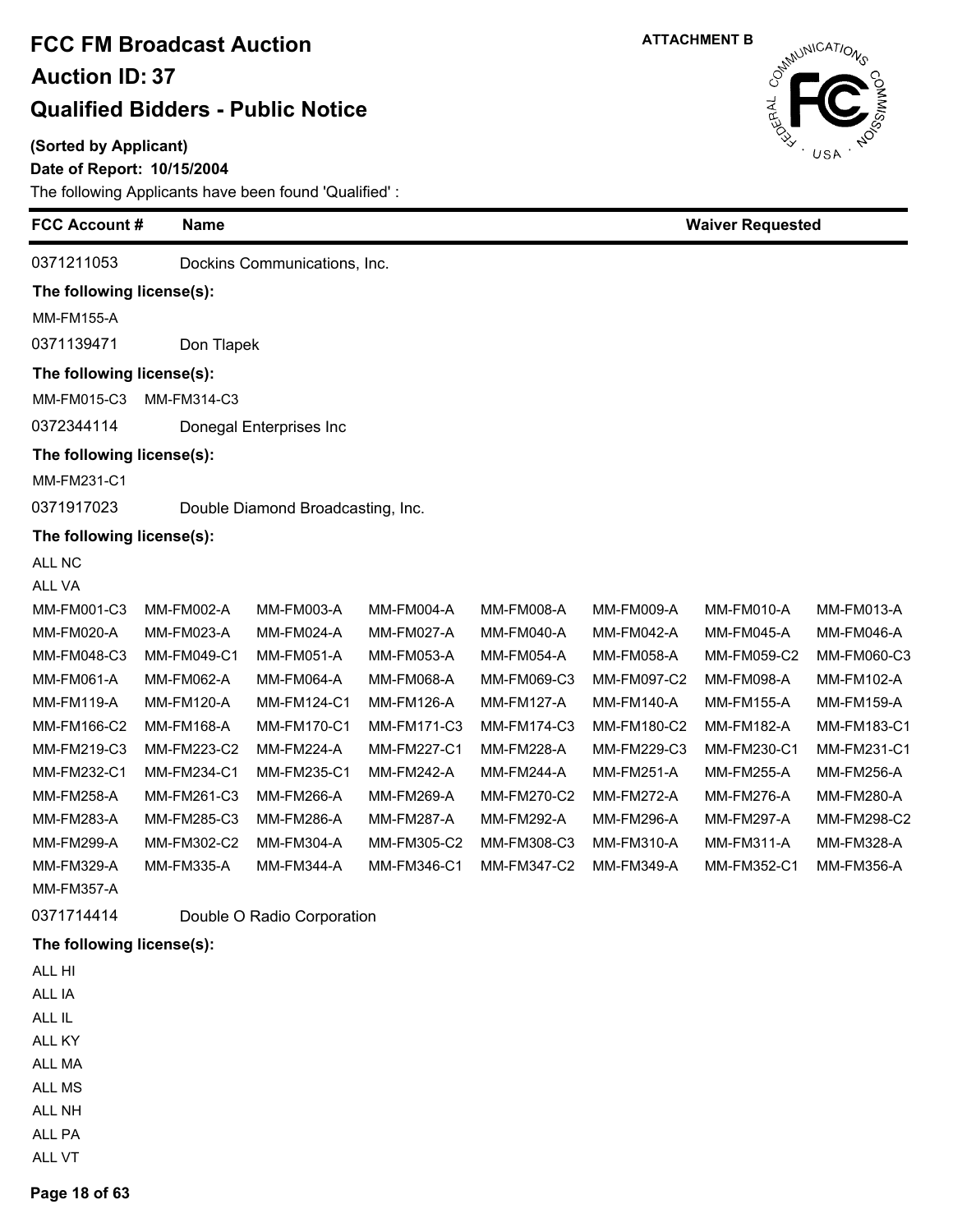# FCC FM Broadcast Auction

## Auction ID: 37

## Qualified Bidders - Public Notice

**ATTACHMENT B**

**(Sorted by Applicant)**

**Date of Report: 10/15/2004**

The following Applicants have been found 'Qualified' :

| FCC Account # | Name | Waiver Requested |
|---|---|---|
| 0371211053 | Dockins Communications, Inc. | |

**The following license(s):**

MM-FM155-A

| FCC Account # | Name | Waiver Requested |
|---|---|---|
| 0371139471 | Don Tlapek | |

**The following license(s):**

MM-FM015-C3 MM-FM314-C3

| FCC Account # | Name | Waiver Requested |
|---|---|---|
| 0372344114 | Donegal Enterprises Inc | |

**The following license(s):**

MM-FM231-C1

| FCC Account # | Name | Waiver Requested |
|---|---|---|
| 0371917023 | Double Diamond Broadcasting, Inc. | |

**The following license(s):**

ALL NC
ALL VA

| | | | | | | | |
|---|---|---|---|---|---|---|---|
| MM-FM001-C3 | MM-FM002-A | MM-FM003-A | MM-FM004-A | MM-FM008-A | MM-FM009-A | MM-FM010-A | MM-FM013-A |
| MM-FM020-A | MM-FM023-A | MM-FM024-A | MM-FM027-A | MM-FM040-A | MM-FM042-A | MM-FM045-A | MM-FM046-A |
| MM-FM048-C3 | MM-FM049-C1 | MM-FM051-A | MM-FM053-A | MM-FM054-A | MM-FM058-A | MM-FM059-C2 | MM-FM060-C3 |
| MM-FM061-A | MM-FM062-A | MM-FM064-A | MM-FM068-A | MM-FM069-C3 | MM-FM097-C2 | MM-FM098-A | MM-FM102-A |
| MM-FM119-A | MM-FM120-A | MM-FM124-C1 | MM-FM126-A | MM-FM127-A | MM-FM140-A | MM-FM155-A | MM-FM159-A |
| MM-FM166-C2 | MM-FM168-A | MM-FM170-C1 | MM-FM171-C3 | MM-FM174-C3 | MM-FM180-C2 | MM-FM182-A | MM-FM183-C1 |
| MM-FM219-C3 | MM-FM223-C2 | MM-FM224-A | MM-FM227-C1 | MM-FM228-A | MM-FM229-C3 | MM-FM230-C1 | MM-FM231-C1 |
| MM-FM232-C1 | MM-FM234-C1 | MM-FM235-C1 | MM-FM242-A | MM-FM244-A | MM-FM251-A | MM-FM255-A | MM-FM256-A |
| MM-FM258-A | MM-FM261-C3 | MM-FM266-A | MM-FM269-A | MM-FM270-C2 | MM-FM272-A | MM-FM276-A | MM-FM280-A |
| MM-FM283-A | MM-FM285-C3 | MM-FM286-A | MM-FM287-A | MM-FM292-A | MM-FM296-A | MM-FM297-A | MM-FM298-C2 |
| MM-FM299-A | MM-FM302-C2 | MM-FM304-A | MM-FM305-C2 | MM-FM308-C3 | MM-FM310-A | MM-FM311-A | MM-FM328-A |
| MM-FM329-A | MM-FM335-A | MM-FM344-A | MM-FM346-C1 | MM-FM347-C2 | MM-FM349-A | MM-FM352-C1 | MM-FM356-A |
| MM-FM357-A | | | | | | | |

| FCC Account # | Name | Waiver Requested |
|---|---|---|
| 0371714414 | Double O Radio Corporation | |

**The following license(s):**

ALL HI
ALL IA
ALL IL
ALL KY
ALL MA
ALL MS
ALL NH
ALL PA
ALL VT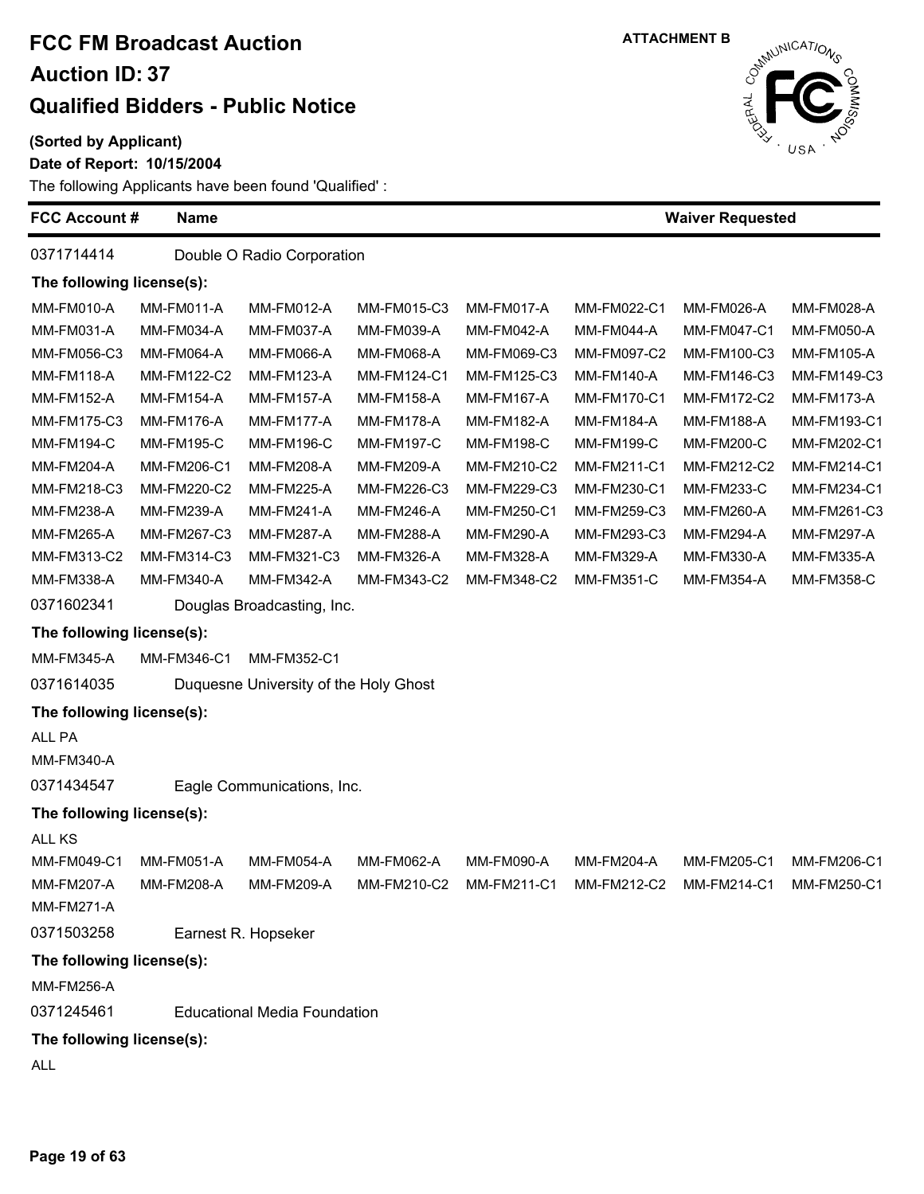# FCC FM Broadcast Auction

## Auction ID: 37

## Qualified Bidders - Public Notice

ATTACHMENT B

**(Sorted by Applicant)**

**Date of Report: 10/15/2004**

The following Applicants have been found 'Qualified' :

| FCC Account # | Name | Waiver Requested |
|---|---|---|

**0371714414** Double O Radio Corporation

**The following license(s):**

| | | | | | | | |
|---|---|---|---|---|---|---|---|
| MM-FM010-A | MM-FM011-A | MM-FM012-A | MM-FM015-C3 | MM-FM017-A | MM-FM022-C1 | MM-FM026-A | MM-FM028-A |
| MM-FM031-A | MM-FM034-A | MM-FM037-A | MM-FM039-A | MM-FM042-A | MM-FM044-A | MM-FM047-C1 | MM-FM050-A |
| MM-FM056-C3 | MM-FM064-A | MM-FM066-A | MM-FM068-A | MM-FM069-C3 | MM-FM097-C2 | MM-FM100-C3 | MM-FM105-A |
| MM-FM118-A | MM-FM122-C2 | MM-FM123-A | MM-FM124-C1 | MM-FM125-C3 | MM-FM140-A | MM-FM146-C3 | MM-FM149-C3 |
| MM-FM152-A | MM-FM154-A | MM-FM157-A | MM-FM158-A | MM-FM167-A | MM-FM170-C1 | MM-FM172-C2 | MM-FM173-A |
| MM-FM175-C3 | MM-FM176-A | MM-FM177-A | MM-FM178-A | MM-FM182-A | MM-FM184-A | MM-FM188-A | MM-FM193-C1 |
| MM-FM194-C | MM-FM195-C | MM-FM196-C | MM-FM197-C | MM-FM198-C | MM-FM199-C | MM-FM200-C | MM-FM202-C1 |
| MM-FM204-A | MM-FM206-C1 | MM-FM208-A | MM-FM209-A | MM-FM210-C2 | MM-FM211-C1 | MM-FM212-C2 | MM-FM214-C1 |
| MM-FM218-C3 | MM-FM220-C2 | MM-FM225-A | MM-FM226-C3 | MM-FM229-C3 | MM-FM230-C1 | MM-FM233-C | MM-FM234-C1 |
| MM-FM238-A | MM-FM239-A | MM-FM241-A | MM-FM246-A | MM-FM250-C1 | MM-FM259-C3 | MM-FM260-A | MM-FM261-C3 |
| MM-FM265-A | MM-FM267-C3 | MM-FM287-A | MM-FM288-A | MM-FM290-A | MM-FM293-C3 | MM-FM294-A | MM-FM297-A |
| MM-FM313-C2 | MM-FM314-C3 | MM-FM321-C3 | MM-FM326-A | MM-FM328-A | MM-FM329-A | MM-FM330-A | MM-FM335-A |
| MM-FM338-A | MM-FM340-A | MM-FM342-A | MM-FM343-C2 | MM-FM348-C2 | MM-FM351-C | MM-FM354-A | MM-FM358-C |

**0371602341** Douglas Broadcasting, Inc.

**The following license(s):**

MM-FM345-A MM-FM346-C1 MM-FM352-C1

**0371614035** Duquesne University of the Holy Ghost

**The following license(s):**

ALL PA

MM-FM340-A

**0371434547** Eagle Communications, Inc.

**The following license(s):**

ALL KS

| | | | | | | | |
|---|---|---|---|---|---|---|---|
| MM-FM049-C1 | MM-FM051-A | MM-FM054-A | MM-FM062-A | MM-FM090-A | MM-FM204-A | MM-FM205-C1 | MM-FM206-C1 |
| MM-FM207-A | MM-FM208-A | MM-FM209-A | MM-FM210-C2 | MM-FM211-C1 | MM-FM212-C2 | MM-FM214-C1 | MM-FM250-C1 |
| MM-FM271-A | | | | | | | |

**0371503258** Earnest R. Hopseker

**The following license(s):**

MM-FM256-A

**0371245461** Educational Media Foundation

**The following license(s):**

ALL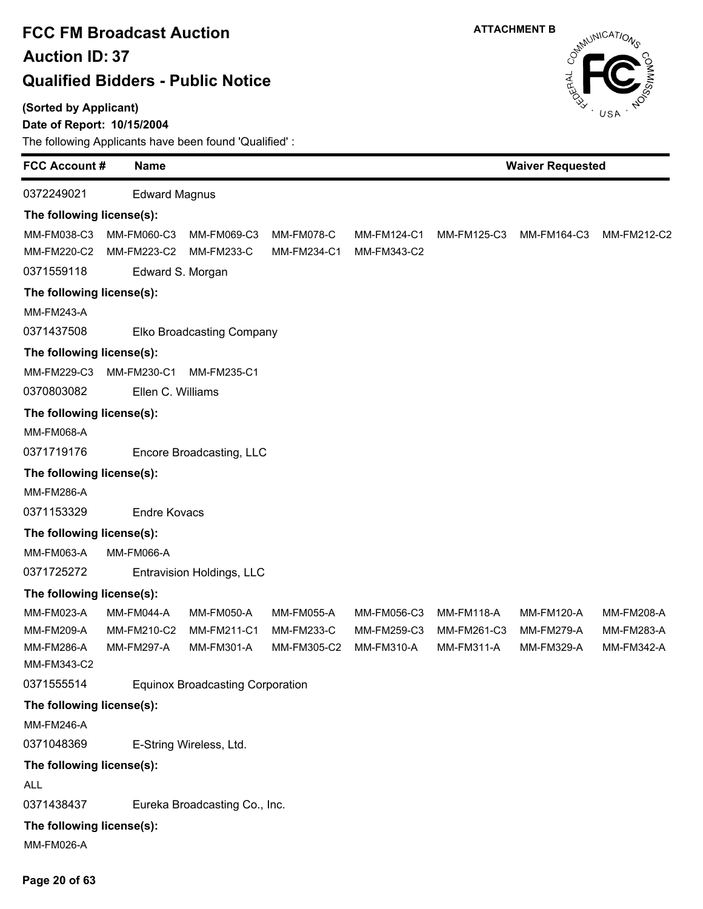# FCC FM Broadcast Auction

## Auction ID: 37

## Qualified Bidders - Public Notice

ATTACHMENT B

**(Sorted by Applicant)**

**Date of Report: 10/15/2004**

The following Applicants have been found 'Qualified' :

| FCC Account # | Name | Waiver Requested |
|---|---|---|
| 0372249021 | Edward Magnus | |

**The following license(s):**

MM-FM038-C3 MM-FM060-C3 MM-FM069-C3 MM-FM078-C MM-FM124-C1 MM-FM125-C3 MM-FM164-C3 MM-FM212-C2
MM-FM220-C2 MM-FM223-C2 MM-FM233-C MM-FM234-C1 MM-FM343-C2

| FCC Account # | Name | Waiver Requested |
|---|---|---|
| 0371559118 | Edward S. Morgan | |

**The following license(s):**

MM-FM243-A

| FCC Account # | Name | Waiver Requested |
|---|---|---|
| 0371437508 | Elko Broadcasting Company | |

**The following license(s):**

MM-FM229-C3 MM-FM230-C1 MM-FM235-C1

| FCC Account # | Name | Waiver Requested |
|---|---|---|
| 0370803082 | Ellen C. Williams | |

**The following license(s):**

MM-FM068-A

| FCC Account # | Name | Waiver Requested |
|---|---|---|
| 0371719176 | Encore Broadcasting, LLC | |

**The following license(s):**

MM-FM286-A

| FCC Account # | Name | Waiver Requested |
|---|---|---|
| 0371153329 | Endre Kovacs | |

**The following license(s):**

MM-FM063-A MM-FM066-A

| FCC Account # | Name | Waiver Requested |
|---|---|---|
| 0371725272 | Entravision Holdings, LLC | |

**The following license(s):**

MM-FM023-A MM-FM044-A MM-FM050-A MM-FM055-A MM-FM056-C3 MM-FM118-A MM-FM120-A MM-FM208-A
MM-FM209-A MM-FM210-C2 MM-FM211-C1 MM-FM233-C MM-FM259-C3 MM-FM261-C3 MM-FM279-A MM-FM283-A
MM-FM286-A MM-FM297-A MM-FM301-A MM-FM305-C2 MM-FM310-A MM-FM311-A MM-FM329-A MM-FM342-A
MM-FM343-C2

| FCC Account # | Name | Waiver Requested |
|---|---|---|
| 0371555514 | Equinox Broadcasting Corporation | |

**The following license(s):**

MM-FM246-A

| FCC Account # | Name | Waiver Requested |
|---|---|---|
| 0371048369 | E-String Wireless, Ltd. | |

**The following license(s):**

ALL

| FCC Account # | Name | Waiver Requested |
|---|---|---|
| 0371438437 | Eureka Broadcasting Co., Inc. | |

**The following license(s):**

MM-FM026-A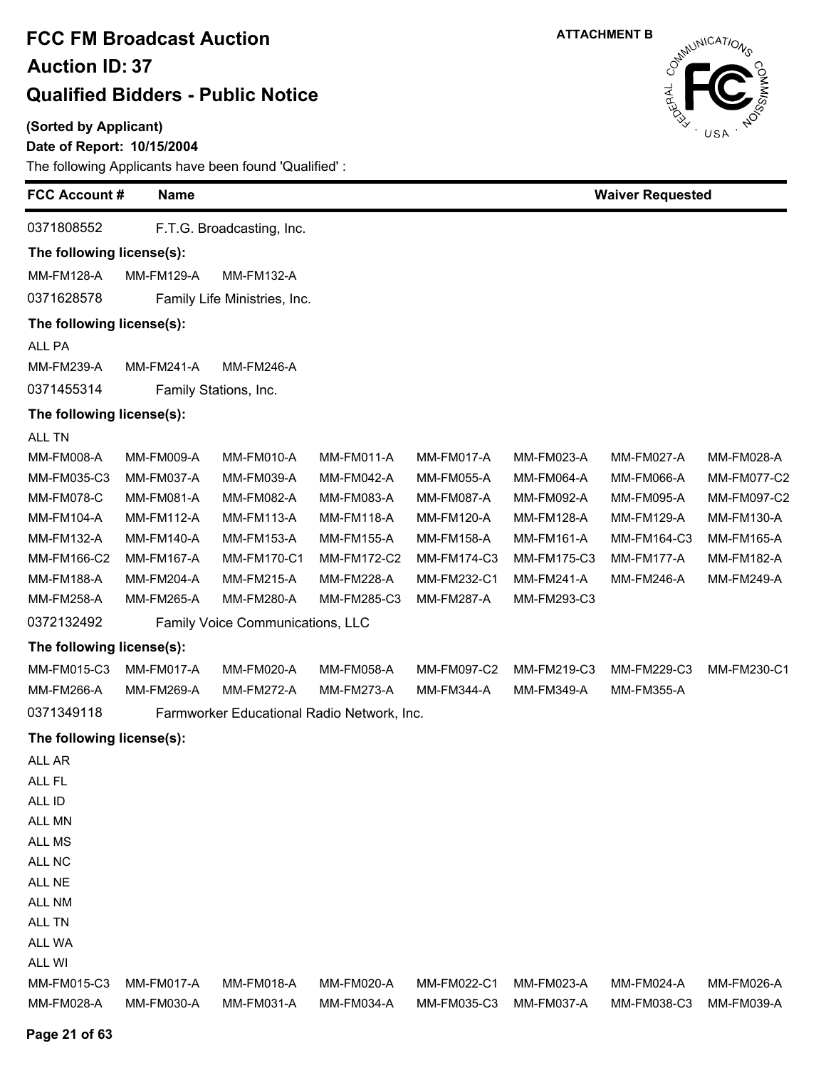# FCC FM Broadcast Auction

## Auction ID: 37

## Qualified Bidders - Public Notice

**ATTACHMENT B**

**(Sorted by Applicant)**

**Date of Report: 10/15/2004**

The following Applicants have been found 'Qualified' :

| FCC Account # | Name | Waiver Requested |
|---|---|---|

0371808552 F.T.G. Broadcasting, Inc.

**The following license(s):**

MM-FM128-A MM-FM129-A MM-FM132-A

0371628578 Family Life Ministries, Inc.

**The following license(s):**

ALL PA

MM-FM239-A MM-FM241-A MM-FM246-A

0371455314 Family Stations, Inc.

**The following license(s):**

ALL TN

| | | | | | | | |
|---|---|---|---|---|---|---|---|
| MM-FM008-A | MM-FM009-A | MM-FM010-A | MM-FM011-A | MM-FM017-A | MM-FM023-A | MM-FM027-A | MM-FM028-A |
| MM-FM035-C3 | MM-FM037-A | MM-FM039-A | MM-FM042-A | MM-FM055-A | MM-FM064-A | MM-FM066-A | MM-FM077-C2 |
| MM-FM078-C | MM-FM081-A | MM-FM082-A | MM-FM083-A | MM-FM087-A | MM-FM092-A | MM-FM095-A | MM-FM097-C2 |
| MM-FM104-A | MM-FM112-A | MM-FM113-A | MM-FM118-A | MM-FM120-A | MM-FM128-A | MM-FM129-A | MM-FM130-A |
| MM-FM132-A | MM-FM140-A | MM-FM153-A | MM-FM155-A | MM-FM158-A | MM-FM161-A | MM-FM164-C3 | MM-FM165-A |
| MM-FM166-C2 | MM-FM167-A | MM-FM170-C1 | MM-FM172-C2 | MM-FM174-C3 | MM-FM175-C3 | MM-FM177-A | MM-FM182-A |
| MM-FM188-A | MM-FM204-A | MM-FM215-A | MM-FM228-A | MM-FM232-C1 | MM-FM241-A | MM-FM246-A | MM-FM249-A |
| MM-FM258-A | MM-FM265-A | MM-FM280-A | MM-FM285-C3 | MM-FM287-A | MM-FM293-C3 | | |

0372132492 Family Voice Communications, LLC

**The following license(s):**

| | | | | | | | |
|---|---|---|---|---|---|---|---|
| MM-FM015-C3 | MM-FM017-A | MM-FM020-A | MM-FM058-A | MM-FM097-C2 | MM-FM219-C3 | MM-FM229-C3 | MM-FM230-C1 |
| MM-FM266-A | MM-FM269-A | MM-FM272-A | MM-FM273-A | MM-FM344-A | MM-FM349-A | MM-FM355-A | |

0371349118 Farmworker Educational Radio Network, Inc.

**The following license(s):**

ALL AR

ALL FL

ALL ID

ALL MN

ALL MS

ALL NC

ALL NE

ALL NM

ALL TN

ALL WA

ALL WI

| | | | | | | | |
|---|---|---|---|---|---|---|---|
| MM-FM015-C3 | MM-FM017-A | MM-FM018-A | MM-FM020-A | MM-FM022-C1 | MM-FM023-A | MM-FM024-A | MM-FM026-A |
| MM-FM028-A | MM-FM030-A | MM-FM031-A | MM-FM034-A | MM-FM035-C3 | MM-FM037-A | MM-FM038-C3 | MM-FM039-A |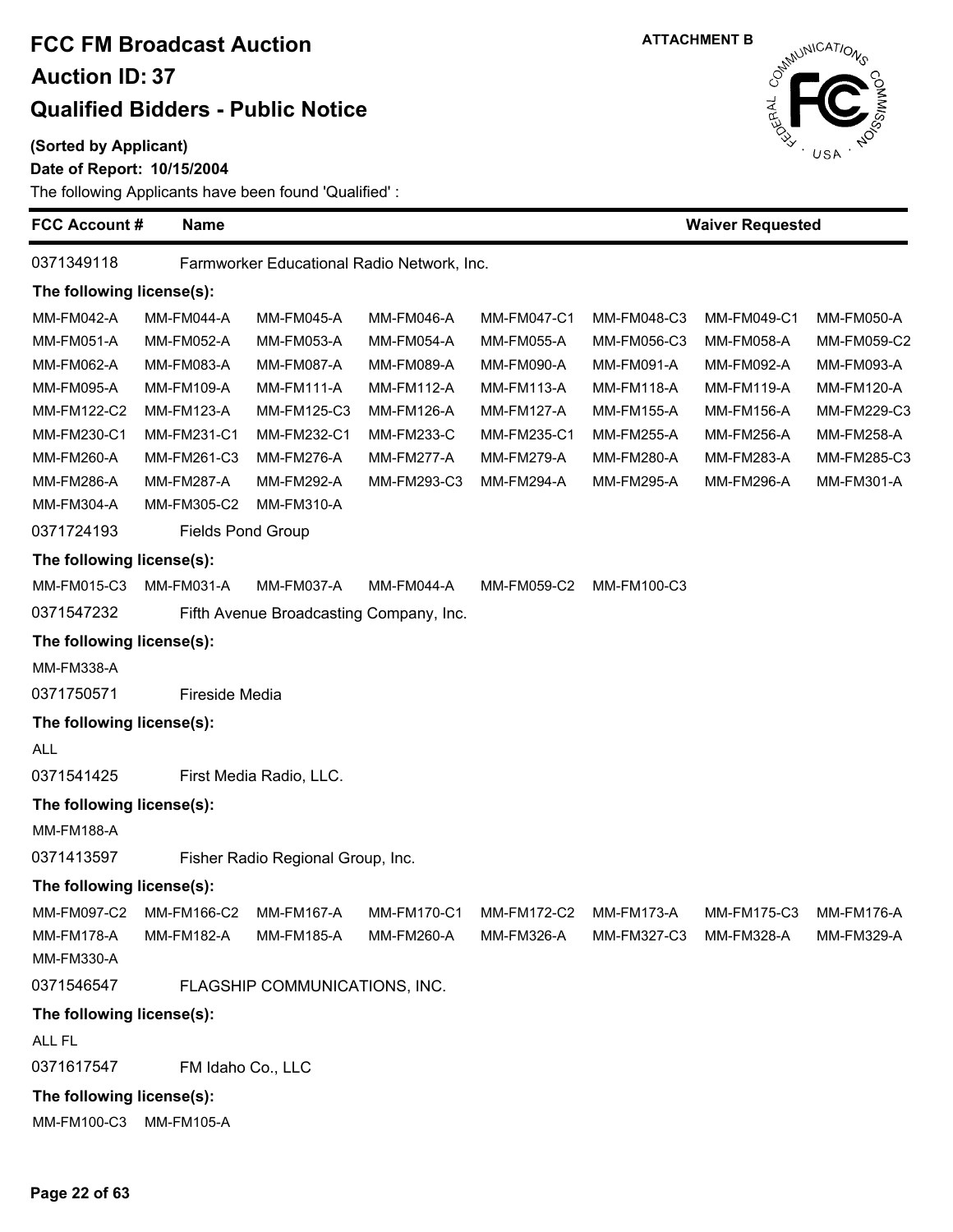# FCC FM Broadcast Auction

## Auction ID: 37

## Qualified Bidders - Public Notice

**ATTACHMENT B**

**(Sorted by Applicant)**

**Date of Report: 10/15/2004**

The following Applicants have been found 'Qualified' :

| FCC Account # | Name | Waiver Requested |
|---|---|---|

0371349118 Farmworker Educational Radio Network, Inc.

**The following license(s):**

| | | | | | | | |
|---|---|---|---|---|---|---|---|
| MM-FM042-A | MM-FM044-A | MM-FM045-A | MM-FM046-A | MM-FM047-C1 | MM-FM048-C3 | MM-FM049-C1 | MM-FM050-A |
| MM-FM051-A | MM-FM052-A | MM-FM053-A | MM-FM054-A | MM-FM055-A | MM-FM056-C3 | MM-FM058-A | MM-FM059-C2 |
| MM-FM062-A | MM-FM083-A | MM-FM087-A | MM-FM089-A | MM-FM090-A | MM-FM091-A | MM-FM092-A | MM-FM093-A |
| MM-FM095-A | MM-FM109-A | MM-FM111-A | MM-FM112-A | MM-FM113-A | MM-FM118-A | MM-FM119-A | MM-FM120-A |
| MM-FM122-C2 | MM-FM123-A | MM-FM125-C3 | MM-FM126-A | MM-FM127-A | MM-FM155-A | MM-FM156-A | MM-FM229-C3 |
| MM-FM230-C1 | MM-FM231-C1 | MM-FM232-C1 | MM-FM233-C | MM-FM235-C1 | MM-FM255-A | MM-FM256-A | MM-FM258-A |
| MM-FM260-A | MM-FM261-C3 | MM-FM276-A | MM-FM277-A | MM-FM279-A | MM-FM280-A | MM-FM283-A | MM-FM285-C3 |
| MM-FM286-A | MM-FM287-A | MM-FM292-A | MM-FM293-C3 | MM-FM294-A | MM-FM295-A | MM-FM296-A | MM-FM301-A |
| MM-FM304-A | MM-FM305-C2 | MM-FM310-A | | | | | |

0371724193 Fields Pond Group

**The following license(s):**

MM-FM015-C3 MM-FM031-A MM-FM037-A MM-FM044-A MM-FM059-C2 MM-FM100-C3

0371547232 Fifth Avenue Broadcasting Company, Inc.

**The following license(s):**

MM-FM338-A

0371750571 Fireside Media

**The following license(s):**

ALL

0371541425 First Media Radio, LLC.

**The following license(s):**

MM-FM188-A

0371413597 Fisher Radio Regional Group, Inc.

**The following license(s):**

| | | | | | | | |
|---|---|---|---|---|---|---|---|
| MM-FM097-C2 | MM-FM166-C2 | MM-FM167-A | MM-FM170-C1 | MM-FM172-C2 | MM-FM173-A | MM-FM175-C3 | MM-FM176-A |
| MM-FM178-A | MM-FM182-A | MM-FM185-A | MM-FM260-A | MM-FM326-A | MM-FM327-C3 | MM-FM328-A | MM-FM329-A |
| MM-FM330-A | | | | | | | |

0371546547 FLAGSHIP COMMUNICATIONS, INC.

**The following license(s):**

ALL FL

0371617547 FM Idaho Co., LLC

**The following license(s):**

MM-FM100-C3 MM-FM105-A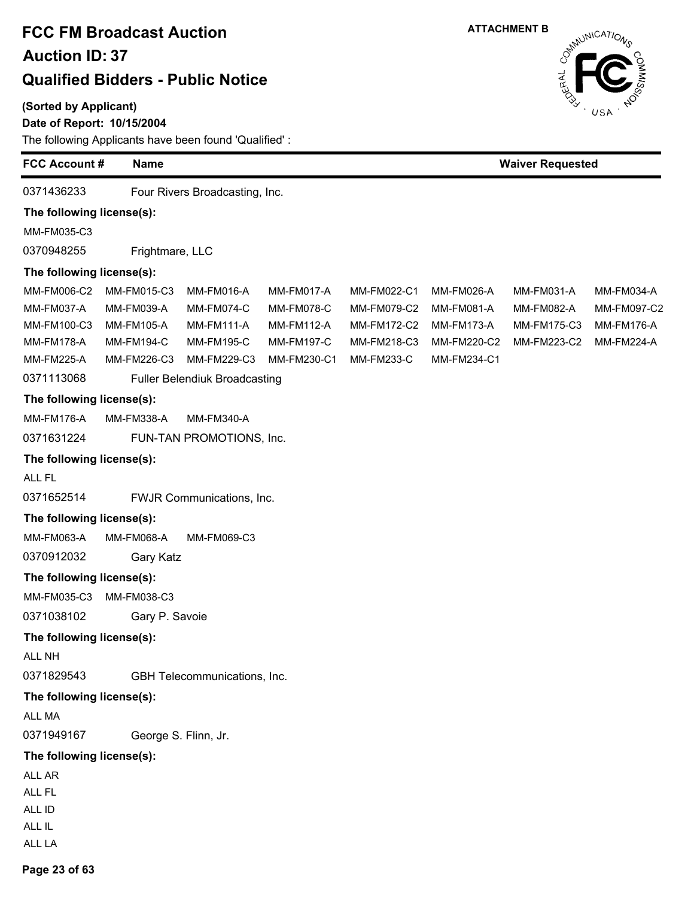# FCC FM Broadcast Auction

## Auction ID: 37

## Qualified Bidders - Public Notice

ATTACHMENT B

**(Sorted by Applicant)**

**Date of Report: 10/15/2004**

The following Applicants have been found 'Qualified' :

| FCC Account # | Name | Waiver Requested |
|---|---|---|

0371436233 Four Rivers Broadcasting, Inc.

**The following license(s):**

MM-FM035-C3

0370948255 Frightmare, LLC

**The following license(s):**

| | | | | | | | |
|---|---|---|---|---|---|---|---|
| MM-FM006-C2 | MM-FM015-C3 | MM-FM016-A | MM-FM017-A | MM-FM022-C1 | MM-FM026-A | MM-FM031-A | MM-FM034-A |
| MM-FM037-A | MM-FM039-A | MM-FM074-C | MM-FM078-C | MM-FM079-C2 | MM-FM081-A | MM-FM082-A | MM-FM097-C2 |
| MM-FM100-C3 | MM-FM105-A | MM-FM111-A | MM-FM112-A | MM-FM172-C2 | MM-FM173-A | MM-FM175-C3 | MM-FM176-A |
| MM-FM178-A | MM-FM194-C | MM-FM195-C | MM-FM197-C | MM-FM218-C3 | MM-FM220-C2 | MM-FM223-C2 | MM-FM224-A |
| MM-FM225-A | MM-FM226-C3 | MM-FM229-C3 | MM-FM230-C1 | MM-FM233-C | MM-FM234-C1 | | |

0371113068 Fuller Belendiuk Broadcasting

**The following license(s):**

MM-FM176-A MM-FM338-A MM-FM340-A

0371631224 FUN-TAN PROMOTIONS, Inc.

**The following license(s):**

ALL FL

0371652514 FWJR Communications, Inc.

**The following license(s):**

MM-FM063-A MM-FM068-A MM-FM069-C3

0370912032 Gary Katz

**The following license(s):**

MM-FM035-C3 MM-FM038-C3

0371038102 Gary P. Savoie

**The following license(s):**

ALL NH

0371829543 GBH Telecommunications, Inc.

**The following license(s):**

ALL MA

0371949167 George S. Flinn, Jr.

**The following license(s):**

ALL AR
ALL FL
ALL ID
ALL IL
ALL LA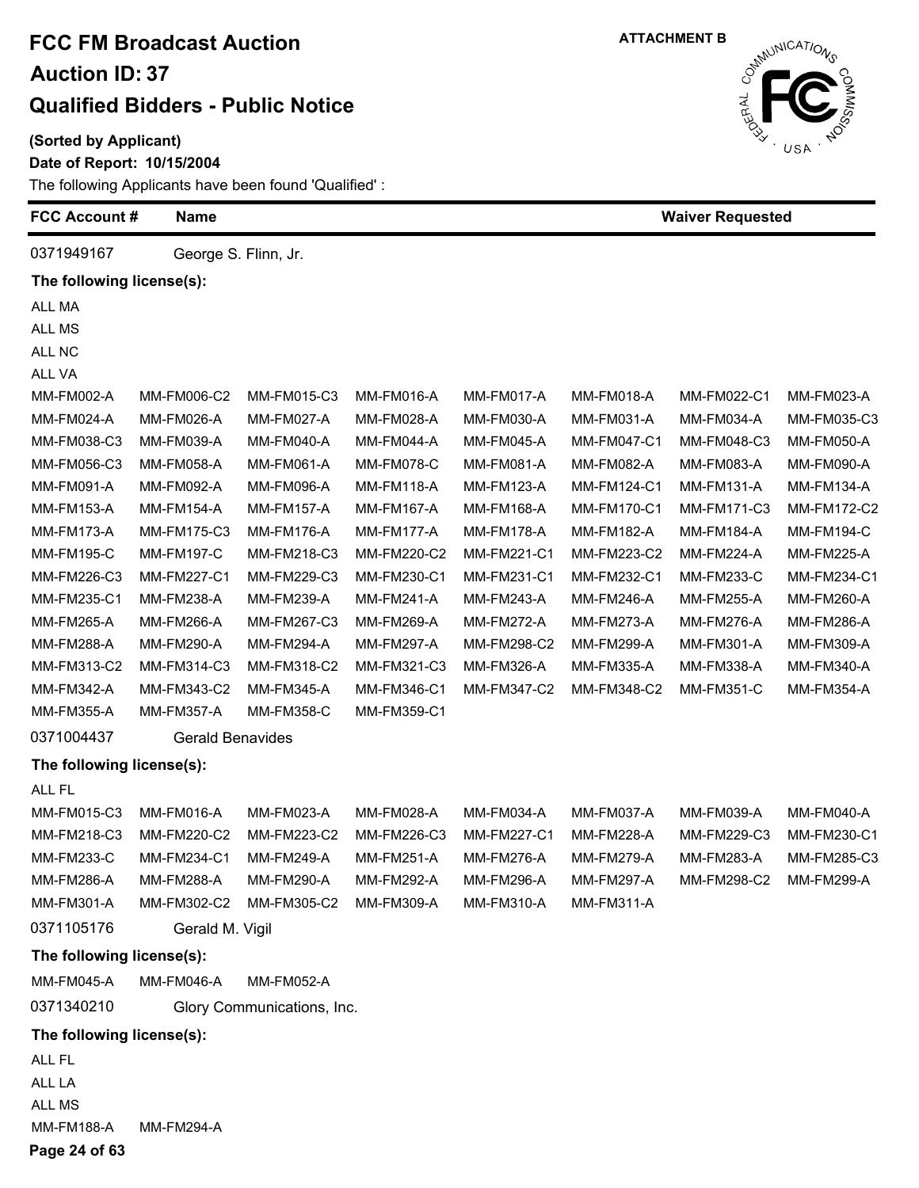# FCC FM Broadcast Auction

## Auction ID: 37

## Qualified Bidders - Public Notice

ATTACHMENT B

**(Sorted by Applicant)**

**Date of Report: 10/15/2004**

The following Applicants have been found 'Qualified' :

| FCC Account # | Name | Waiver Requested |
|---|---|---|

0371949167 George S. Flinn, Jr.

**The following license(s):**

ALL MA
ALL MS
ALL NC
ALL VA

| | | | | | | | |
|---|---|---|---|---|---|---|---|
| MM-FM002-A | MM-FM006-C2 | MM-FM015-C3 | MM-FM016-A | MM-FM017-A | MM-FM018-A | MM-FM022-C1 | MM-FM023-A |
| MM-FM024-A | MM-FM026-A | MM-FM027-A | MM-FM028-A | MM-FM030-A | MM-FM031-A | MM-FM034-A | MM-FM035-C3 |
| MM-FM038-C3 | MM-FM039-A | MM-FM040-A | MM-FM044-A | MM-FM045-A | MM-FM047-C1 | MM-FM048-C3 | MM-FM050-A |
| MM-FM056-C3 | MM-FM058-A | MM-FM061-A | MM-FM078-C | MM-FM081-A | MM-FM082-A | MM-FM083-A | MM-FM090-A |
| MM-FM091-A | MM-FM092-A | MM-FM096-A | MM-FM118-A | MM-FM123-A | MM-FM124-C1 | MM-FM131-A | MM-FM134-A |
| MM-FM153-A | MM-FM154-A | MM-FM157-A | MM-FM167-A | MM-FM168-A | MM-FM170-C1 | MM-FM171-C3 | MM-FM172-C2 |
| MM-FM173-A | MM-FM175-C3 | MM-FM176-A | MM-FM177-A | MM-FM178-A | MM-FM182-A | MM-FM184-A | MM-FM194-C |
| MM-FM195-C | MM-FM197-C | MM-FM218-C3 | MM-FM220-C2 | MM-FM221-C1 | MM-FM223-C2 | MM-FM224-A | MM-FM225-A |
| MM-FM226-C3 | MM-FM227-C1 | MM-FM229-C3 | MM-FM230-C1 | MM-FM231-C1 | MM-FM232-C1 | MM-FM233-C | MM-FM234-C1 |
| MM-FM235-C1 | MM-FM238-A | MM-FM239-A | MM-FM241-A | MM-FM243-A | MM-FM246-A | MM-FM255-A | MM-FM260-A |
| MM-FM265-A | MM-FM266-A | MM-FM267-C3 | MM-FM269-A | MM-FM272-A | MM-FM273-A | MM-FM276-A | MM-FM286-A |
| MM-FM288-A | MM-FM290-A | MM-FM294-A | MM-FM297-A | MM-FM298-C2 | MM-FM299-A | MM-FM301-A | MM-FM309-A |
| MM-FM313-C2 | MM-FM314-C3 | MM-FM318-C2 | MM-FM321-C3 | MM-FM326-A | MM-FM335-A | MM-FM338-A | MM-FM340-A |
| MM-FM342-A | MM-FM343-C2 | MM-FM345-A | MM-FM346-C1 | MM-FM347-C2 | MM-FM348-C2 | MM-FM351-C | MM-FM354-A |
| MM-FM355-A | MM-FM357-A | MM-FM358-C | MM-FM359-C1 | | | | |

0371004437 Gerald Benavides

**The following license(s):**

ALL FL

| | | | | | | | |
|---|---|---|---|---|---|---|---|
| MM-FM015-C3 | MM-FM016-A | MM-FM023-A | MM-FM028-A | MM-FM034-A | MM-FM037-A | MM-FM039-A | MM-FM040-A |
| MM-FM218-C3 | MM-FM220-C2 | MM-FM223-C2 | MM-FM226-C3 | MM-FM227-C1 | MM-FM228-A | MM-FM229-C3 | MM-FM230-C1 |
| MM-FM233-C | MM-FM234-C1 | MM-FM249-A | MM-FM251-A | MM-FM276-A | MM-FM279-A | MM-FM283-A | MM-FM285-C3 |
| MM-FM286-A | MM-FM288-A | MM-FM290-A | MM-FM292-A | MM-FM296-A | MM-FM297-A | MM-FM298-C2 | MM-FM299-A |
| MM-FM301-A | MM-FM302-C2 | MM-FM305-C2 | MM-FM309-A | MM-FM310-A | MM-FM311-A | | |

0371105176 Gerald M. Vigil

**The following license(s):**

MM-FM045-A MM-FM046-A MM-FM052-A

0371340210 Glory Communications, Inc.

**The following license(s):**

ALL FL
ALL LA
ALL MS

MM-FM188-A MM-FM294-A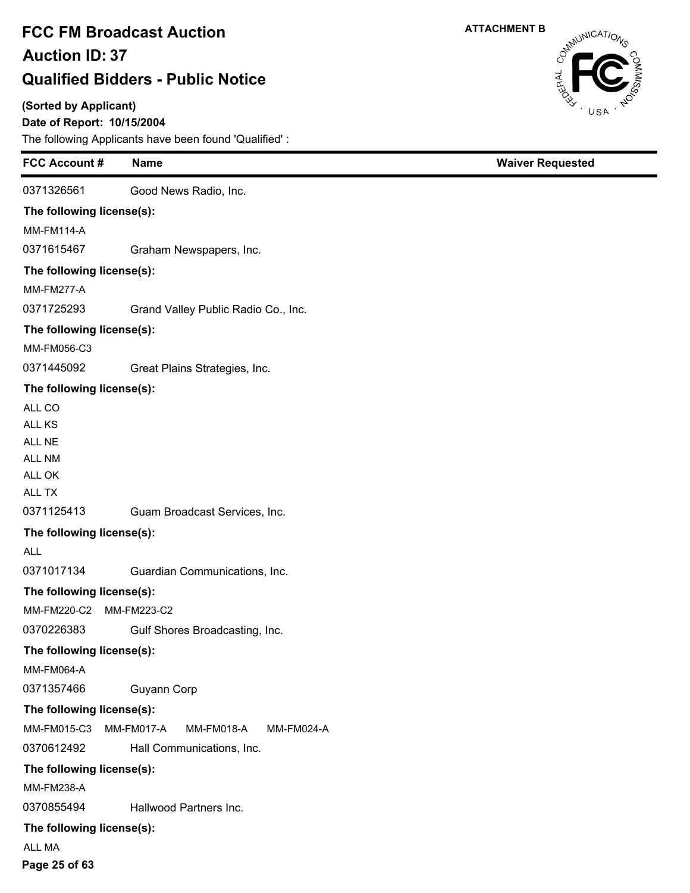# FCC FM Broadcast Auction

## Auction ID: 37

## Qualified Bidders - Public Notice

ATTACHMENT B

**(Sorted by Applicant)**

**Date of Report: 10/15/2004**

The following Applicants have been found 'Qualified' :

| FCC Account # | Name | Waiver Requested |
|---|---|---|
| 0371326561 | Good News Radio, Inc. | |
| **The following license(s):** | | |
| MM-FM114-A | | |
| 0371615467 | Graham Newspapers, Inc. | |
| **The following license(s):** | | |
| MM-FM277-A | | |
| 0371725293 | Grand Valley Public Radio Co., Inc. | |
| **The following license(s):** | | |
| MM-FM056-C3 | | |
| 0371445092 | Great Plains Strategies, Inc. | |
| **The following license(s):** | | |
| ALL CO<br>ALL KS<br>ALL NE<br>ALL NM<br>ALL OK<br>ALL TX | | |
| 0371125413 | Guam Broadcast Services, Inc. | |
| **The following license(s):** | | |
| ALL | | |
| 0371017134 | Guardian Communications, Inc. | |
| **The following license(s):** | | |
| MM-FM220-C2 MM-FM223-C2 | | |
| 0370226383 | Gulf Shores Broadcasting, Inc. | |
| **The following license(s):** | | |
| MM-FM064-A | | |
| 0371357466 | Guyann Corp | |
| **The following license(s):** | | |
| MM-FM015-C3 MM-FM017-A MM-FM018-A MM-FM024-A | | |
| 0370612492 | Hall Communications, Inc. | |
| **The following license(s):** | | |
| MM-FM238-A | | |
| 0370855494 | Hallwood Partners Inc. | |
| **The following license(s):** | | |
| ALL MA | | |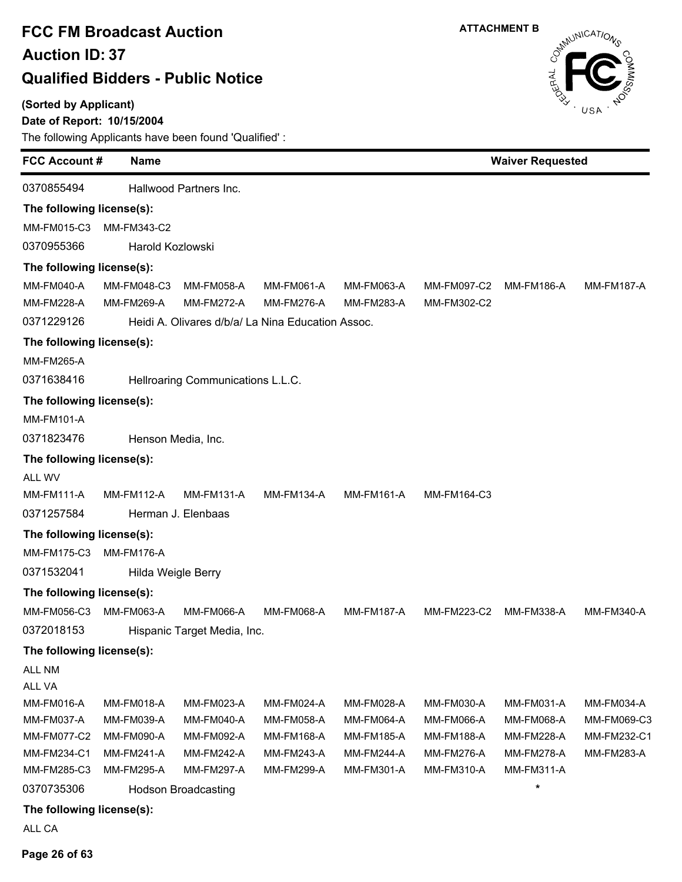# FCC FM Broadcast Auction

## Auction ID: 37

## Qualified Bidders - Public Notice

**ATTACHMENT B**

**(Sorted by Applicant)**

**Date of Report: 10/15/2004**

The following Applicants have been found 'Qualified' :

| FCC Account # | Name | Waiver Requested |
|---|---|---|
| 0370855494 | Hallwood Partners Inc. | |

**The following license(s):**

MM-FM015-C3 MM-FM343-C2

| FCC Account # | Name | Waiver Requested |
|---|---|---|
| 0370955366 | Harold Kozlowski | |

**The following license(s):**

MM-FM040-A MM-FM048-C3 MM-FM058-A MM-FM061-A MM-FM063-A MM-FM097-C2 MM-FM186-A MM-FM187-A
MM-FM228-A MM-FM269-A MM-FM272-A MM-FM276-A MM-FM283-A MM-FM302-C2

| FCC Account # | Name | Waiver Requested |
|---|---|---|
| 0371229126 | Heidi A. Olivares d/b/a/ La Nina Education Assoc. | |

**The following license(s):**

MM-FM265-A

| FCC Account # | Name | Waiver Requested |
|---|---|---|
| 0371638416 | Hellroaring Communications L.L.C. | |

**The following license(s):**

MM-FM101-A

| FCC Account # | Name | Waiver Requested |
|---|---|---|
| 0371823476 | Henson Media, Inc. | |

**The following license(s):**

ALL WV
MM-FM111-A MM-FM112-A MM-FM131-A MM-FM134-A MM-FM161-A MM-FM164-C3

| FCC Account # | Name | Waiver Requested |
|---|---|---|
| 0371257584 | Herman J. Elenbaas | |

**The following license(s):**

MM-FM175-C3 MM-FM176-A

| FCC Account # | Name | Waiver Requested |
|---|---|---|
| 0371532041 | Hilda Weigle Berry | |

**The following license(s):**

MM-FM056-C3 MM-FM063-A MM-FM066-A MM-FM068-A MM-FM187-A MM-FM223-C2 MM-FM338-A MM-FM340-A

| FCC Account # | Name | Waiver Requested |
|---|---|---|
| 0372018153 | Hispanic Target Media, Inc. | |

**The following license(s):**

ALL NM
ALL VA
MM-FM016-A MM-FM018-A MM-FM023-A MM-FM024-A MM-FM028-A MM-FM030-A MM-FM031-A MM-FM034-A
MM-FM037-A MM-FM039-A MM-FM040-A MM-FM058-A MM-FM064-A MM-FM066-A MM-FM068-A MM-FM069-C3
MM-FM077-C2 MM-FM090-A MM-FM092-A MM-FM168-A MM-FM185-A MM-FM188-A MM-FM228-A MM-FM232-C1
MM-FM234-C1 MM-FM241-A MM-FM242-A MM-FM243-A MM-FM244-A MM-FM276-A MM-FM278-A MM-FM283-A
MM-FM285-C3 MM-FM295-A MM-FM297-A MM-FM299-A MM-FM301-A MM-FM310-A MM-FM311-A

| FCC Account # | Name | Waiver Requested |
|---|---|---|
| 0370735306 | Hodson Broadcasting | * |

**The following license(s):**

ALL CA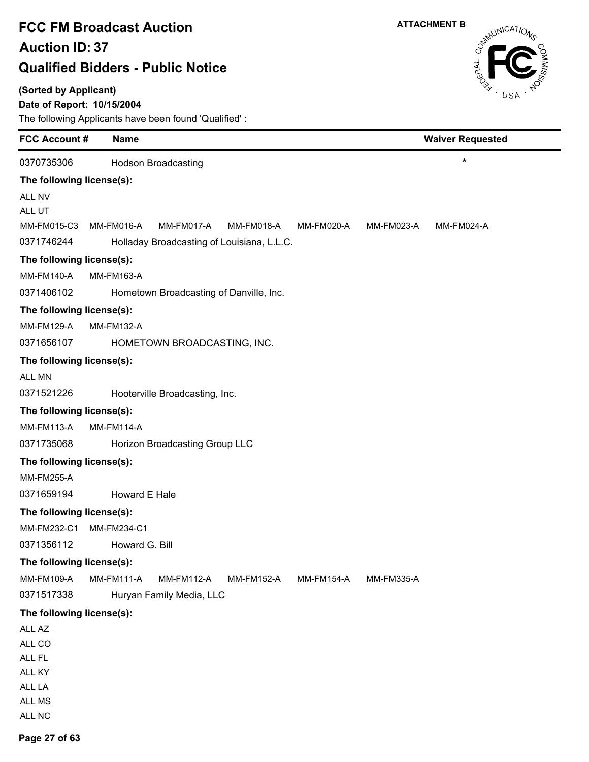# FCC FM Broadcast Auction

## Auction ID: 37

## Qualified Bidders - Public Notice

ATTACHMENT B

**(Sorted by Applicant)**

**Date of Report: 10/15/2004**

The following Applicants have been found 'Qualified' :

| FCC Account # | Name | Waiver Requested |
|---|---|---|
| 0370735306 | Hodson Broadcasting | * |

**The following license(s):**

ALL NV
ALL UT
MM-FM015-C3 MM-FM016-A MM-FM017-A MM-FM018-A MM-FM020-A MM-FM023-A MM-FM024-A

| FCC Account # | Name | Waiver Requested |
|---|---|---|
| 0371746244 | Holladay Broadcasting of Louisiana, L.L.C. | |

**The following license(s):**

MM-FM140-A MM-FM163-A

| FCC Account # | Name | Waiver Requested |
|---|---|---|
| 0371406102 | Hometown Broadcasting of Danville, Inc. | |

**The following license(s):**

MM-FM129-A MM-FM132-A

| FCC Account # | Name | Waiver Requested |
|---|---|---|
| 0371656107 | HOMETOWN BROADCASTING, INC. | |

**The following license(s):**

ALL MN

| FCC Account # | Name | Waiver Requested |
|---|---|---|
| 0371521226 | Hooterville Broadcasting, Inc. | |

**The following license(s):**

MM-FM113-A MM-FM114-A

| FCC Account # | Name | Waiver Requested |
|---|---|---|
| 0371735068 | Horizon Broadcasting Group LLC | |

**The following license(s):**

MM-FM255-A

| FCC Account # | Name | Waiver Requested |
|---|---|---|
| 0371659194 | Howard E Hale | |

**The following license(s):**

MM-FM232-C1 MM-FM234-C1

| FCC Account # | Name | Waiver Requested |
|---|---|---|
| 0371356112 | Howard G. Bill | |

**The following license(s):**

MM-FM109-A MM-FM111-A MM-FM112-A MM-FM152-A MM-FM154-A MM-FM335-A

| FCC Account # | Name | Waiver Requested |
|---|---|---|
| 0371517338 | Huryan Family Media, LLC | |

**The following license(s):**

ALL AZ
ALL CO
ALL FL
ALL KY
ALL LA
ALL MS
ALL NC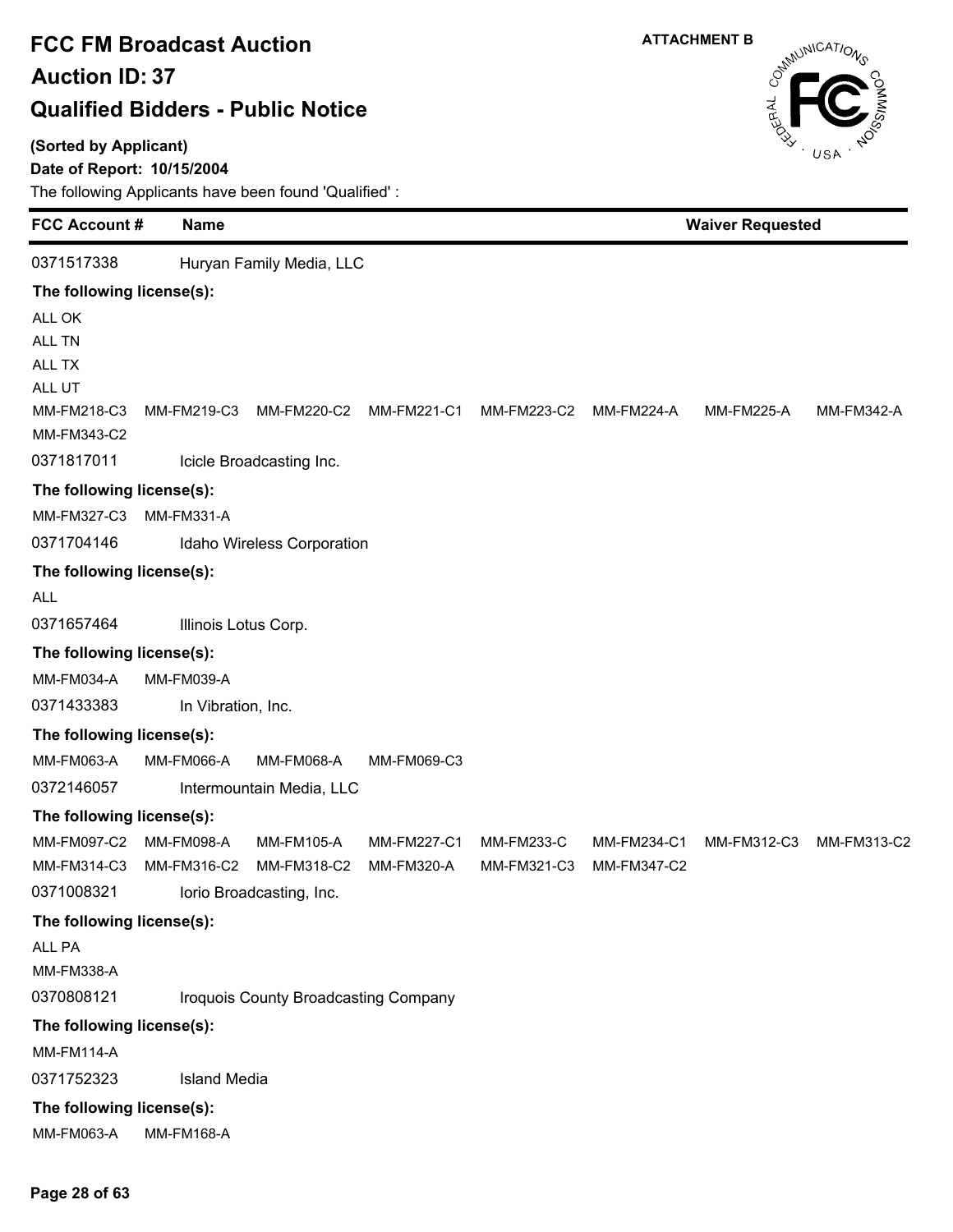# FCC FM Broadcast Auction

## Auction ID: 37

## Qualified Bidders - Public Notice

ATTACHMENT B

**(Sorted by Applicant)**

**Date of Report: 10/15/2004**

The following Applicants have been found 'Qualified' :

| FCC Account # | Name | Waiver Requested |
|---|---|---|
| 0371517338 | Huryan Family Media, LLC | |

**The following license(s):**

ALL OK
ALL TN
ALL TX
ALL UT
MM-FM218-C3 MM-FM219-C3 MM-FM220-C2 MM-FM221-C1 MM-FM223-C2 MM-FM224-A MM-FM225-A MM-FM342-A
MM-FM343-C2

| FCC Account # | Name | Waiver Requested |
|---|---|---|
| 0371817011 | Icicle Broadcasting Inc. | |

**The following license(s):**

MM-FM327-C3 MM-FM331-A

| FCC Account # | Name | Waiver Requested |
|---|---|---|
| 0371704146 | Idaho Wireless Corporation | |

**The following license(s):**

ALL

| FCC Account # | Name | Waiver Requested |
|---|---|---|
| 0371657464 | Illinois Lotus Corp. | |

**The following license(s):**

MM-FM034-A MM-FM039-A

| FCC Account # | Name | Waiver Requested |
|---|---|---|
| 0371433383 | In Vibration, Inc. | |

**The following license(s):**

MM-FM063-A MM-FM066-A MM-FM068-A MM-FM069-C3

| FCC Account # | Name | Waiver Requested |
|---|---|---|
| 0372146057 | Intermountain Media, LLC | |

**The following license(s):**

MM-FM097-C2 MM-FM098-A MM-FM105-A MM-FM227-C1 MM-FM233-C MM-FM234-C1 MM-FM312-C3 MM-FM313-C2
MM-FM314-C3 MM-FM316-C2 MM-FM318-C2 MM-FM320-A MM-FM321-C3 MM-FM347-C2

| FCC Account # | Name | Waiver Requested |
|---|---|---|
| 0371008321 | Iorio Broadcasting, Inc. | |

**The following license(s):**

ALL PA
MM-FM338-A

| FCC Account # | Name | Waiver Requested |
|---|---|---|
| 0370808121 | Iroquois County Broadcasting Company | |

**The following license(s):**

MM-FM114-A

| FCC Account # | Name | Waiver Requested |
|---|---|---|
| 0371752323 | Island Media | |

**The following license(s):**

MM-FM063-A MM-FM168-A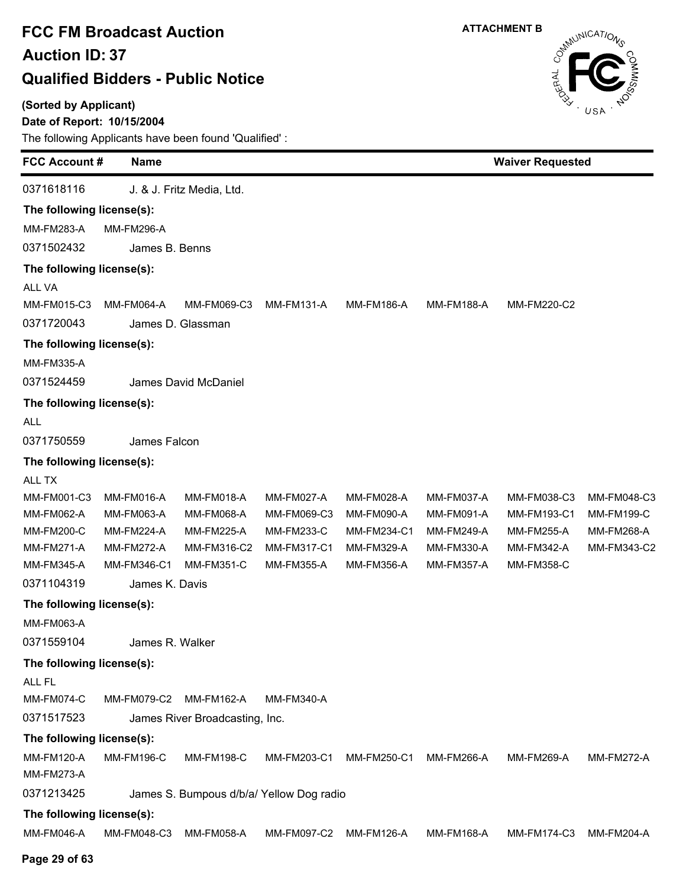**FCC FM Broadcast Auction**

**Auction ID: 37**

**Qualified Bidders - Public Notice**

**ATTACHMENT B**

**(Sorted by Applicant)**

**Date of Report: 10/15/2004**

The following Applicants have been found 'Qualified' :

| FCC Account # | Name | Waiver Requested |
|---|---|---|

0371618116 J. & J. Fritz Media, Ltd.

**The following license(s):**

MM-FM283-A MM-FM296-A

0371502432 James B. Benns

**The following license(s):**

ALL VA

MM-FM015-C3 MM-FM064-A MM-FM069-C3 MM-FM131-A MM-FM186-A MM-FM188-A MM-FM220-C2

0371720043 James D. Glassman

**The following license(s):**

MM-FM335-A

0371524459 James David McDaniel

**The following license(s):**

ALL

0371750559 James Falcon

**The following license(s):**

ALL TX

MM-FM001-C3 MM-FM016-A MM-FM018-A MM-FM027-A MM-FM028-A MM-FM037-A MM-FM038-C3 MM-FM048-C3
MM-FM062-A MM-FM063-A MM-FM068-A MM-FM069-C3 MM-FM090-A MM-FM091-A MM-FM193-C1 MM-FM199-C
MM-FM200-C MM-FM224-A MM-FM225-A MM-FM233-C MM-FM234-C1 MM-FM249-A MM-FM255-A MM-FM268-A
MM-FM271-A MM-FM272-A MM-FM316-C2 MM-FM317-C1 MM-FM329-A MM-FM330-A MM-FM342-A MM-FM343-C2
MM-FM345-A MM-FM346-C1 MM-FM351-C MM-FM355-A MM-FM356-A MM-FM357-A MM-FM358-C

0371104319 James K. Davis

**The following license(s):**

MM-FM063-A

0371559104 James R. Walker

**The following license(s):**

ALL FL

MM-FM074-C MM-FM079-C2 MM-FM162-A MM-FM340-A

0371517523 James River Broadcasting, Inc.

**The following license(s):**

MM-FM120-A MM-FM196-C MM-FM198-C MM-FM203-C1 MM-FM250-C1 MM-FM266-A MM-FM269-A MM-FM272-A
MM-FM273-A

0371213425 James S. Bumpous d/b/a/ Yellow Dog radio

**The following license(s):**

MM-FM046-A MM-FM048-C3 MM-FM058-A MM-FM097-C2 MM-FM126-A MM-FM168-A MM-FM174-C3 MM-FM204-A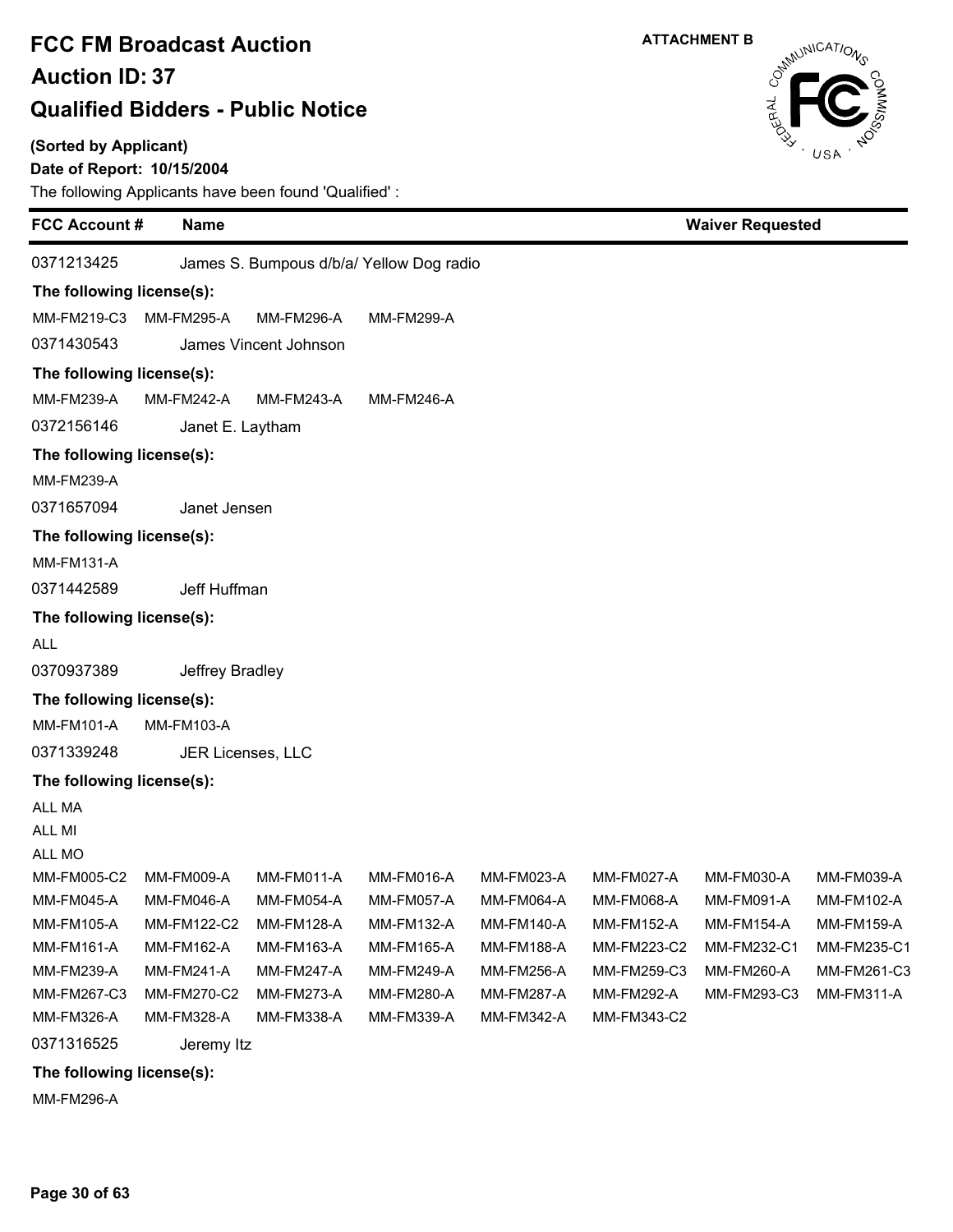# FCC FM Broadcast Auction

## Auction ID: 37

## Qualified Bidders - Public Notice

**ATTACHMENT B**

**(Sorted by Applicant)**

**Date of Report: 10/15/2004**

The following Applicants have been found 'Qualified' :

| FCC Account # | Name | Waiver Requested |
|---|---|---|

0371213425 James S. Bumpous d/b/a/ Yellow Dog radio

**The following license(s):**

MM-FM219-C3 MM-FM295-A MM-FM296-A MM-FM299-A

0371430543 James Vincent Johnson

**The following license(s):**

MM-FM239-A MM-FM242-A MM-FM243-A MM-FM246-A

0372156146 Janet E. Laytham

**The following license(s):**

MM-FM239-A

0371657094 Janet Jensen

**The following license(s):**

MM-FM131-A

0371442589 Jeff Huffman

**The following license(s):**

ALL

0370937389 Jeffrey Bradley

**The following license(s):**

MM-FM101-A MM-FM103-A

0371339248 JER Licenses, LLC

**The following license(s):**

ALL MA
ALL MI
ALL MO

| | | | | | | | |
|---|---|---|---|---|---|---|---|
| MM-FM005-C2 | MM-FM009-A | MM-FM011-A | MM-FM016-A | MM-FM023-A | MM-FM027-A | MM-FM030-A | MM-FM039-A |
| MM-FM045-A | MM-FM046-A | MM-FM054-A | MM-FM057-A | MM-FM064-A | MM-FM068-A | MM-FM091-A | MM-FM102-A |
| MM-FM105-A | MM-FM122-C2 | MM-FM128-A | MM-FM132-A | MM-FM140-A | MM-FM152-A | MM-FM154-A | MM-FM159-A |
| MM-FM161-A | MM-FM162-A | MM-FM163-A | MM-FM165-A | MM-FM188-A | MM-FM223-C2 | MM-FM232-C1 | MM-FM235-C1 |
| MM-FM239-A | MM-FM241-A | MM-FM247-A | MM-FM249-A | MM-FM256-A | MM-FM259-C3 | MM-FM260-A | MM-FM261-C3 |
| MM-FM267-C3 | MM-FM270-C2 | MM-FM273-A | MM-FM280-A | MM-FM287-A | MM-FM292-A | MM-FM293-C3 | MM-FM311-A |
| MM-FM326-A | MM-FM328-A | MM-FM338-A | MM-FM339-A | MM-FM342-A | MM-FM343-C2 | | |

0371316525 Jeremy Itz

**The following license(s):**

MM-FM296-A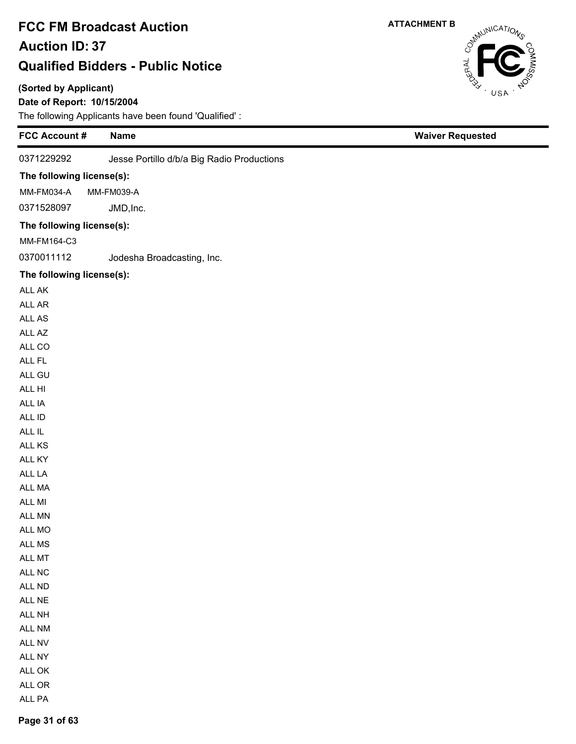# FCC FM Broadcast Auction

## Auction ID: 37

## Qualified Bidders - Public Notice

**ATTACHMENT B**

**(Sorted by Applicant)**

**Date of Report: 10/15/2004**

The following Applicants have been found 'Qualified' :

| FCC Account # | Name | Waiver Requested |
|---|---|---|
| 0371229292 | Jesse Portillo d/b/a Big Radio Productions | |

**The following license(s):**

MM-FM034-A    MM-FM039-A

| FCC Account # | Name | Waiver Requested |
|---|---|---|
| 0371528097 | JMD,Inc. | |

**The following license(s):**

MM-FM164-C3

| FCC Account # | Name | Waiver Requested |
|---|---|---|
| 0370011112 | Jodesha Broadcasting, Inc. | |

**The following license(s):**

ALL AK
ALL AR
ALL AS
ALL AZ
ALL CO
ALL FL
ALL GU
ALL HI
ALL IA
ALL ID
ALL IL
ALL KS
ALL KY
ALL LA
ALL MA
ALL MI
ALL MN
ALL MO
ALL MS
ALL MT
ALL NC
ALL ND
ALL NE
ALL NH
ALL NM
ALL NV
ALL NY
ALL OK
ALL OR
ALL PA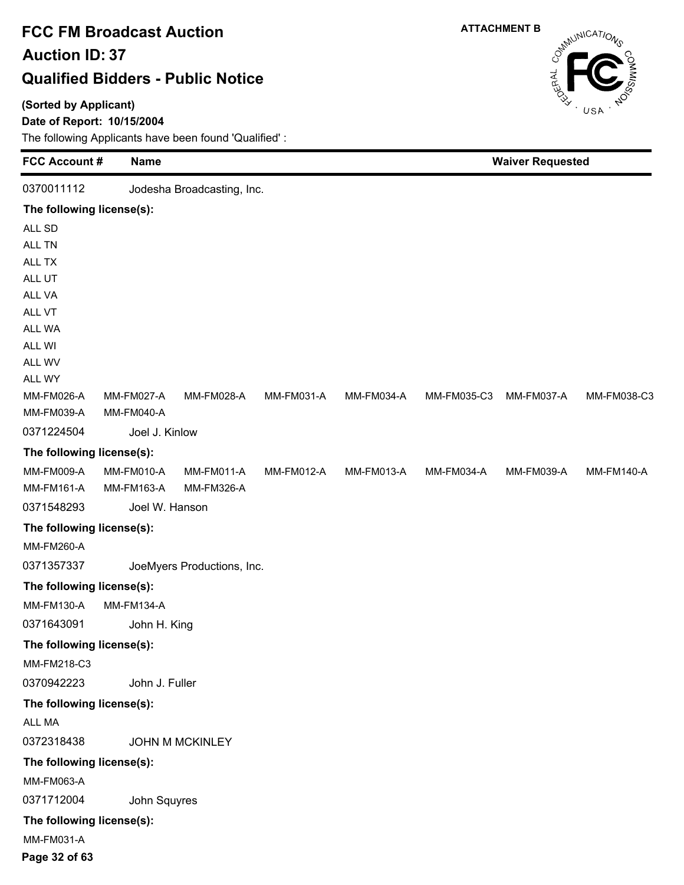# FCC FM Broadcast Auction

## Auction ID: 37

## Qualified Bidders - Public Notice

ATTACHMENT B

**(Sorted by Applicant)**

**Date of Report: 10/15/2004**

The following Applicants have been found 'Qualified' :

| FCC Account # | Name | Waiver Requested |
|---|---|---|

0370011112 Jodesha Broadcasting, Inc.

**The following license(s):**

ALL SD
ALL TN
ALL TX
ALL UT
ALL VA
ALL VT
ALL WA
ALL WI
ALL WV
ALL WY

MM-FM026-A MM-FM027-A MM-FM028-A MM-FM031-A MM-FM034-A MM-FM035-C3 MM-FM037-A MM-FM038-C3
MM-FM039-A MM-FM040-A

0371224504 Joel J. Kinlow

**The following license(s):**

MM-FM009-A MM-FM010-A MM-FM011-A MM-FM012-A MM-FM013-A MM-FM034-A MM-FM039-A MM-FM140-A
MM-FM161-A MM-FM163-A MM-FM326-A

0371548293 Joel W. Hanson

**The following license(s):**

MM-FM260-A

0371357337 JoeMyers Productions, Inc.

**The following license(s):**

MM-FM130-A MM-FM134-A

0371643091 John H. King

**The following license(s):**

MM-FM218-C3

0370942223 John J. Fuller

**The following license(s):**

ALL MA

0372318438 JOHN M MCKINLEY

**The following license(s):**

MM-FM063-A

0371712004 John Squyres

**The following license(s):**

MM-FM031-A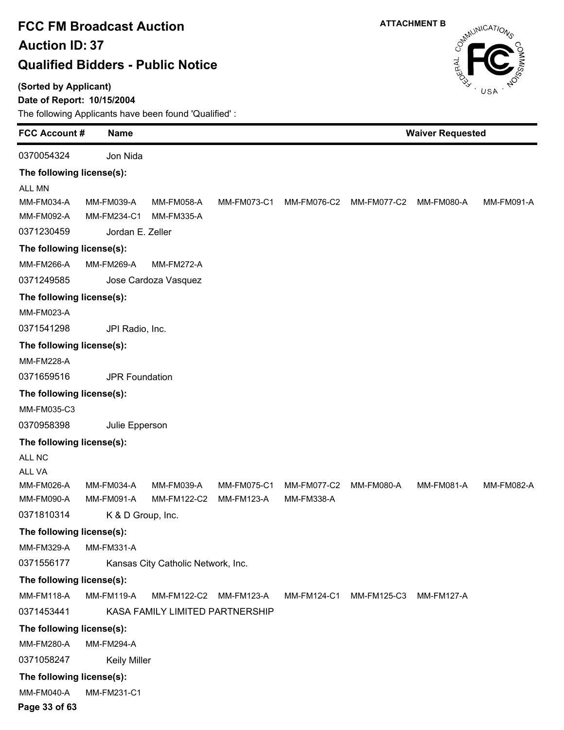# FCC FM Broadcast Auction

## Auction ID: 37

## Qualified Bidders - Public Notice

ATTACHMENT B

**(Sorted by Applicant)**

**Date of Report: 10/15/2004**

The following Applicants have been found 'Qualified' :

| FCC Account # | Name | Waiver Requested |
|---|---|---|
| 0370054324 | Jon Nida | |

**The following license(s):**

ALL MN

MM-FM034-A MM-FM039-A MM-FM058-A MM-FM073-C1 MM-FM076-C2 MM-FM077-C2 MM-FM080-A MM-FM091-A
MM-FM092-A MM-FM234-C1 MM-FM335-A

| FCC Account # | Name | Waiver Requested |
|---|---|---|
| 0371230459 | Jordan E. Zeller | |

**The following license(s):**

MM-FM266-A MM-FM269-A MM-FM272-A

| FCC Account # | Name | Waiver Requested |
|---|---|---|
| 0371249585 | Jose Cardoza Vasquez | |

**The following license(s):**

MM-FM023-A

| FCC Account # | Name | Waiver Requested |
|---|---|---|
| 0371541298 | JPI Radio, Inc. | |

**The following license(s):**

MM-FM228-A

| FCC Account # | Name | Waiver Requested |
|---|---|---|
| 0371659516 | JPR Foundation | |

**The following license(s):**

MM-FM035-C3

| FCC Account # | Name | Waiver Requested |
|---|---|---|
| 0370958398 | Julie Epperson | |

**The following license(s):**

ALL NC

ALL VA

MM-FM026-A MM-FM034-A MM-FM039-A MM-FM075-C1 MM-FM077-C2 MM-FM080-A MM-FM081-A MM-FM082-A
MM-FM090-A MM-FM091-A MM-FM122-C2 MM-FM123-A MM-FM338-A

| FCC Account # | Name | Waiver Requested |
|---|---|---|
| 0371810314 | K & D Group, Inc. | |

**The following license(s):**

MM-FM329-A MM-FM331-A

| FCC Account # | Name | Waiver Requested |
|---|---|---|
| 0371556177 | Kansas City Catholic Network, Inc. | |

**The following license(s):**

MM-FM118-A MM-FM119-A MM-FM122-C2 MM-FM123-A MM-FM124-C1 MM-FM125-C3 MM-FM127-A

| FCC Account # | Name | Waiver Requested |
|---|---|---|
| 0371453441 | KASA FAMILY LIMITED PARTNERSHIP | |

**The following license(s):**

MM-FM280-A MM-FM294-A

| FCC Account # | Name | Waiver Requested |
|---|---|---|
| 0371058247 | Keily Miller | |

**The following license(s):**

MM-FM040-A MM-FM231-C1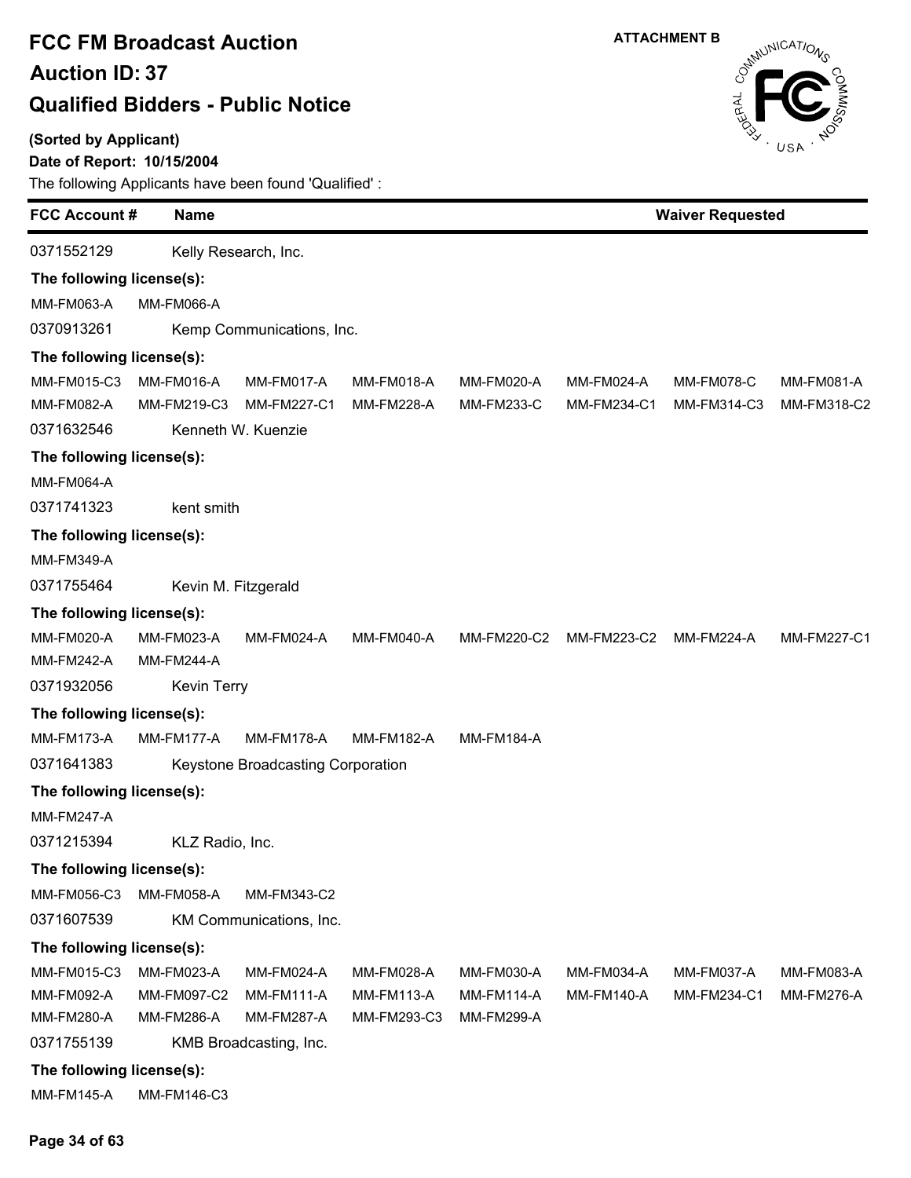# FCC FM Broadcast Auction

## Auction ID: 37

## Qualified Bidders - Public Notice

ATTACHMENT B

**(Sorted by Applicant)**

**Date of Report: 10/15/2004**

The following Applicants have been found 'Qualified' :

| FCC Account # | Name | | | | | | Waiver Requested |
|---|---|---|---|---|---|---|---|
| 0371552129 | Kelly Research, Inc. | | | | | | |
| **The following license(s):** | | | | | | | |
| MM-FM063-A | MM-FM066-A | | | | | | |
| 0370913261 | Kemp Communications, Inc. | | | | | | |
| **The following license(s):** | | | | | | | |
| MM-FM015-C3 | MM-FM016-A | MM-FM017-A | MM-FM018-A | MM-FM020-A | MM-FM024-A | MM-FM078-C | MM-FM081-A |
| MM-FM082-A | MM-FM219-C3 | MM-FM227-C1 | MM-FM228-A | MM-FM233-C | MM-FM234-C1 | MM-FM314-C3 | MM-FM318-C2 |
| 0371632546 | Kenneth W. Kuenzie | | | | | | |
| **The following license(s):** | | | | | | | |
| MM-FM064-A | | | | | | | |
| 0371741323 | kent smith | | | | | | |
| **The following license(s):** | | | | | | | |
| MM-FM349-A | | | | | | | |
| 0371755464 | Kevin M. Fitzgerald | | | | | | |
| **The following license(s):** | | | | | | | |
| MM-FM020-A | MM-FM023-A | MM-FM024-A | MM-FM040-A | MM-FM220-C2 | MM-FM223-C2 | MM-FM224-A | MM-FM227-C1 |
| MM-FM242-A | MM-FM244-A | | | | | | |
| 0371932056 | Kevin Terry | | | | | | |
| **The following license(s):** | | | | | | | |
| MM-FM173-A | MM-FM177-A | MM-FM178-A | MM-FM182-A | MM-FM184-A | | | |
| 0371641383 | Keystone Broadcasting Corporation | | | | | | |
| **The following license(s):** | | | | | | | |
| MM-FM247-A | | | | | | | |
| 0371215394 | KLZ Radio, Inc. | | | | | | |
| **The following license(s):** | | | | | | | |
| MM-FM056-C3 | MM-FM058-A | MM-FM343-C2 | | | | | |
| 0371607539 | KM Communications, Inc. | | | | | | |
| **The following license(s):** | | | | | | | |
| MM-FM015-C3 | MM-FM023-A | MM-FM024-A | MM-FM028-A | MM-FM030-A | MM-FM034-A | MM-FM037-A | MM-FM083-A |
| MM-FM092-A | MM-FM097-C2 | MM-FM111-A | MM-FM113-A | MM-FM114-A | MM-FM140-A | MM-FM234-C1 | MM-FM276-A |
| MM-FM280-A | MM-FM286-A | MM-FM287-A | MM-FM293-C3 | MM-FM299-A | | | |
| 0371755139 | KMB Broadcasting, Inc. | | | | | | |
| **The following license(s):** | | | | | | | |
| MM-FM145-A | MM-FM146-C3 | | | | | | |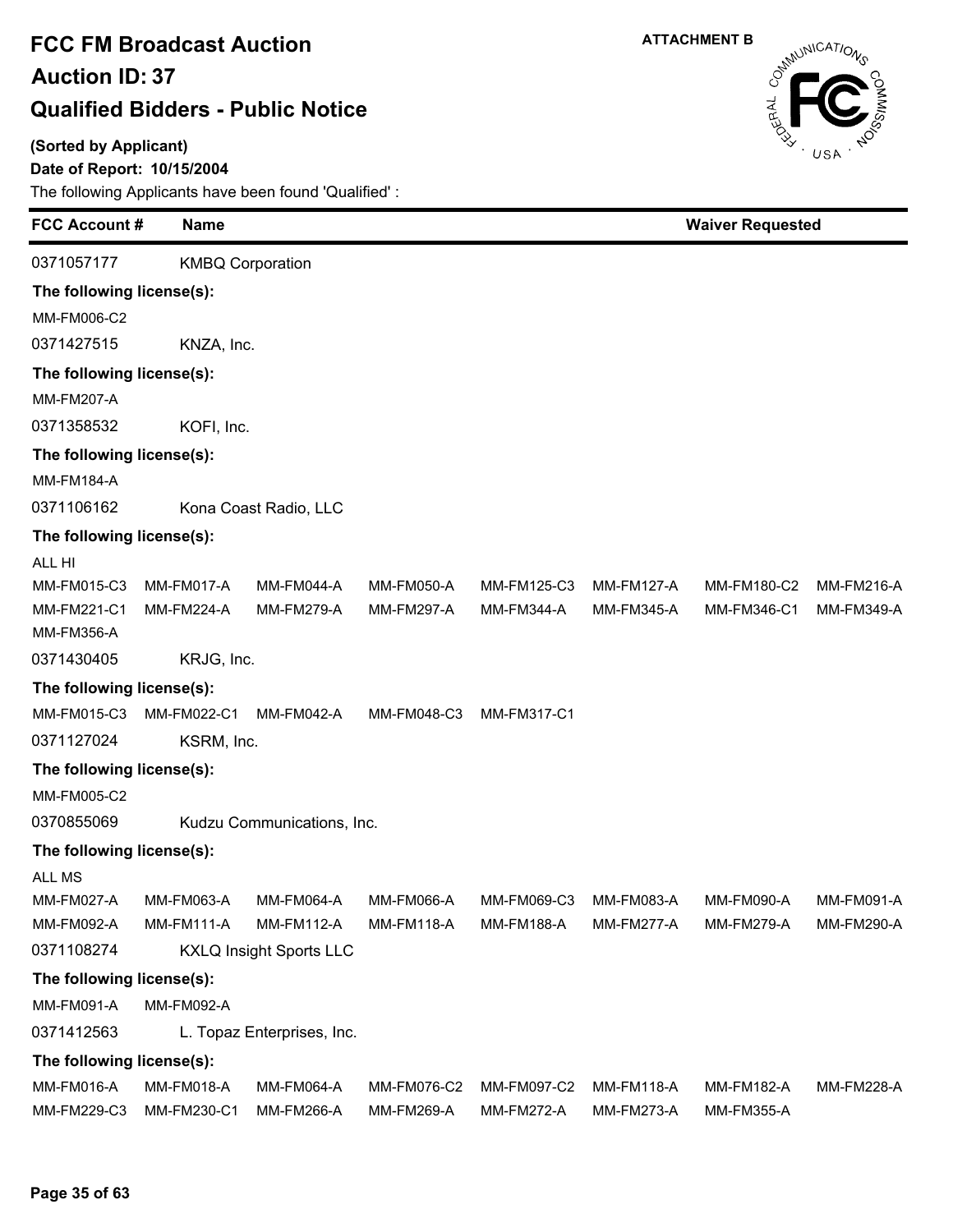# FCC FM Broadcast Auction

## Auction ID: 37

## Qualified Bidders - Public Notice

ATTACHMENT B

**(Sorted by Applicant)**

**Date of Report: 10/15/2004**

The following Applicants have been found 'Qualified' :

| FCC Account # | Name | Waiver Requested |
|---|---|---|

0371057177 KMBQ Corporation

**The following license(s):**

MM-FM006-C2

0371427515 KNZA, Inc.

**The following license(s):**

MM-FM207-A

0371358532 KOFI, Inc.

**The following license(s):**

MM-FM184-A

0371106162 Kona Coast Radio, LLC

**The following license(s):**

ALL HI

MM-FM015-C3 MM-FM017-A MM-FM044-A MM-FM050-A MM-FM125-C3 MM-FM127-A MM-FM180-C2 MM-FM216-A
MM-FM221-C1 MM-FM224-A MM-FM279-A MM-FM297-A MM-FM344-A MM-FM345-A MM-FM346-C1 MM-FM349-A
MM-FM356-A

0371430405 KRJG, Inc.

**The following license(s):**

MM-FM015-C3 MM-FM022-C1 MM-FM042-A MM-FM048-C3 MM-FM317-C1

0371127024 KSRM, Inc.

**The following license(s):**

MM-FM005-C2

0370855069 Kudzu Communications, Inc.

**The following license(s):**

ALL MS

MM-FM027-A MM-FM063-A MM-FM064-A MM-FM066-A MM-FM069-C3 MM-FM083-A MM-FM090-A MM-FM091-A
MM-FM092-A MM-FM111-A MM-FM112-A MM-FM118-A MM-FM188-A MM-FM277-A MM-FM279-A MM-FM290-A

0371108274 KXLQ Insight Sports LLC

**The following license(s):**

MM-FM091-A MM-FM092-A

0371412563 L. Topaz Enterprises, Inc.

**The following license(s):**

MM-FM016-A MM-FM018-A MM-FM064-A MM-FM076-C2 MM-FM097-C2 MM-FM118-A MM-FM182-A MM-FM228-A
MM-FM229-C3 MM-FM230-C1 MM-FM266-A MM-FM269-A MM-FM272-A MM-FM273-A MM-FM355-A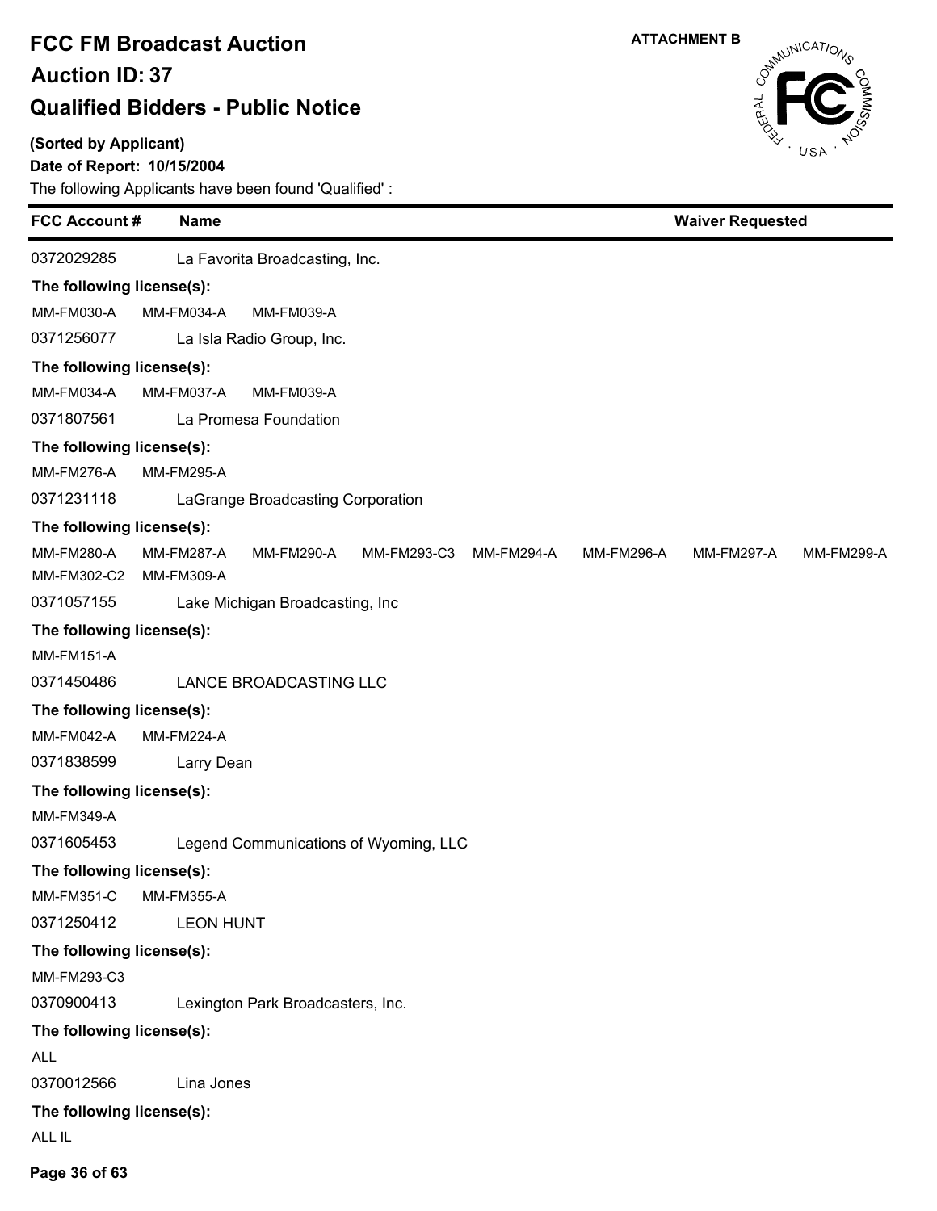# FCC FM Broadcast Auction

## Auction ID: 37

## Qualified Bidders - Public Notice

**ATTACHMENT B**

**(Sorted by Applicant)**

**Date of Report: 10/15/2004**

The following Applicants have been found 'Qualified' :

| FCC Account # | Name | Waiver Requested |
|---|---|---|
| 0372029285 | La Favorita Broadcasting, Inc. | |

**The following license(s):**

MM-FM030-A MM-FM034-A MM-FM039-A

| | | |
|---|---|---|
| 0371256077 | La Isla Radio Group, Inc. | |

**The following license(s):**

MM-FM034-A MM-FM037-A MM-FM039-A

| | | |
|---|---|---|
| 0371807561 | La Promesa Foundation | |

**The following license(s):**

MM-FM276-A MM-FM295-A

| | | |
|---|---|---|
| 0371231118 | LaGrange Broadcasting Corporation | |

**The following license(s):**

MM-FM280-A MM-FM287-A MM-FM290-A MM-FM293-C3 MM-FM294-A MM-FM296-A MM-FM297-A MM-FM299-A
MM-FM302-C2 MM-FM309-A

| | | |
|---|---|---|
| 0371057155 | Lake Michigan Broadcasting, Inc | |

**The following license(s):**

MM-FM151-A

| | | |
|---|---|---|
| 0371450486 | LANCE BROADCASTING LLC | |

**The following license(s):**

MM-FM042-A MM-FM224-A

| | | |
|---|---|---|
| 0371838599 | Larry Dean | |

**The following license(s):**

MM-FM349-A

| | | |
|---|---|---|
| 0371605453 | Legend Communications of Wyoming, LLC | |

**The following license(s):**

MM-FM351-C MM-FM355-A

| | | |
|---|---|---|
| 0371250412 | LEON HUNT | |

**The following license(s):**

MM-FM293-C3

| | | |
|---|---|---|
| 0370900413 | Lexington Park Broadcasters, Inc. | |

**The following license(s):**

ALL

| | | |
|---|---|---|
| 0370012566 | Lina Jones | |

**The following license(s):**

ALL IL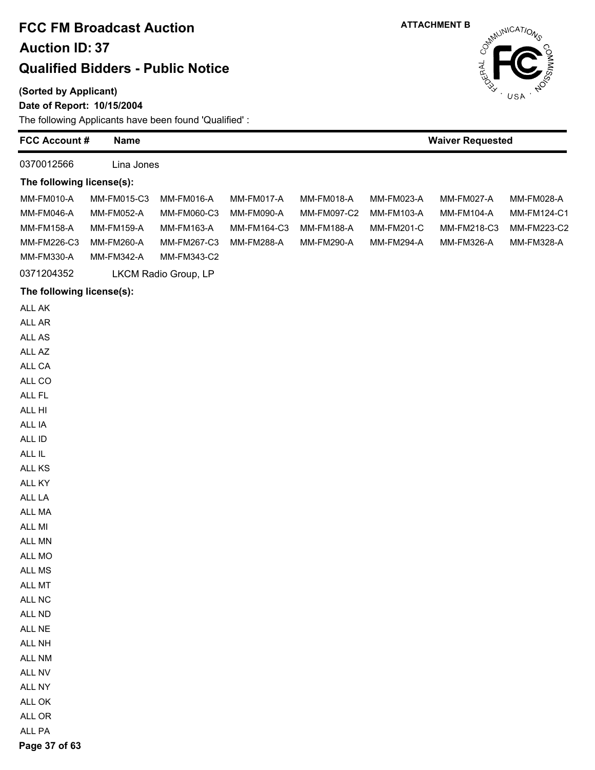# FCC FM Broadcast Auction

## Auction ID: 37

## Qualified Bidders - Public Notice

ATTACHMENT B

**(Sorted by Applicant)**

**Date of Report: 10/15/2004**

The following Applicants have been found 'Qualified' :

| FCC Account # | Name | Waiver Requested |
|---|---|---|
| 0370012566 | Lina Jones | |

**The following license(s):**

| | | | | | | | |
|---|---|---|---|---|---|---|---|
| MM-FM010-A | MM-FM015-C3 | MM-FM016-A | MM-FM017-A | MM-FM018-A | MM-FM023-A | MM-FM027-A | MM-FM028-A |
| MM-FM046-A | MM-FM052-A | MM-FM060-C3 | MM-FM090-A | MM-FM097-C2 | MM-FM103-A | MM-FM104-A | MM-FM124-C1 |
| MM-FM158-A | MM-FM159-A | MM-FM163-A | MM-FM164-C3 | MM-FM188-A | MM-FM201-C | MM-FM218-C3 | MM-FM223-C2 |
| MM-FM226-C3 | MM-FM260-A | MM-FM267-C3 | MM-FM288-A | MM-FM290-A | MM-FM294-A | MM-FM326-A | MM-FM328-A |
| MM-FM330-A | MM-FM342-A | MM-FM343-C2 | | | | | |

| FCC Account # | Name | Waiver Requested |
|---|---|---|
| 0371204352 | LKCM Radio Group, LP | |

**The following license(s):**

ALL AK
ALL AR
ALL AS
ALL AZ
ALL CA
ALL CO
ALL FL
ALL HI
ALL IA
ALL ID
ALL IL
ALL KS
ALL KY
ALL LA
ALL MA
ALL MI
ALL MN
ALL MO
ALL MS
ALL MT
ALL NC
ALL ND
ALL NE
ALL NH
ALL NM
ALL NV
ALL NY
ALL OK
ALL OR
ALL PA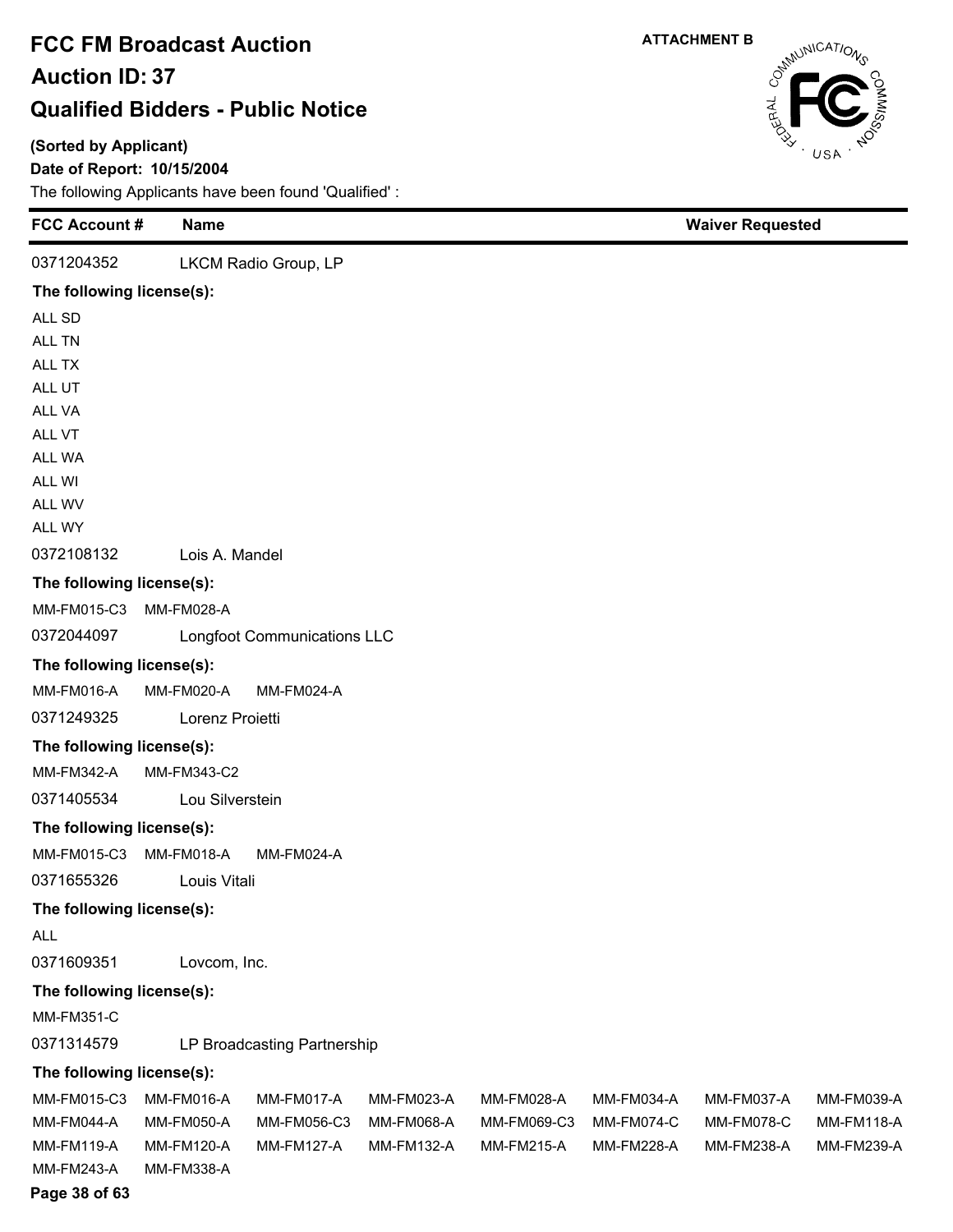# FCC FM Broadcast Auction

## Auction ID: 37

## Qualified Bidders - Public Notice

ATTACHMENT B

**(Sorted by Applicant)**

**Date of Report: 10/15/2004**

The following Applicants have been found 'Qualified' :

| FCC Account # | Name | Waiver Requested |
|---|---|---|
| 0371204352 | LKCM Radio Group, LP | |

**The following license(s):**

ALL SD
ALL TN
ALL TX
ALL UT
ALL VA
ALL VT
ALL WA
ALL WI
ALL WV
ALL WY

| FCC Account # | Name | Waiver Requested |
|---|---|---|
| 0372108132 | Lois A. Mandel | |

**The following license(s):**

MM-FM015-C3 MM-FM028-A

| FCC Account # | Name | Waiver Requested |
|---|---|---|
| 0372044097 | Longfoot Communications LLC | |

**The following license(s):**

MM-FM016-A MM-FM020-A MM-FM024-A

| FCC Account # | Name | Waiver Requested |
|---|---|---|
| 0371249325 | Lorenz Proietti | |

**The following license(s):**

MM-FM342-A MM-FM343-C2

| FCC Account # | Name | Waiver Requested |
|---|---|---|
| 0371405534 | Lou Silverstein | |

**The following license(s):**

MM-FM015-C3 MM-FM018-A MM-FM024-A

| FCC Account # | Name | Waiver Requested |
|---|---|---|
| 0371655326 | Louis Vitali | |

**The following license(s):**

ALL

| FCC Account # | Name | Waiver Requested |
|---|---|---|
| 0371609351 | Lovcom, Inc. | |

**The following license(s):**

MM-FM351-C

| FCC Account # | Name | Waiver Requested |
|---|---|---|
| 0371314579 | LP Broadcasting Partnership | |

**The following license(s):**

MM-FM015-C3 MM-FM016-A MM-FM017-A MM-FM023-A MM-FM028-A MM-FM034-A MM-FM037-A MM-FM039-A
MM-FM044-A MM-FM050-A MM-FM056-C3 MM-FM068-A MM-FM069-C3 MM-FM074-C MM-FM078-C MM-FM118-A
MM-FM119-A MM-FM120-A MM-FM127-A MM-FM132-A MM-FM215-A MM-FM228-A MM-FM238-A MM-FM239-A
MM-FM243-A MM-FM338-A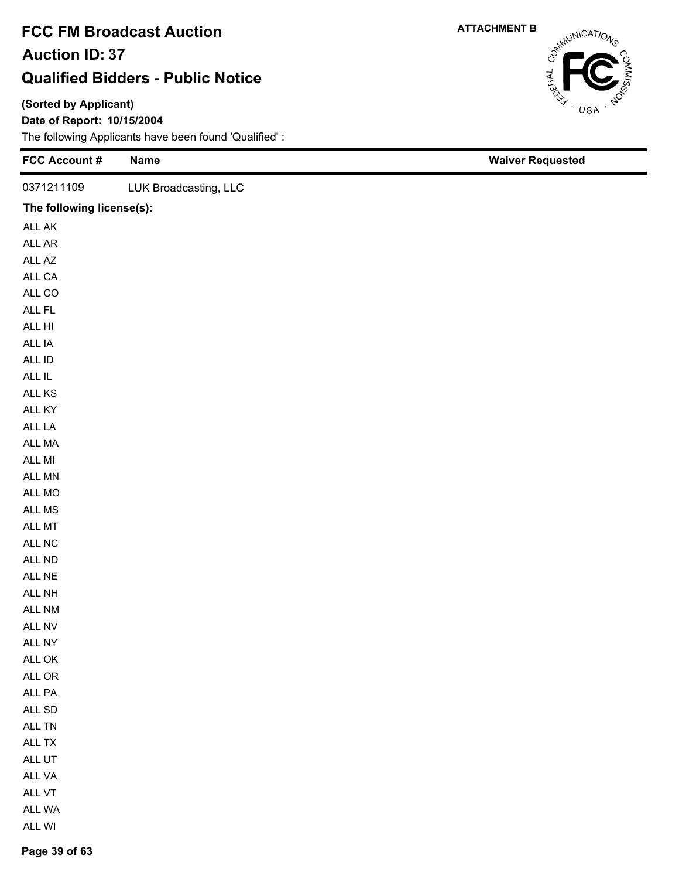# FCC FM Broadcast Auction

## Auction ID: 37

## Qualified Bidders - Public Notice

**ATTACHMENT B**

**(Sorted by Applicant)**

**Date of Report: 10/15/2004**

The following Applicants have been found 'Qualified' :

| FCC Account # | Name | Waiver Requested |
|---|---|---|
| 0371211109 | LUK Broadcasting, LLC | |

**The following license(s):**

ALL AK
ALL AR
ALL AZ
ALL CA
ALL CO
ALL FL
ALL HI
ALL IA
ALL ID
ALL IL
ALL KS
ALL KY
ALL LA
ALL MA
ALL MI
ALL MN
ALL MO
ALL MS
ALL MT
ALL NC
ALL ND
ALL NE
ALL NH
ALL NM
ALL NV
ALL NY
ALL OK
ALL OR
ALL PA
ALL SD
ALL TN
ALL TX
ALL UT
ALL VA
ALL VT
ALL WA
ALL WI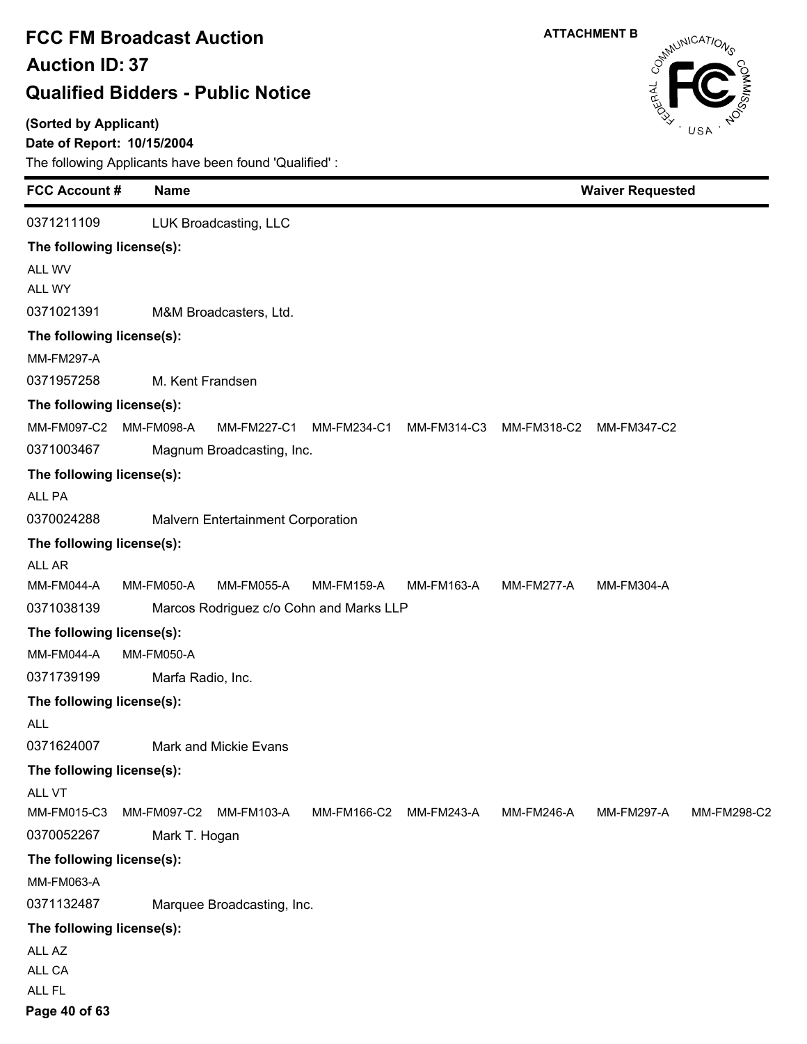# FCC FM Broadcast Auction

## Auction ID: 37

## Qualified Bidders - Public Notice

**ATTACHMENT B**

**(Sorted by Applicant)**

**Date of Report: 10/15/2004**

The following Applicants have been found 'Qualified' :

| FCC Account # | Name | Waiver Requested |
|---|---|---|
| 0371211109 | LUK Broadcasting, LLC | |

**The following license(s):**

ALL WV
ALL WY

| | | |
|---|---|---|
| 0371021391 | M&M Broadcasters, Ltd. | |

**The following license(s):**

MM-FM297-A

| | | |
|---|---|---|
| 0371957258 | M. Kent Frandsen | |

**The following license(s):**

MM-FM097-C2 MM-FM098-A MM-FM227-C1 MM-FM234-C1 MM-FM314-C3 MM-FM318-C2 MM-FM347-C2

| | | |
|---|---|---|
| 0371003467 | Magnum Broadcasting, Inc. | |

**The following license(s):**

ALL PA

| | | |
|---|---|---|
| 0370024288 | Malvern Entertainment Corporation | |

**The following license(s):**

ALL AR
MM-FM044-A MM-FM050-A MM-FM055-A MM-FM159-A MM-FM163-A MM-FM277-A MM-FM304-A

| | | |
|---|---|---|
| 0371038139 | Marcos Rodriguez c/o Cohn and Marks LLP | |

**The following license(s):**

MM-FM044-A MM-FM050-A

| | | |
|---|---|---|
| 0371739199 | Marfa Radio, Inc. | |

**The following license(s):**

ALL

| | | |
|---|---|---|
| 0371624007 | Mark and Mickie Evans | |

**The following license(s):**

ALL VT
MM-FM015-C3 MM-FM097-C2 MM-FM103-A MM-FM166-C2 MM-FM243-A MM-FM246-A MM-FM297-A MM-FM298-C2

| | | |
|---|---|---|
| 0370052267 | Mark T. Hogan | |

**The following license(s):**

MM-FM063-A

| | | |
|---|---|---|
| 0371132487 | Marquee Broadcasting, Inc. | |

**The following license(s):**

ALL AZ
ALL CA
ALL FL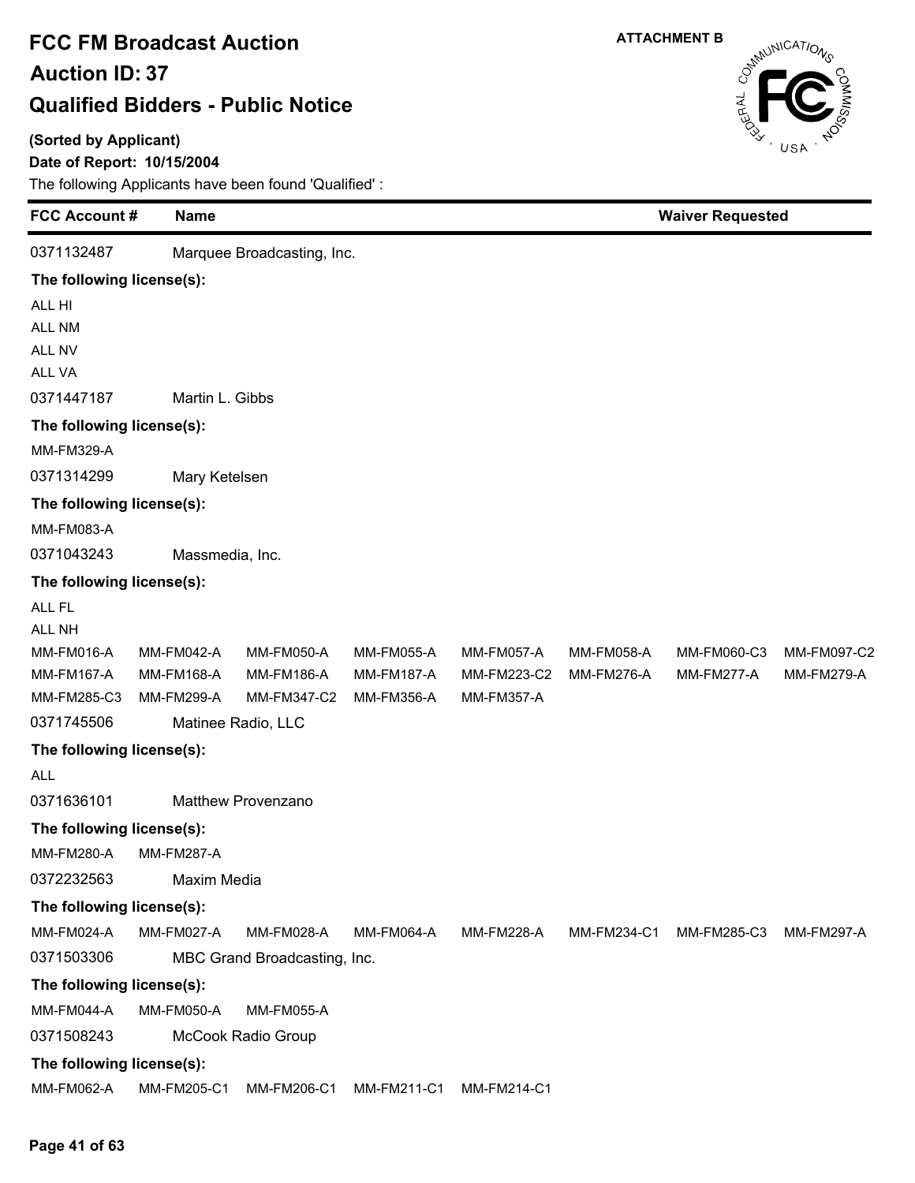# FCC FM Broadcast Auction

## Auction ID: 37

## Qualified Bidders - Public Notice

**ATTACHMENT B**

**(Sorted by Applicant)**

**Date of Report: 10/15/2004**

The following Applicants have been found 'Qualified' :

| FCC Account # | Name | Waiver Requested |
|---|---|---|

0371132487 Marquee Broadcasting, Inc.

**The following license(s):**

ALL HI
ALL NM
ALL NV
ALL VA

0371447187 Martin L. Gibbs

**The following license(s):**

MM-FM329-A

0371314299 Mary Ketelsen

**The following license(s):**

MM-FM083-A

0371043243 Massmedia, Inc.

**The following license(s):**

ALL FL
ALL NH

| | | | | | | | |
|---|---|---|---|---|---|---|---|
| MM-FM016-A | MM-FM042-A | MM-FM050-A | MM-FM055-A | MM-FM057-A | MM-FM058-A | MM-FM060-C3 | MM-FM097-C2 |
| MM-FM167-A | MM-FM168-A | MM-FM186-A | MM-FM187-A | MM-FM223-C2 | MM-FM276-A | MM-FM277-A | MM-FM279-A |
| MM-FM285-C3 | MM-FM299-A | MM-FM347-C2 | MM-FM356-A | MM-FM357-A | | | |

0371745506 Matinee Radio, LLC

**The following license(s):**

ALL

0371636101 Matthew Provenzano

**The following license(s):**

MM-FM280-A MM-FM287-A

0372232563 Maxim Media

**The following license(s):**

| | | | | | | | |
|---|---|---|---|---|---|---|---|
| MM-FM024-A | MM-FM027-A | MM-FM028-A | MM-FM064-A | MM-FM228-A | MM-FM234-C1 | MM-FM285-C3 | MM-FM297-A |

0371503306 MBC Grand Broadcasting, Inc.

**The following license(s):**

MM-FM044-A MM-FM050-A MM-FM055-A

0371508243 McCook Radio Group

**The following license(s):**

MM-FM062-A MM-FM205-C1 MM-FM206-C1 MM-FM211-C1 MM-FM214-C1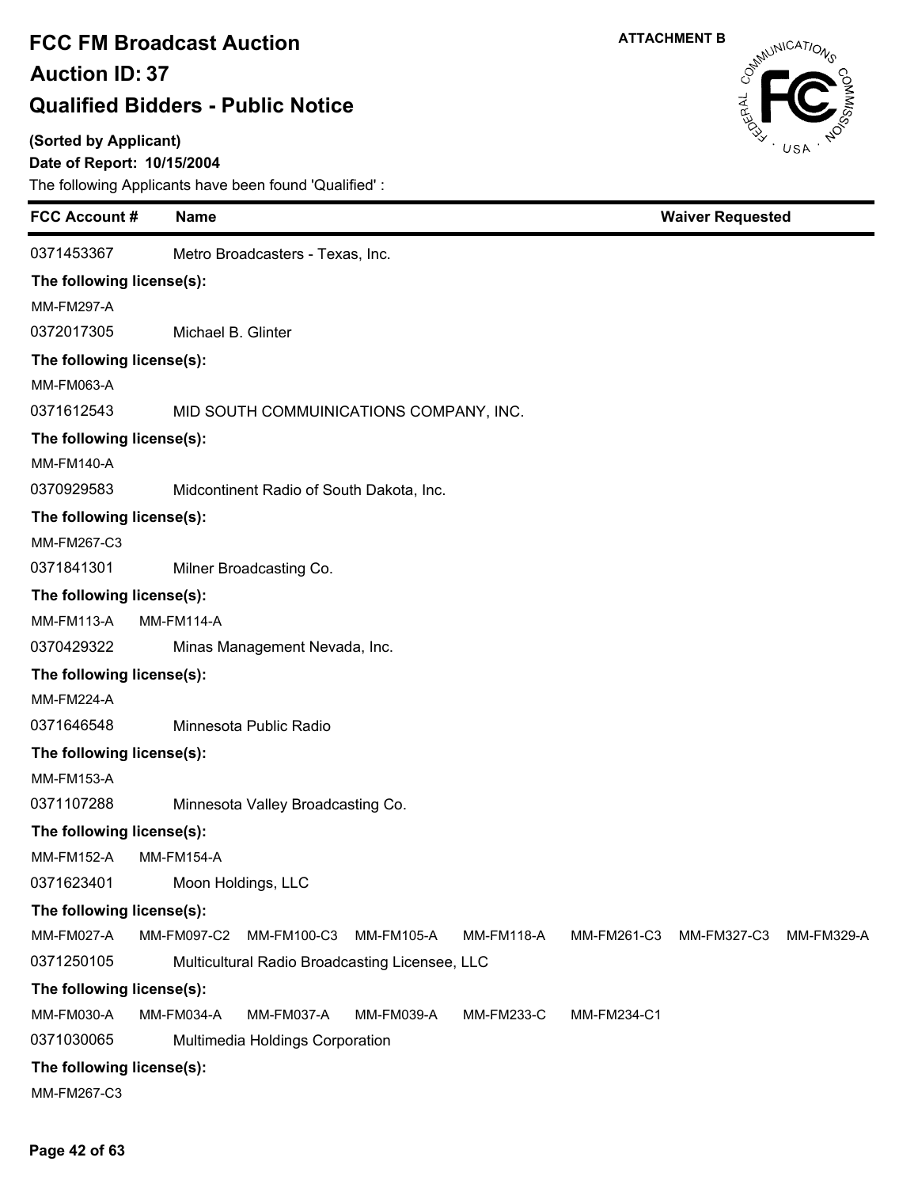# FCC FM Broadcast Auction

# Auction ID: 37

# Qualified Bidders - Public Notice

ATTACHMENT B

**(Sorted by Applicant)**

**Date of Report: 10/15/2004**

The following Applicants have been found 'Qualified' :

| FCC Account # | Name | Waiver Requested |
|---|---|---|
| 0371453367 | Metro Broadcasters - Texas, Inc. | |

**The following license(s):**
MM-FM297-A

| | | |
|---|---|---|
| 0372017305 | Michael B. Glinter | |

**The following license(s):**
MM-FM063-A

| | | |
|---|---|---|
| 0371612543 | MID SOUTH COMMUINICATIONS COMPANY, INC. | |

**The following license(s):**
MM-FM140-A

| | | |
|---|---|---|
| 0370929583 | Midcontinent Radio of South Dakota, Inc. | |

**The following license(s):**
MM-FM267-C3

| | | |
|---|---|---|
| 0371841301 | Milner Broadcasting Co. | |

**The following license(s):**
MM-FM113-A MM-FM114-A

| | | |
|---|---|---|
| 0370429322 | Minas Management Nevada, Inc. | |

**The following license(s):**
MM-FM224-A

| | | |
|---|---|---|
| 0371646548 | Minnesota Public Radio | |

**The following license(s):**
MM-FM153-A

| | | |
|---|---|---|
| 0371107288 | Minnesota Valley Broadcasting Co. | |

**The following license(s):**
MM-FM152-A MM-FM154-A

| | | |
|---|---|---|
| 0371623401 | Moon Holdings, LLC | |

**The following license(s):**
MM-FM027-A MM-FM097-C2 MM-FM100-C3 MM-FM105-A MM-FM118-A MM-FM261-C3 MM-FM327-C3 MM-FM329-A

| | | |
|---|---|---|
| 0371250105 | Multicultural Radio Broadcasting Licensee, LLC | |

**The following license(s):**
MM-FM030-A MM-FM034-A MM-FM037-A MM-FM039-A MM-FM233-C MM-FM234-C1

| | | |
|---|---|---|
| 0371030065 | Multimedia Holdings Corporation | |

**The following license(s):**
MM-FM267-C3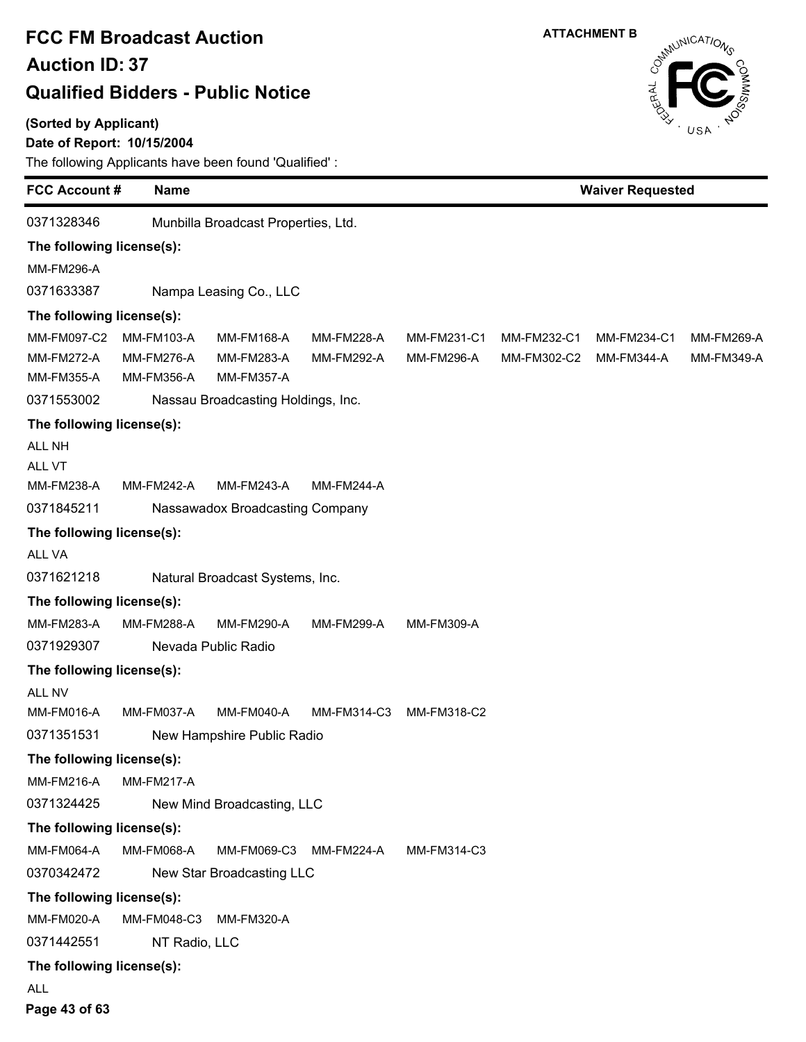# FCC FM Broadcast Auction

## Auction ID: 37

## Qualified Bidders - Public Notice

ATTACHMENT B

**(Sorted by Applicant)**

**Date of Report: 10/15/2004**

The following Applicants have been found 'Qualified' :

| FCC Account # | Name | Waiver Requested |
|---|---|---|
| 0371328346 | Munbilla Broadcast Properties, Ltd. | |

**The following license(s):**

MM-FM296-A

| FCC Account # | Name | Waiver Requested |
|---|---|---|
| 0371633387 | Nampa Leasing Co., LLC | |

**The following license(s):**

MM-FM097-C2 MM-FM103-A MM-FM168-A MM-FM228-A MM-FM231-C1 MM-FM232-C1 MM-FM234-C1 MM-FM269-A
MM-FM272-A MM-FM276-A MM-FM283-A MM-FM292-A MM-FM296-A MM-FM302-C2 MM-FM344-A MM-FM349-A
MM-FM355-A MM-FM356-A MM-FM357-A

| FCC Account # | Name | Waiver Requested |
|---|---|---|
| 0371553002 | Nassau Broadcasting Holdings, Inc. | |

**The following license(s):**

ALL NH
ALL VT
MM-FM238-A MM-FM242-A MM-FM243-A MM-FM244-A

| FCC Account # | Name | Waiver Requested |
|---|---|---|
| 0371845211 | Nassawadox Broadcasting Company | |

**The following license(s):**

ALL VA

| FCC Account # | Name | Waiver Requested |
|---|---|---|
| 0371621218 | Natural Broadcast Systems, Inc. | |

**The following license(s):**

MM-FM283-A MM-FM288-A MM-FM290-A MM-FM299-A MM-FM309-A

| FCC Account # | Name | Waiver Requested |
|---|---|---|
| 0371929307 | Nevada Public Radio | |

**The following license(s):**

ALL NV
MM-FM016-A MM-FM037-A MM-FM040-A MM-FM314-C3 MM-FM318-C2

| FCC Account # | Name | Waiver Requested |
|---|---|---|
| 0371351531 | New Hampshire Public Radio | |

**The following license(s):**

MM-FM216-A MM-FM217-A

| FCC Account # | Name | Waiver Requested |
|---|---|---|
| 0371324425 | New Mind Broadcasting, LLC | |

**The following license(s):**

MM-FM064-A MM-FM068-A MM-FM069-C3 MM-FM224-A MM-FM314-C3

| FCC Account # | Name | Waiver Requested |
|---|---|---|
| 0370342472 | New Star Broadcasting LLC | |

**The following license(s):**

MM-FM020-A MM-FM048-C3 MM-FM320-A

| FCC Account # | Name | Waiver Requested |
|---|---|---|
| 0371442551 | NT Radio, LLC | |

**The following license(s):**

ALL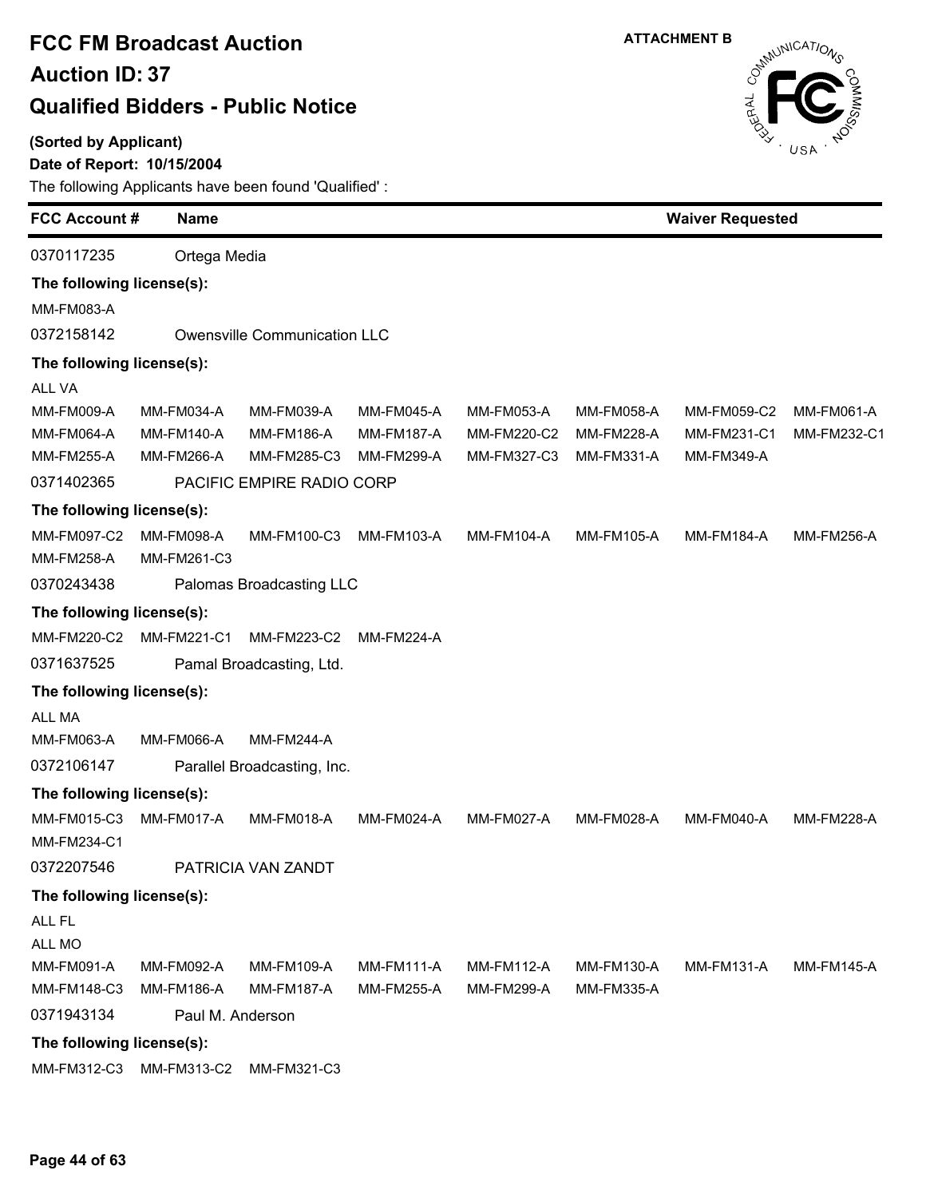# FCC FM Broadcast Auction

## Auction ID: 37

## Qualified Bidders - Public Notice

ATTACHMENT B

**(Sorted by Applicant)**

**Date of Report: 10/15/2004**

The following Applicants have been found 'Qualified' :

| FCC Account # | Name | Waiver Requested |
|---|---|---|

0370117235 Ortega Media

**The following license(s):**

MM-FM083-A

0372158142 Owensville Communication LLC

**The following license(s):**

ALL VA

MM-FM009-A MM-FM034-A MM-FM039-A MM-FM045-A MM-FM053-A MM-FM058-A MM-FM059-C2 MM-FM061-A
MM-FM064-A MM-FM140-A MM-FM186-A MM-FM187-A MM-FM220-C2 MM-FM228-A MM-FM231-C1 MM-FM232-C1
MM-FM255-A MM-FM266-A MM-FM285-C3 MM-FM299-A MM-FM327-C3 MM-FM331-A MM-FM349-A

0371402365 PACIFIC EMPIRE RADIO CORP

**The following license(s):**

MM-FM097-C2 MM-FM098-A MM-FM100-C3 MM-FM103-A MM-FM104-A MM-FM105-A MM-FM184-A MM-FM256-A
MM-FM258-A MM-FM261-C3

0370243438 Palomas Broadcasting LLC

**The following license(s):**

MM-FM220-C2 MM-FM221-C1 MM-FM223-C2 MM-FM224-A

0371637525 Pamal Broadcasting, Ltd.

**The following license(s):**

ALL MA

MM-FM063-A MM-FM066-A MM-FM244-A

0372106147 Parallel Broadcasting, Inc.

**The following license(s):**

MM-FM015-C3 MM-FM017-A MM-FM018-A MM-FM024-A MM-FM027-A MM-FM028-A MM-FM040-A MM-FM228-A
MM-FM234-C1

0372207546 PATRICIA VAN ZANDT

**The following license(s):**

ALL FL

ALL MO

MM-FM091-A MM-FM092-A MM-FM109-A MM-FM111-A MM-FM112-A MM-FM130-A MM-FM131-A MM-FM145-A
MM-FM148-C3 MM-FM186-A MM-FM187-A MM-FM255-A MM-FM299-A MM-FM335-A

0371943134 Paul M. Anderson

**The following license(s):**

MM-FM312-C3 MM-FM313-C2 MM-FM321-C3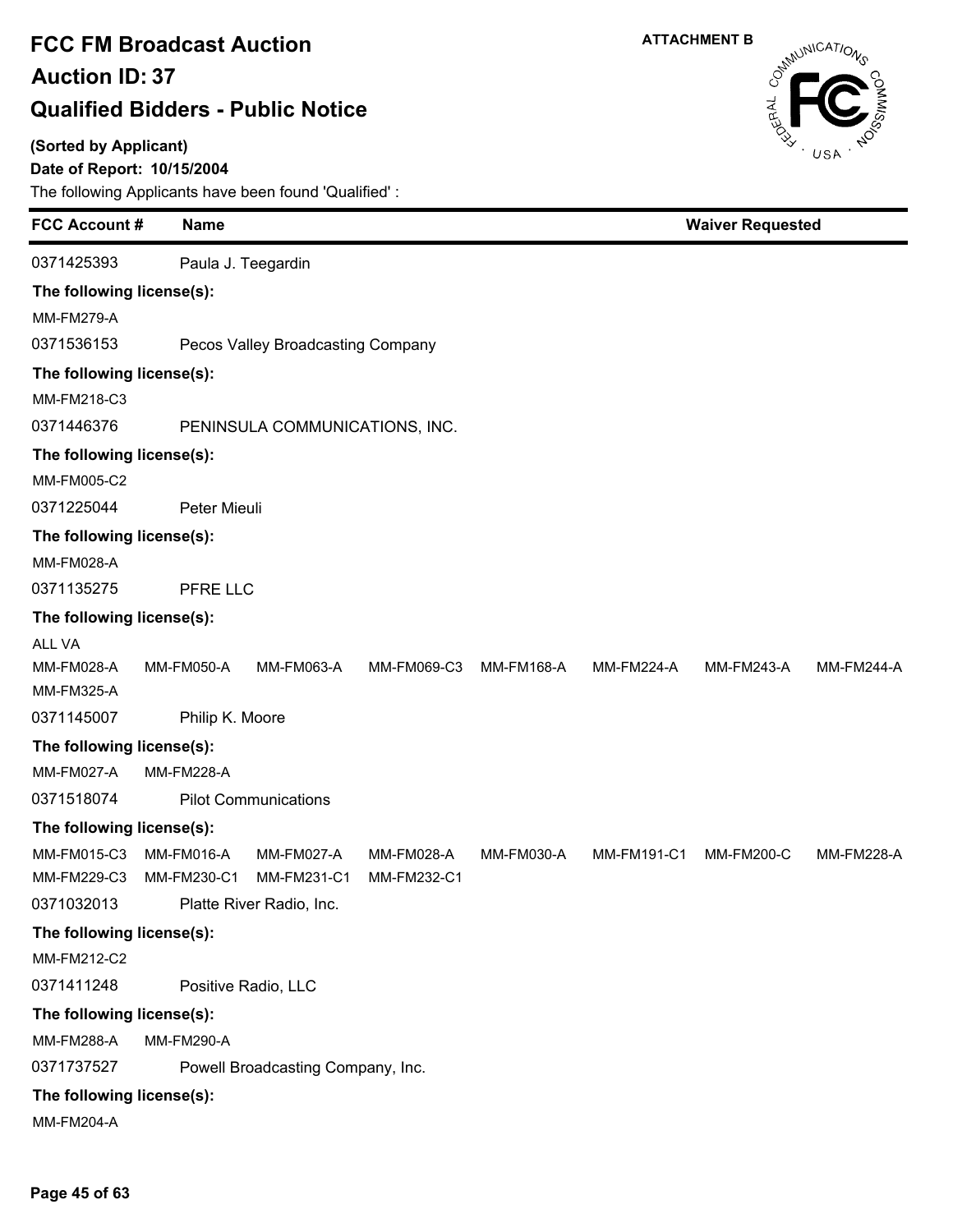# FCC FM Broadcast Auction

## Auction ID: 37

## Qualified Bidders - Public Notice

**ATTACHMENT B**

**(Sorted by Applicant)**

**Date of Report: 10/15/2004**

The following Applicants have been found 'Qualified' :

| FCC Account # | Name | Waiver Requested |
|---|---|---|

0371425393 Paula J. Teegardin

**The following license(s):**

MM-FM279-A

0371536153 Pecos Valley Broadcasting Company

**The following license(s):**

MM-FM218-C3

0371446376 PENINSULA COMMUNICATIONS, INC.

**The following license(s):**

MM-FM005-C2

0371225044 Peter Mieuli

**The following license(s):**

MM-FM028-A

0371135275 PFRE LLC

**The following license(s):**

ALL VA

MM-FM028-A MM-FM050-A MM-FM063-A MM-FM069-C3 MM-FM168-A MM-FM224-A MM-FM243-A MM-FM244-A
MM-FM325-A

0371145007 Philip K. Moore

**The following license(s):**

MM-FM027-A MM-FM228-A

0371518074 Pilot Communications

**The following license(s):**

MM-FM015-C3 MM-FM016-A MM-FM027-A MM-FM028-A MM-FM030-A MM-FM191-C1 MM-FM200-C MM-FM228-A
MM-FM229-C3 MM-FM230-C1 MM-FM231-C1 MM-FM232-C1

0371032013 Platte River Radio, Inc.

**The following license(s):**

MM-FM212-C2

0371411248 Positive Radio, LLC

**The following license(s):**

MM-FM288-A MM-FM290-A

0371737527 Powell Broadcasting Company, Inc.

**The following license(s):**

MM-FM204-A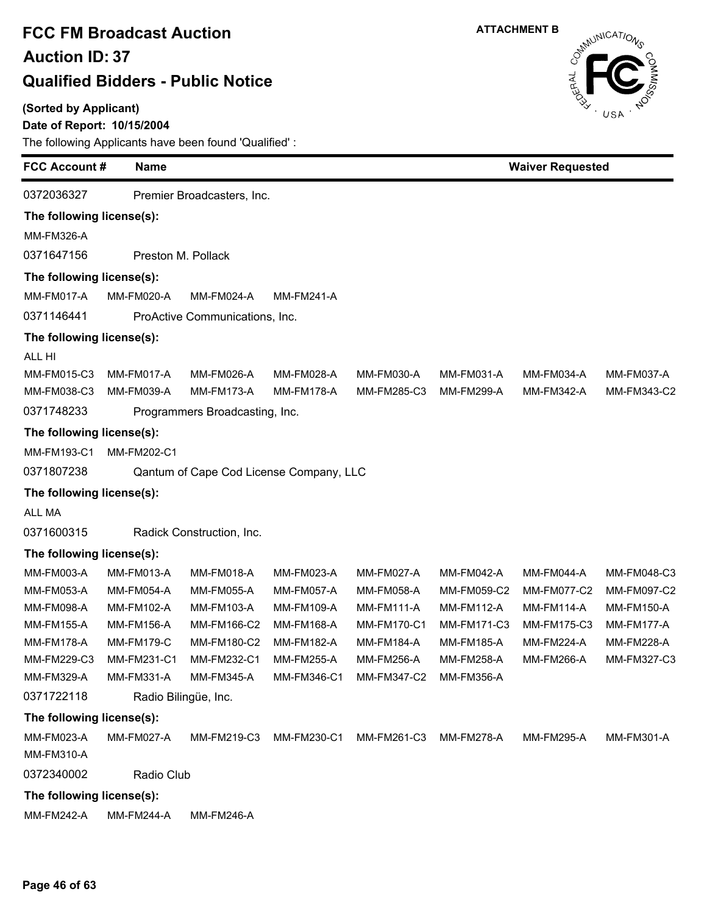# FCC FM Broadcast Auction

## Auction ID: 37

## Qualified Bidders - Public Notice

ATTACHMENT B

**(Sorted by Applicant)**

**Date of Report: 10/15/2004**

The following Applicants have been found 'Qualified' :

| FCC Account # | Name | Waiver Requested |
|---|---|---|

0372036327 Premier Broadcasters, Inc.

**The following license(s):**

MM-FM326-A

0371647156 Preston M. Pollack

**The following license(s):**

MM-FM017-A MM-FM020-A MM-FM024-A MM-FM241-A

0371146441 ProActive Communications, Inc.

**The following license(s):**

ALL HI

MM-FM015-C3 MM-FM017-A MM-FM026-A MM-FM028-A MM-FM030-A MM-FM031-A MM-FM034-A MM-FM037-A
MM-FM038-C3 MM-FM039-A MM-FM173-A MM-FM178-A MM-FM285-C3 MM-FM299-A MM-FM342-A MM-FM343-C2

0371748233 Programmers Broadcasting, Inc.

**The following license(s):**

MM-FM193-C1 MM-FM202-C1

0371807238 Qantum of Cape Cod License Company, LLC

**The following license(s):**

ALL MA

0371600315 Radick Construction, Inc.

**The following license(s):**

MM-FM003-A MM-FM013-A MM-FM018-A MM-FM023-A MM-FM027-A MM-FM042-A MM-FM044-A MM-FM048-C3
MM-FM053-A MM-FM054-A MM-FM055-A MM-FM057-A MM-FM058-A MM-FM059-C2 MM-FM077-C2 MM-FM097-C2
MM-FM098-A MM-FM102-A MM-FM103-A MM-FM109-A MM-FM111-A MM-FM112-A MM-FM114-A MM-FM150-A
MM-FM155-A MM-FM156-A MM-FM166-C2 MM-FM168-A MM-FM170-C1 MM-FM171-C3 MM-FM175-C3 MM-FM177-A
MM-FM178-A MM-FM179-C MM-FM180-C2 MM-FM182-A MM-FM184-A MM-FM185-A MM-FM224-A MM-FM228-A
MM-FM229-C3 MM-FM231-C1 MM-FM232-C1 MM-FM255-A MM-FM256-A MM-FM258-A MM-FM266-A MM-FM327-C3
MM-FM329-A MM-FM331-A MM-FM345-A MM-FM346-C1 MM-FM347-C2 MM-FM356-A

0371722118 Radio Bilingüe, Inc.

**The following license(s):**

MM-FM023-A MM-FM027-A MM-FM219-C3 MM-FM230-C1 MM-FM261-C3 MM-FM278-A MM-FM295-A MM-FM301-A
MM-FM310-A

0372340002 Radio Club

**The following license(s):**

MM-FM242-A MM-FM244-A MM-FM246-A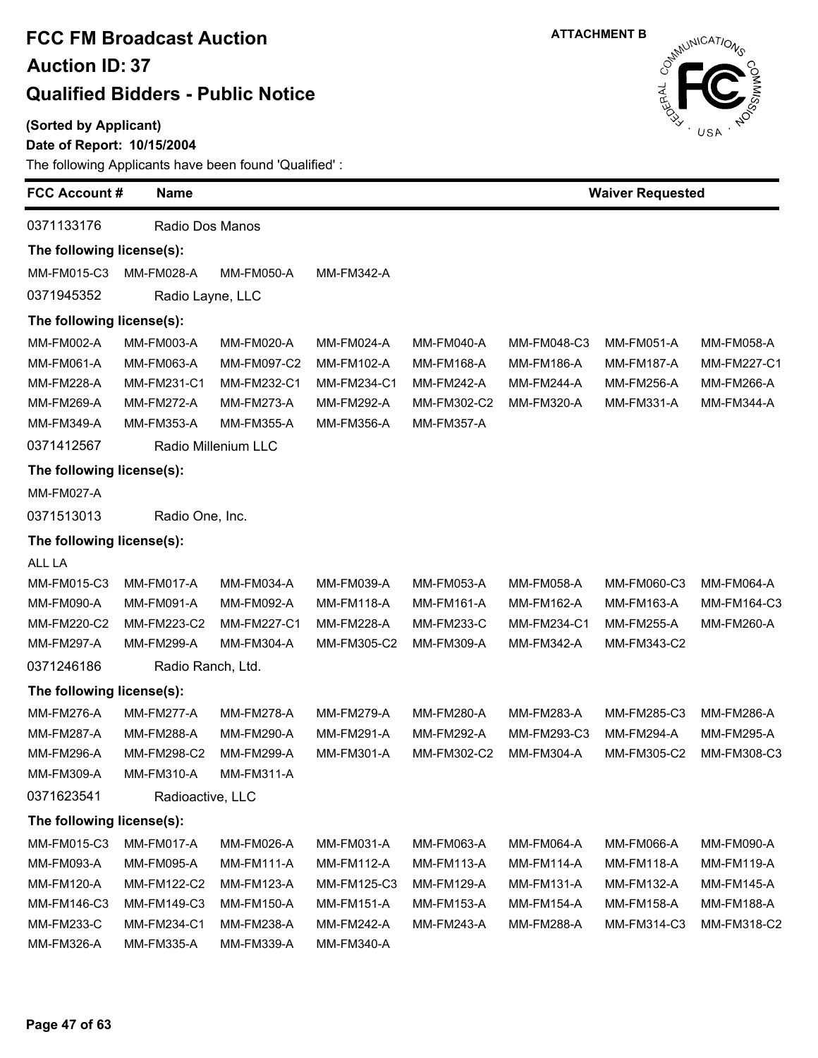# FCC FM Broadcast Auction

## Auction ID: 37

## Qualified Bidders - Public Notice

ATTACHMENT B

**(Sorted by Applicant)**

**Date of Report: 10/15/2004**

The following Applicants have been found 'Qualified' :

| FCC Account # | Name | Waiver Requested |
|---|---|---|

0371133176 Radio Dos Manos

**The following license(s):**

MM-FM015-C3 MM-FM028-A MM-FM050-A MM-FM342-A

0371945352 Radio Layne, LLC

**The following license(s):**

MM-FM002-A MM-FM003-A MM-FM020-A MM-FM024-A MM-FM040-A MM-FM048-C3 MM-FM051-A MM-FM058-A
MM-FM061-A MM-FM063-A MM-FM097-C2 MM-FM102-A MM-FM168-A MM-FM186-A MM-FM187-A MM-FM227-C1
MM-FM228-A MM-FM231-C1 MM-FM232-C1 MM-FM234-C1 MM-FM242-A MM-FM244-A MM-FM256-A MM-FM266-A
MM-FM269-A MM-FM272-A MM-FM273-A MM-FM292-A MM-FM302-C2 MM-FM320-A MM-FM331-A MM-FM344-A
MM-FM349-A MM-FM353-A MM-FM355-A MM-FM356-A MM-FM357-A

0371412567 Radio Millenium LLC

**The following license(s):**

MM-FM027-A

0371513013 Radio One, Inc.

**The following license(s):**

ALL LA

MM-FM015-C3 MM-FM017-A MM-FM034-A MM-FM039-A MM-FM053-A MM-FM058-A MM-FM060-C3 MM-FM064-A
MM-FM090-A MM-FM091-A MM-FM092-A MM-FM118-A MM-FM161-A MM-FM162-A MM-FM163-A MM-FM164-C3
MM-FM220-C2 MM-FM223-C2 MM-FM227-C1 MM-FM228-A MM-FM233-C MM-FM234-C1 MM-FM255-A MM-FM260-A
MM-FM297-A MM-FM299-A MM-FM304-A MM-FM305-C2 MM-FM309-A MM-FM342-A MM-FM343-C2

0371246186 Radio Ranch, Ltd.

**The following license(s):**

MM-FM276-A MM-FM277-A MM-FM278-A MM-FM279-A MM-FM280-A MM-FM283-A MM-FM285-C3 MM-FM286-A
MM-FM287-A MM-FM288-A MM-FM290-A MM-FM291-A MM-FM292-A MM-FM293-C3 MM-FM294-A MM-FM295-A
MM-FM296-A MM-FM298-C2 MM-FM299-A MM-FM301-A MM-FM302-C2 MM-FM304-A MM-FM305-C2 MM-FM308-C3
MM-FM309-A MM-FM310-A MM-FM311-A

0371623541 Radioactive, LLC

**The following license(s):**

MM-FM015-C3 MM-FM017-A MM-FM026-A MM-FM031-A MM-FM063-A MM-FM064-A MM-FM066-A MM-FM090-A
MM-FM093-A MM-FM095-A MM-FM111-A MM-FM112-A MM-FM113-A MM-FM114-A MM-FM118-A MM-FM119-A
MM-FM120-A MM-FM122-C2 MM-FM123-A MM-FM125-C3 MM-FM129-A MM-FM131-A MM-FM132-A MM-FM145-A
MM-FM146-C3 MM-FM149-C3 MM-FM150-A MM-FM151-A MM-FM153-A MM-FM154-A MM-FM158-A MM-FM188-A
MM-FM233-C MM-FM234-C1 MM-FM238-A MM-FM242-A MM-FM243-A MM-FM288-A MM-FM314-C3 MM-FM318-C2
MM-FM326-A MM-FM335-A MM-FM339-A MM-FM340-A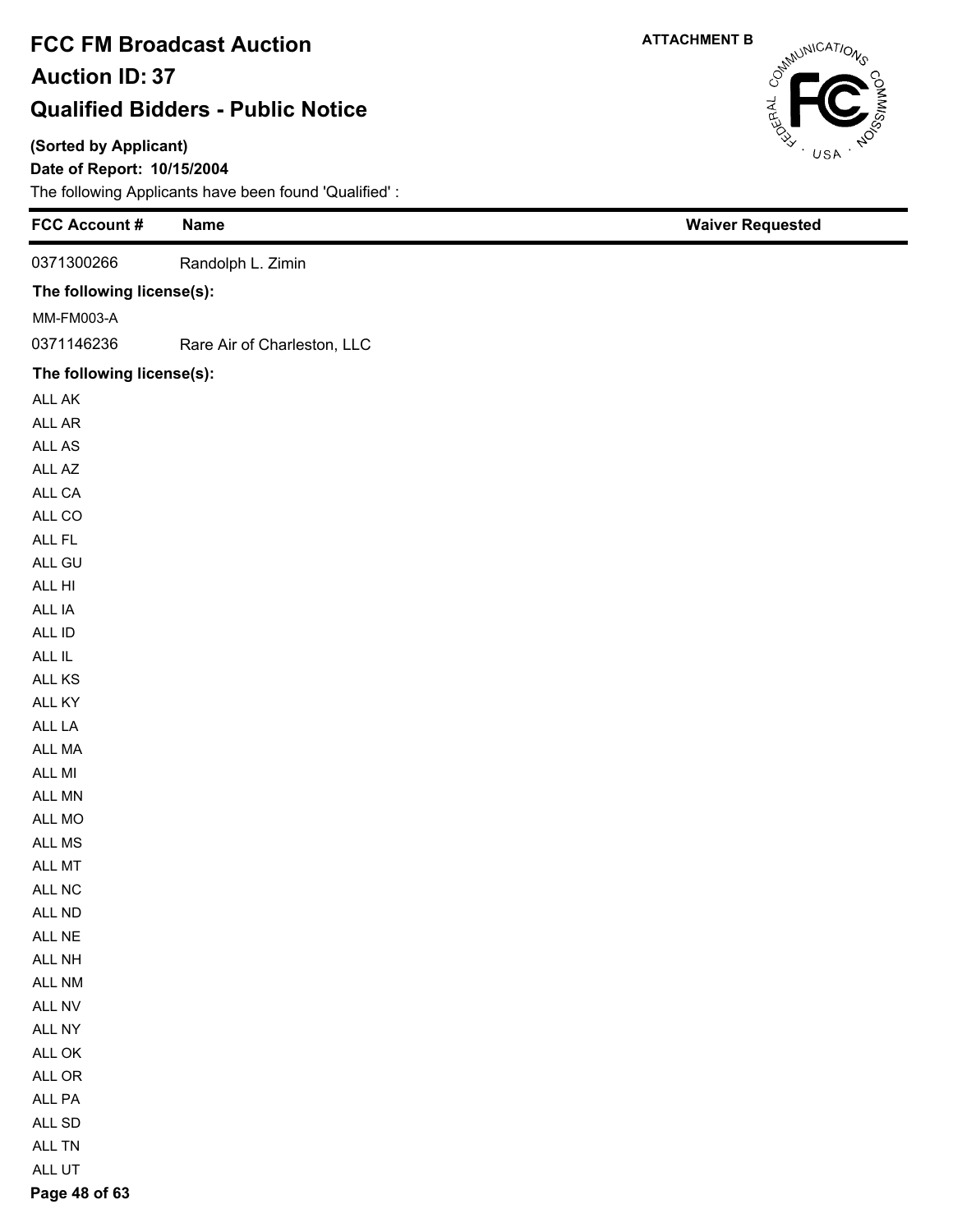# FCC FM Broadcast Auction
## Auction ID: 37
## Qualified Bidders - Public Notice

**ATTACHMENT B**

**(Sorted by Applicant)**

**Date of Report: 10/15/2004**

The following Applicants have been found 'Qualified' :

| FCC Account # | Name | Waiver Requested |
| --- | --- | --- |
| 0371300266 | Randolph L. Zimin | |
| **The following license(s):** | | |
| MM-FM003-A | | |
| 0371146236 | Rare Air of Charleston, LLC | |
| **The following license(s):** | | |
| ALL AK | | |
| ALL AR | | |
| ALL AS | | |
| ALL AZ | | |
| ALL CA | | |
| ALL CO | | |
| ALL FL | | |
| ALL GU | | |
| ALL HI | | |
| ALL IA | | |
| ALL ID | | |
| ALL IL | | |
| ALL KS | | |
| ALL KY | | |
| ALL LA | | |
| ALL MA | | |
| ALL MI | | |
| ALL MN | | |
| ALL MO | | |
| ALL MS | | |
| ALL MT | | |
| ALL NC | | |
| ALL ND | | |
| ALL NE | | |
| ALL NH | | |
| ALL NM | | |
| ALL NV | | |
| ALL NY | | |
| ALL OK | | |
| ALL OR | | |
| ALL PA | | |
| ALL SD | | |
| ALL TN | | |
| ALL UT | | |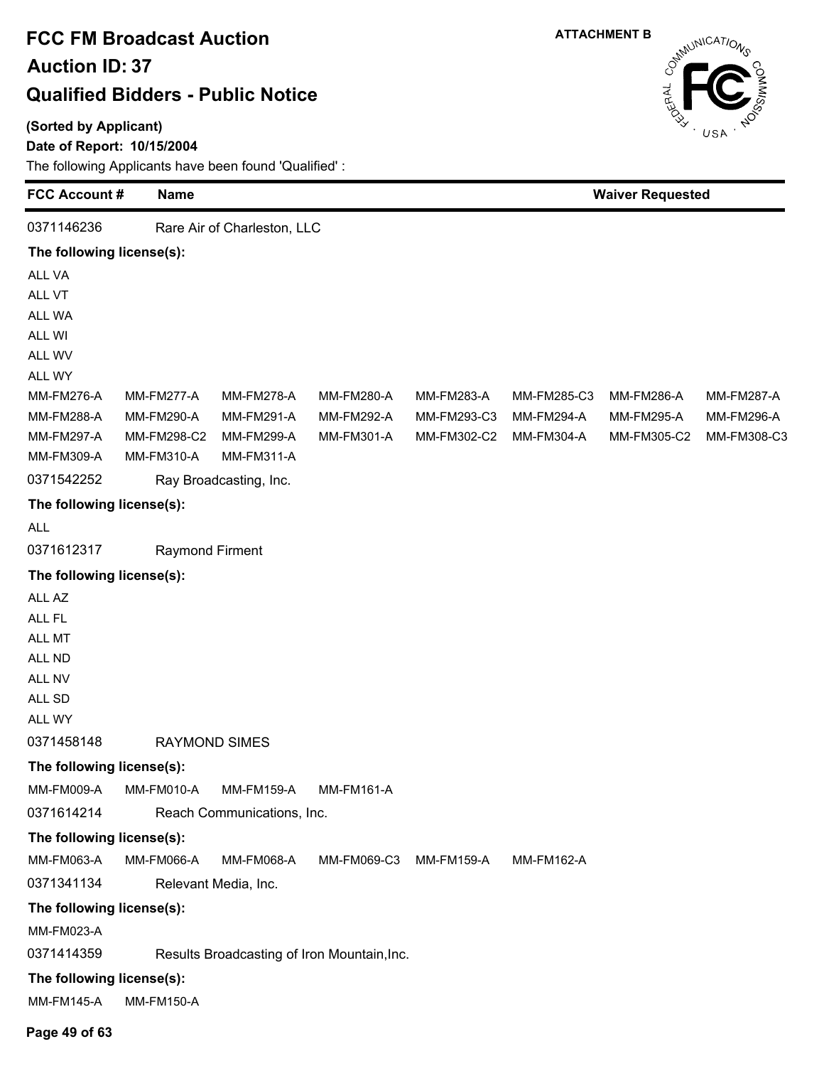# FCC FM Broadcast Auction

# Auction ID: 37

# Qualified Bidders - Public Notice

**ATTACHMENT B**

**(Sorted by Applicant)**

**Date of Report: 10/15/2004**

The following Applicants have been found 'Qualified' :

| FCC Account # | Name | | | | | Waiver Requested | |
|---|---|---|---|---|---|---|---|
| 0371146236 | Rare Air of Charleston, LLC | | | | | | |
| **The following license(s):** | | | | | | | |
| ALL VA | | | | | | | |
| ALL VT | | | | | | | |
| ALL WA | | | | | | | |
| ALL WI | | | | | | | |
| ALL WV | | | | | | | |
| ALL WY | | | | | | | |
| MM-FM276-A | MM-FM277-A | MM-FM278-A | MM-FM280-A | MM-FM283-A | MM-FM285-C3 | MM-FM286-A | MM-FM287-A |
| MM-FM288-A | MM-FM290-A | MM-FM291-A | MM-FM292-A | MM-FM293-C3 | MM-FM294-A | MM-FM295-A | MM-FM296-A |
| MM-FM297-A | MM-FM298-C2 | MM-FM299-A | MM-FM301-A | MM-FM302-C2 | MM-FM304-A | MM-FM305-C2 | MM-FM308-C3 |
| MM-FM309-A | MM-FM310-A | MM-FM311-A | | | | | |
| 0371542252 | Ray Broadcasting, Inc. | | | | | | |
| **The following license(s):** | | | | | | | |
| ALL | | | | | | | |
| 0371612317 | Raymond Firment | | | | | | |
| **The following license(s):** | | | | | | | |
| ALL AZ | | | | | | | |
| ALL FL | | | | | | | |
| ALL MT | | | | | | | |
| ALL ND | | | | | | | |
| ALL NV | | | | | | | |
| ALL SD | | | | | | | |
| ALL WY | | | | | | | |
| 0371458148 | RAYMOND SIMES | | | | | | |
| **The following license(s):** | | | | | | | |
| MM-FM009-A | MM-FM010-A | MM-FM159-A | MM-FM161-A | | | | |
| 0371614214 | Reach Communications, Inc. | | | | | | |
| **The following license(s):** | | | | | | | |
| MM-FM063-A | MM-FM066-A | MM-FM068-A | MM-FM069-C3 | MM-FM159-A | MM-FM162-A | | |
| 0371341134 | Relevant Media, Inc. | | | | | | |
| **The following license(s):** | | | | | | | |
| MM-FM023-A | | | | | | | |
| 0371414359 | Results Broadcasting of Iron Mountain,Inc. | | | | | | |
| **The following license(s):** | | | | | | | |
| MM-FM145-A | MM-FM150-A | | | | | | |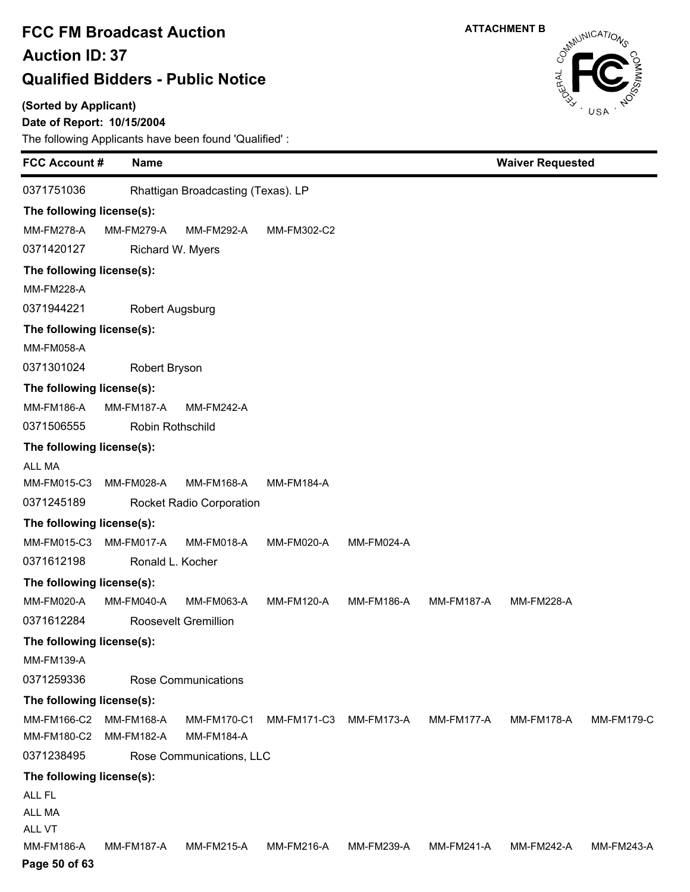# FCC FM Broadcast Auction

## Auction ID: 37

## Qualified Bidders - Public Notice

ATTACHMENT B

**(Sorted by Applicant)**

**Date of Report: 10/15/2004**

The following Applicants have been found 'Qualified' :

| FCC Account # | Name | Waiver Requested |
|---|---|---|

**0371751036** Rhattigan Broadcasting (Texas). LP

**The following license(s):**

MM-FM278-A MM-FM279-A MM-FM292-A MM-FM302-C2

**0371420127** Richard W. Myers

**The following license(s):**

MM-FM228-A

**0371944221** Robert Augsburg

**The following license(s):**

MM-FM058-A

**0371301024** Robert Bryson

**The following license(s):**

MM-FM186-A MM-FM187-A MM-FM242-A

**0371506555** Robin Rothschild

**The following license(s):**

ALL MA

MM-FM015-C3 MM-FM028-A MM-FM168-A MM-FM184-A

**0371245189** Rocket Radio Corporation

**The following license(s):**

MM-FM015-C3 MM-FM017-A MM-FM018-A MM-FM020-A MM-FM024-A

**0371612198** Ronald L. Kocher

**The following license(s):**

MM-FM020-A MM-FM040-A MM-FM063-A MM-FM120-A MM-FM186-A MM-FM187-A MM-FM228-A

**0371612284** Roosevelt Gremillion

**The following license(s):**

MM-FM139-A

**0371259336** Rose Communications

**The following license(s):**

MM-FM166-C2 MM-FM168-A MM-FM170-C1 MM-FM171-C3 MM-FM173-A MM-FM177-A MM-FM178-A MM-FM179-C

MM-FM180-C2 MM-FM182-A MM-FM184-A

**0371238495** Rose Communications, LLC

**The following license(s):**

ALL FL

ALL MA

ALL VT

MM-FM186-A MM-FM187-A MM-FM215-A MM-FM216-A MM-FM239-A MM-FM241-A MM-FM242-A MM-FM243-A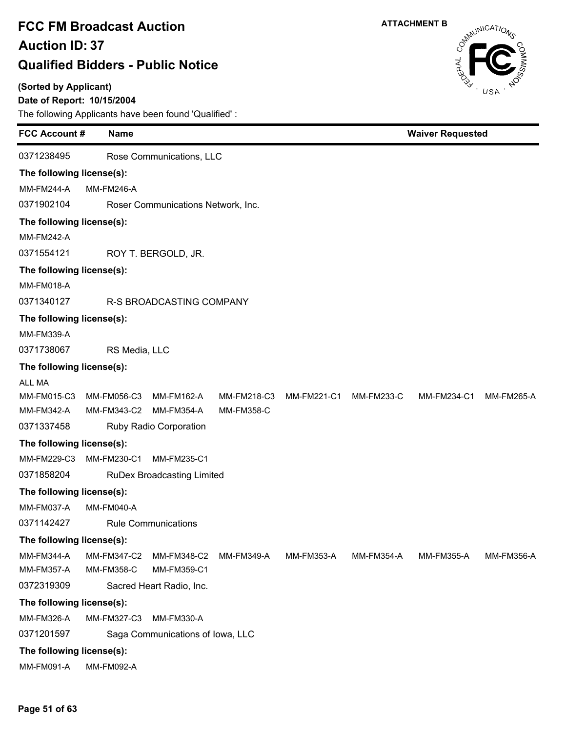# FCC FM Broadcast Auction

## Auction ID: 37

## Qualified Bidders - Public Notice

**ATTACHMENT B**

**(Sorted by Applicant)**

**Date of Report: 10/15/2004**

The following Applicants have been found 'Qualified' :

| FCC Account # | Name | Waiver Requested |
|---|---|---|
| 0371238495 | Rose Communications, LLC | |

**The following license(s):**

MM-FM244-A MM-FM246-A

| FCC Account # | Name | Waiver Requested |
|---|---|---|
| 0371902104 | Roser Communications Network, Inc. | |

**The following license(s):**

MM-FM242-A

| FCC Account # | Name | Waiver Requested |
|---|---|---|
| 0371554121 | ROY T. BERGOLD, JR. | |

**The following license(s):**

MM-FM018-A

| FCC Account # | Name | Waiver Requested |
|---|---|---|
| 0371340127 | R-S BROADCASTING COMPANY | |

**The following license(s):**

MM-FM339-A

| FCC Account # | Name | Waiver Requested |
|---|---|---|
| 0371738067 | RS Media, LLC | |

**The following license(s):**

ALL MA

MM-FM015-C3 MM-FM056-C3 MM-FM162-A MM-FM218-C3 MM-FM221-C1 MM-FM233-C MM-FM234-C1 MM-FM265-A
MM-FM342-A MM-FM343-C2 MM-FM354-A MM-FM358-C

| FCC Account # | Name | Waiver Requested |
|---|---|---|
| 0371337458 | Ruby Radio Corporation | |

**The following license(s):**

MM-FM229-C3 MM-FM230-C1 MM-FM235-C1

| FCC Account # | Name | Waiver Requested |
|---|---|---|
| 0371858204 | RuDex Broadcasting Limited | |

**The following license(s):**

MM-FM037-A MM-FM040-A

| FCC Account # | Name | Waiver Requested |
|---|---|---|
| 0371142427 | Rule Communications | |

**The following license(s):**

MM-FM344-A MM-FM347-C2 MM-FM348-C2 MM-FM349-A MM-FM353-A MM-FM354-A MM-FM355-A MM-FM356-A
MM-FM357-A MM-FM358-C MM-FM359-C1

| FCC Account # | Name | Waiver Requested |
|---|---|---|
| 0372319309 | Sacred Heart Radio, Inc. | |

**The following license(s):**

MM-FM326-A MM-FM327-C3 MM-FM330-A

| FCC Account # | Name | Waiver Requested |
|---|---|---|
| 0371201597 | Saga Communications of Iowa, LLC | |

**The following license(s):**

MM-FM091-A MM-FM092-A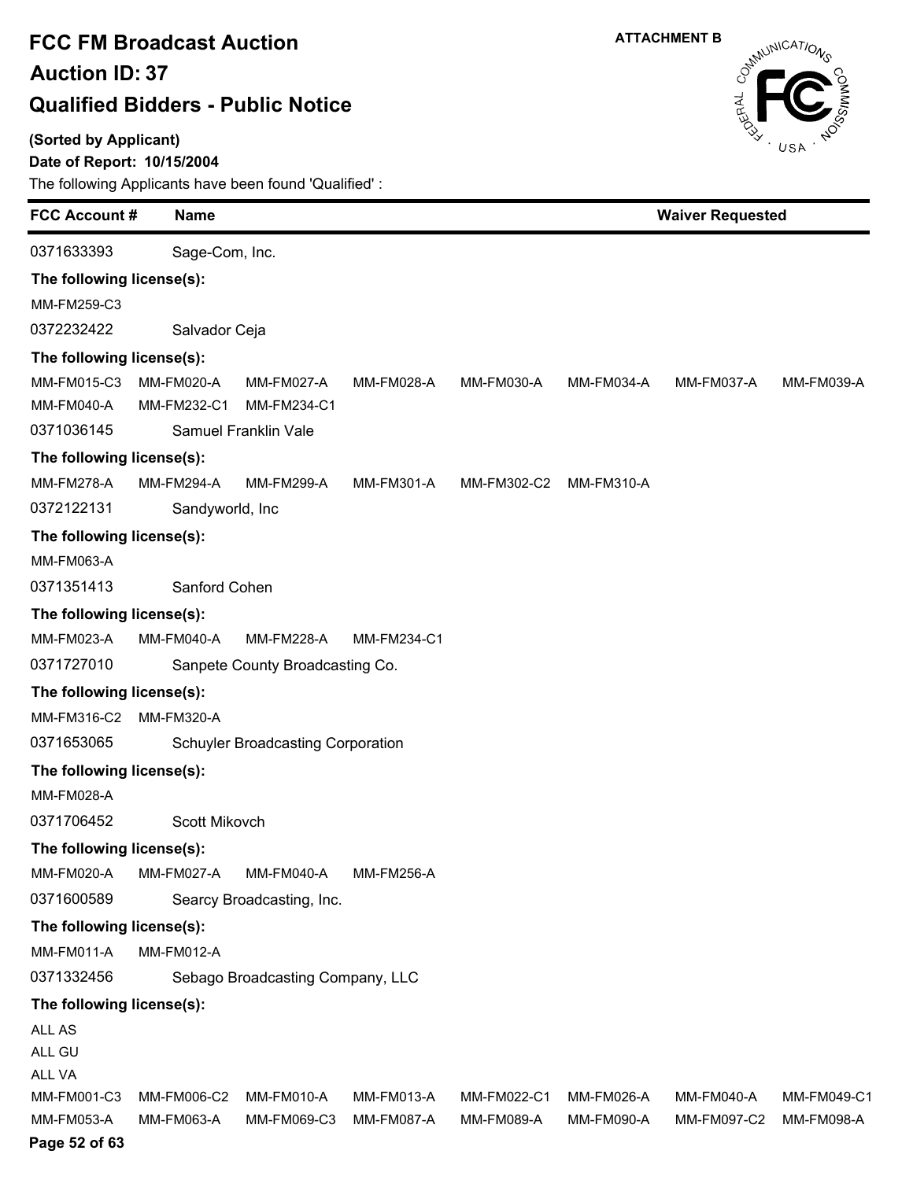# FCC FM Broadcast Auction
## Auction ID: 37
## Qualified Bidders - Public Notice

ATTACHMENT B

**(Sorted by Applicant)**

**Date of Report: 10/15/2004**

The following Applicants have been found 'Qualified' :

| FCC Account # | Name | Waiver Requested |
|---|---|---|

0371633393 Sage-Com, Inc.

**The following license(s):**

MM-FM259-C3

0372232422 Salvador Ceja

**The following license(s):**

MM-FM015-C3 MM-FM020-A MM-FM027-A MM-FM028-A MM-FM030-A MM-FM034-A MM-FM037-A MM-FM039-A
MM-FM040-A MM-FM232-C1 MM-FM234-C1

0371036145 Samuel Franklin Vale

**The following license(s):**

MM-FM278-A MM-FM294-A MM-FM299-A MM-FM301-A MM-FM302-C2 MM-FM310-A

0372122131 Sandyworld, Inc

**The following license(s):**

MM-FM063-A

0371351413 Sanford Cohen

**The following license(s):**

MM-FM023-A MM-FM040-A MM-FM228-A MM-FM234-C1

0371727010 Sanpete County Broadcasting Co.

**The following license(s):**

MM-FM316-C2 MM-FM320-A

0371653065 Schuyler Broadcasting Corporation

**The following license(s):**

MM-FM028-A

0371706452 Scott Mikovch

**The following license(s):**

MM-FM020-A MM-FM027-A MM-FM040-A MM-FM256-A

0371600589 Searcy Broadcasting, Inc.

**The following license(s):**

MM-FM011-A MM-FM012-A

0371332456 Sebago Broadcasting Company, LLC

**The following license(s):**

ALL AS
ALL GU
ALL VA
MM-FM001-C3 MM-FM006-C2 MM-FM010-A MM-FM013-A MM-FM022-C1 MM-FM026-A MM-FM040-A MM-FM049-C1
MM-FM053-A MM-FM063-A MM-FM069-C3 MM-FM087-A MM-FM089-A MM-FM090-A MM-FM097-C2 MM-FM098-A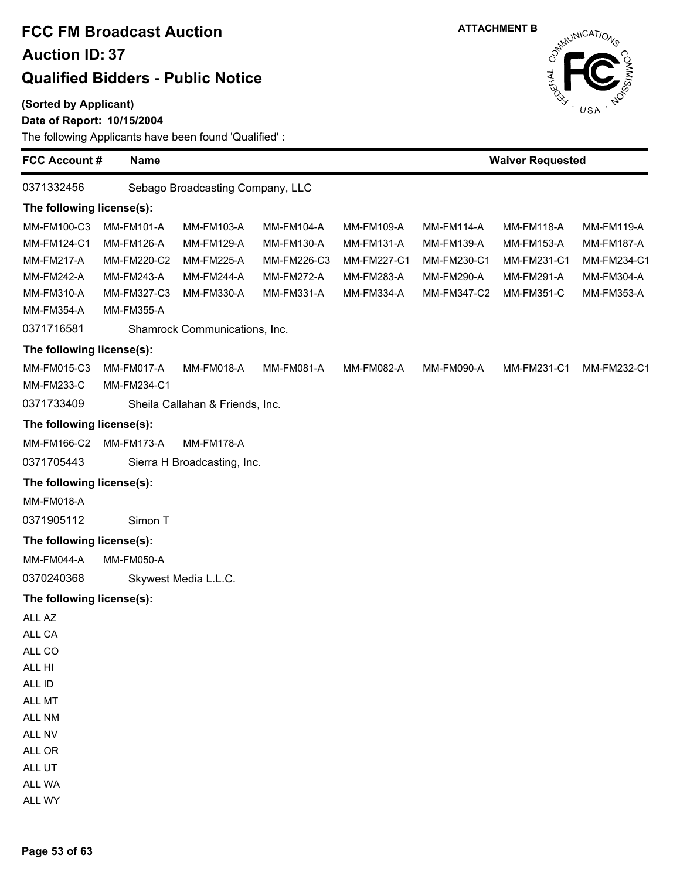# FCC FM Broadcast Auction

## Auction ID: 37

## Qualified Bidders - Public Notice

ATTACHMENT B

**(Sorted by Applicant)**

**Date of Report: 10/15/2004**

The following Applicants have been found 'Qualified' :

| FCC Account # | Name | Waiver Requested |
|---|---|---|

0371332456 Sebago Broadcasting Company, LLC

**The following license(s):**

MM-FM100-C3 MM-FM101-A MM-FM103-A MM-FM104-A MM-FM109-A MM-FM114-A MM-FM118-A MM-FM119-A
MM-FM124-C1 MM-FM126-A MM-FM129-A MM-FM130-A MM-FM131-A MM-FM139-A MM-FM153-A MM-FM187-A
MM-FM217-A MM-FM220-C2 MM-FM225-A MM-FM226-C3 MM-FM227-C1 MM-FM230-C1 MM-FM231-C1 MM-FM234-C1
MM-FM242-A MM-FM243-A MM-FM244-A MM-FM272-A MM-FM283-A MM-FM290-A MM-FM291-A MM-FM304-A
MM-FM310-A MM-FM327-C3 MM-FM330-A MM-FM331-A MM-FM334-A MM-FM347-C2 MM-FM351-C MM-FM353-A
MM-FM354-A MM-FM355-A

0371716581 Shamrock Communications, Inc.

**The following license(s):**

MM-FM015-C3 MM-FM017-A MM-FM018-A MM-FM081-A MM-FM082-A MM-FM090-A MM-FM231-C1 MM-FM232-C1
MM-FM233-C MM-FM234-C1

0371733409 Sheila Callahan & Friends, Inc.

**The following license(s):**

MM-FM166-C2 MM-FM173-A MM-FM178-A

0371705443 Sierra H Broadcasting, Inc.

**The following license(s):**

MM-FM018-A

0371905112 Simon T

**The following license(s):**

MM-FM044-A MM-FM050-A

0370240368 Skywest Media L.L.C.

**The following license(s):**

ALL AZ
ALL CA
ALL CO
ALL HI
ALL ID
ALL MT
ALL NM
ALL NV
ALL OR
ALL UT
ALL WA
ALL WY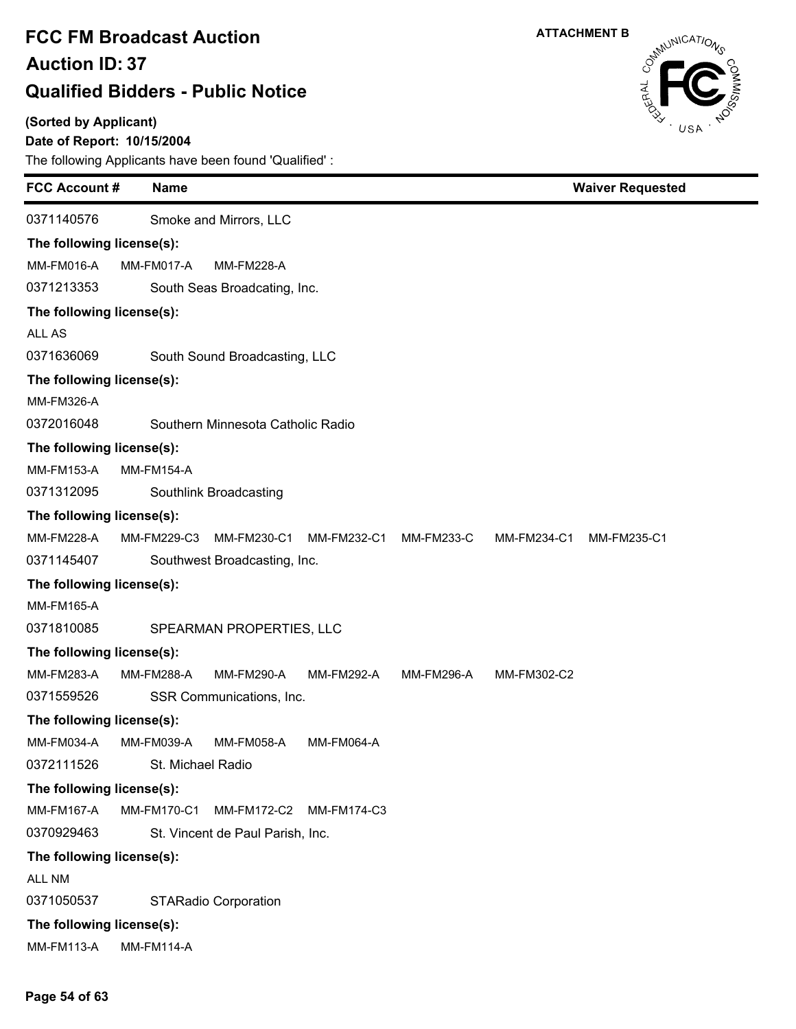# FCC FM Broadcast Auction

## Auction ID: 37

## Qualified Bidders - Public Notice

ATTACHMENT B

**(Sorted by Applicant)**

**Date of Report: 10/15/2004**

The following Applicants have been found 'Qualified' :

| FCC Account # | Name | Waiver Requested |
|---|---|---|
| 0371140576 | Smoke and Mirrors, LLC | |

**The following license(s):**
MM-FM016-A MM-FM017-A MM-FM228-A

| FCC Account # | Name | Waiver Requested |
|---|---|---|
| 0371213353 | South Seas Broadcating, Inc. | |

**The following license(s):**
ALL AS

| FCC Account # | Name | Waiver Requested |
|---|---|---|
| 0371636069 | South Sound Broadcasting, LLC | |

**The following license(s):**
MM-FM326-A

| FCC Account # | Name | Waiver Requested |
|---|---|---|
| 0372016048 | Southern Minnesota Catholic Radio | |

**The following license(s):**
MM-FM153-A MM-FM154-A

| FCC Account # | Name | Waiver Requested |
|---|---|---|
| 0371312095 | Southlink Broadcasting | |

**The following license(s):**
MM-FM228-A MM-FM229-C3 MM-FM230-C1 MM-FM232-C1 MM-FM233-C MM-FM234-C1 MM-FM235-C1

| FCC Account # | Name | Waiver Requested |
|---|---|---|
| 0371145407 | Southwest Broadcasting, Inc. | |

**The following license(s):**
MM-FM165-A

| FCC Account # | Name | Waiver Requested |
|---|---|---|
| 0371810085 | SPEARMAN PROPERTIES, LLC | |

**The following license(s):**
MM-FM283-A MM-FM288-A MM-FM290-A MM-FM292-A MM-FM296-A MM-FM302-C2

| FCC Account # | Name | Waiver Requested |
|---|---|---|
| 0371559526 | SSR Communications, Inc. | |

**The following license(s):**
MM-FM034-A MM-FM039-A MM-FM058-A MM-FM064-A

| FCC Account # | Name | Waiver Requested |
|---|---|---|
| 0372111526 | St. Michael Radio | |

**The following license(s):**
MM-FM167-A MM-FM170-C1 MM-FM172-C2 MM-FM174-C3

| FCC Account # | Name | Waiver Requested |
|---|---|---|
| 0370929463 | St. Vincent de Paul Parish, Inc. | |

**The following license(s):**
ALL NM

| FCC Account # | Name | Waiver Requested |
|---|---|---|
| 0371050537 | STARadio Corporation | |

**The following license(s):**
MM-FM113-A MM-FM114-A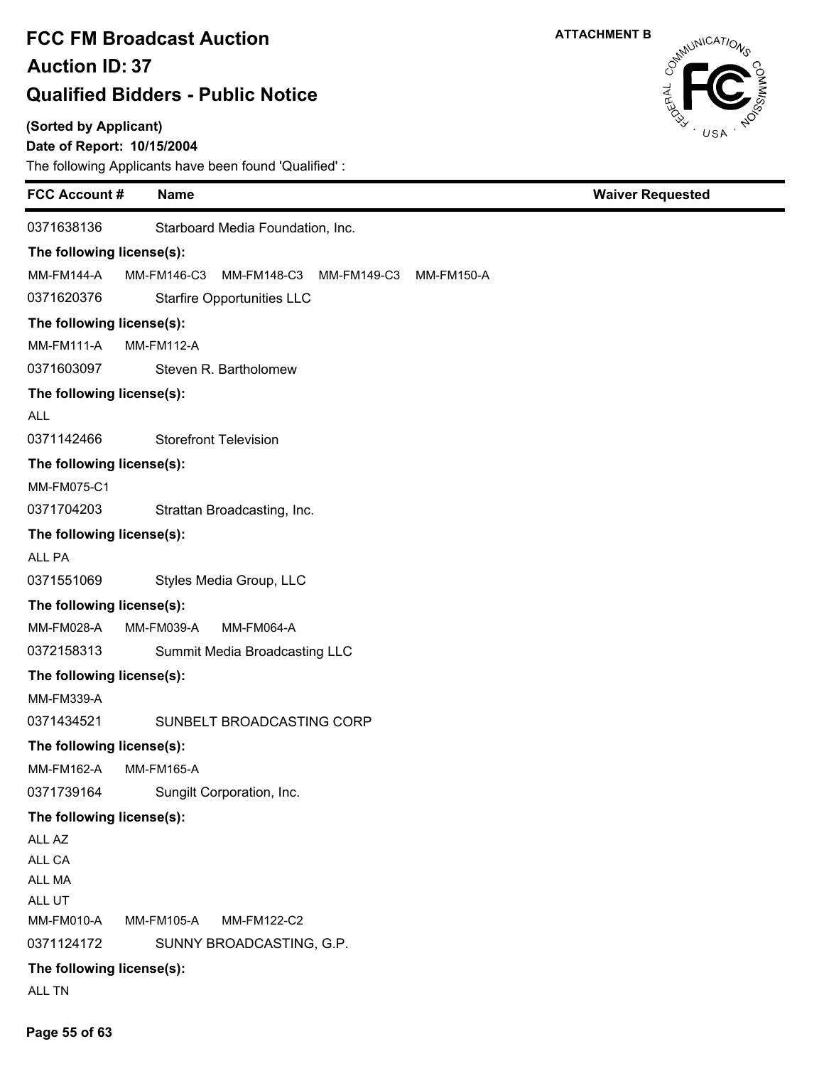# FCC FM Broadcast Auction

## Auction ID: 37

## Qualified Bidders - Public Notice

**ATTACHMENT B**

**(Sorted by Applicant)**

**Date of Report: 10/15/2004**

The following Applicants have been found 'Qualified' :

| FCC Account # | Name | Waiver Requested |
|---|---|---|
| 0371638136 | Starboard Media Foundation, Inc. | |

**The following license(s):**

MM-FM144-A MM-FM146-C3 MM-FM148-C3 MM-FM149-C3 MM-FM150-A

| | | |
|---|---|---|
| 0371620376 | Starfire Opportunities LLC | |

**The following license(s):**

MM-FM111-A MM-FM112-A

| | | |
|---|---|---|
| 0371603097 | Steven R. Bartholomew | |

**The following license(s):**

ALL

| | | |
|---|---|---|
| 0371142466 | Storefront Television | |

**The following license(s):**

MM-FM075-C1

| | | |
|---|---|---|
| 0371704203 | Strattan Broadcasting, Inc. | |

**The following license(s):**

ALL PA

| | | |
|---|---|---|
| 0371551069 | Styles Media Group, LLC | |

**The following license(s):**

MM-FM028-A MM-FM039-A MM-FM064-A

| | | |
|---|---|---|
| 0372158313 | Summit Media Broadcasting LLC | |

**The following license(s):**

MM-FM339-A

| | | |
|---|---|---|
| 0371434521 | SUNBELT BROADCASTING CORP | |

**The following license(s):**

MM-FM162-A MM-FM165-A

| | | |
|---|---|---|
| 0371739164 | Sungilt Corporation, Inc. | |

**The following license(s):**

ALL AZ
ALL CA
ALL MA
ALL UT
MM-FM010-A MM-FM105-A MM-FM122-C2

| | | |
|---|---|---|
| 0371124172 | SUNNY BROADCASTING, G.P. | |

**The following license(s):**

ALL TN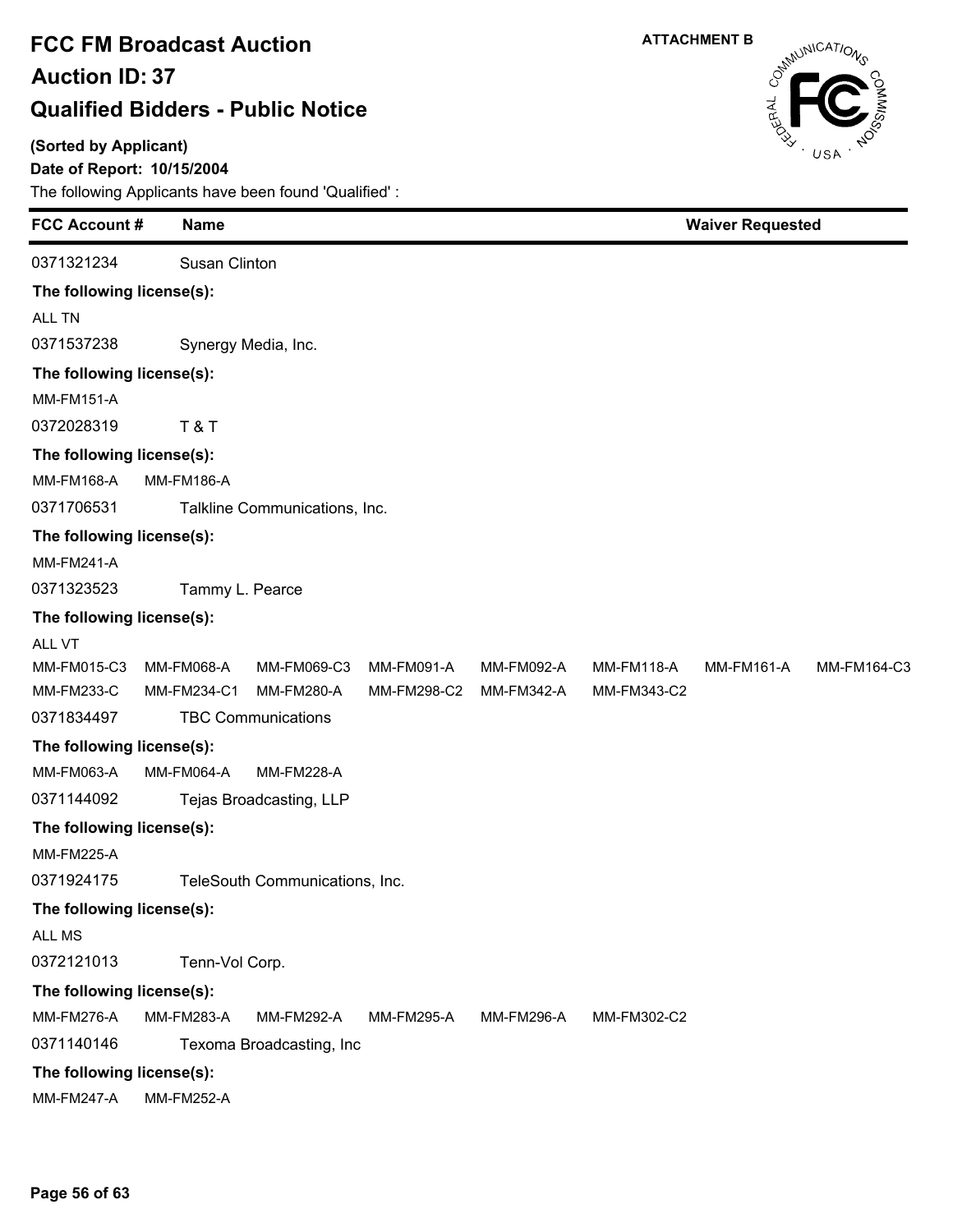# FCC FM Broadcast Auction

## Auction ID: 37

## Qualified Bidders - Public Notice

ATTACHMENT B

**(Sorted by Applicant)**

**Date of Report: 10/15/2004**

The following Applicants have been found 'Qualified' :

| FCC Account # | Name | Waiver Requested |
|---|---|---|

0371321234 Susan Clinton

**The following license(s):**

ALL TN

0371537238 Synergy Media, Inc.

**The following license(s):**

MM-FM151-A

0372028319 T & T

**The following license(s):**

MM-FM168-A MM-FM186-A

0371706531 Talkline Communications, Inc.

**The following license(s):**

MM-FM241-A

0371323523 Tammy L. Pearce

**The following license(s):**

ALL VT

MM-FM015-C3 MM-FM068-A MM-FM069-C3 MM-FM091-A MM-FM092-A MM-FM118-A MM-FM161-A MM-FM164-C3
MM-FM233-C MM-FM234-C1 MM-FM280-A MM-FM298-C2 MM-FM342-A MM-FM343-C2

0371834497 TBC Communications

**The following license(s):**

MM-FM063-A MM-FM064-A MM-FM228-A

0371144092 Tejas Broadcasting, LLP

**The following license(s):**

MM-FM225-A

0371924175 TeleSouth Communications, Inc.

**The following license(s):**

ALL MS

0372121013 Tenn-Vol Corp.

**The following license(s):**

MM-FM276-A MM-FM283-A MM-FM292-A MM-FM295-A MM-FM296-A MM-FM302-C2

0371140146 Texoma Broadcasting, Inc

**The following license(s):**

MM-FM247-A MM-FM252-A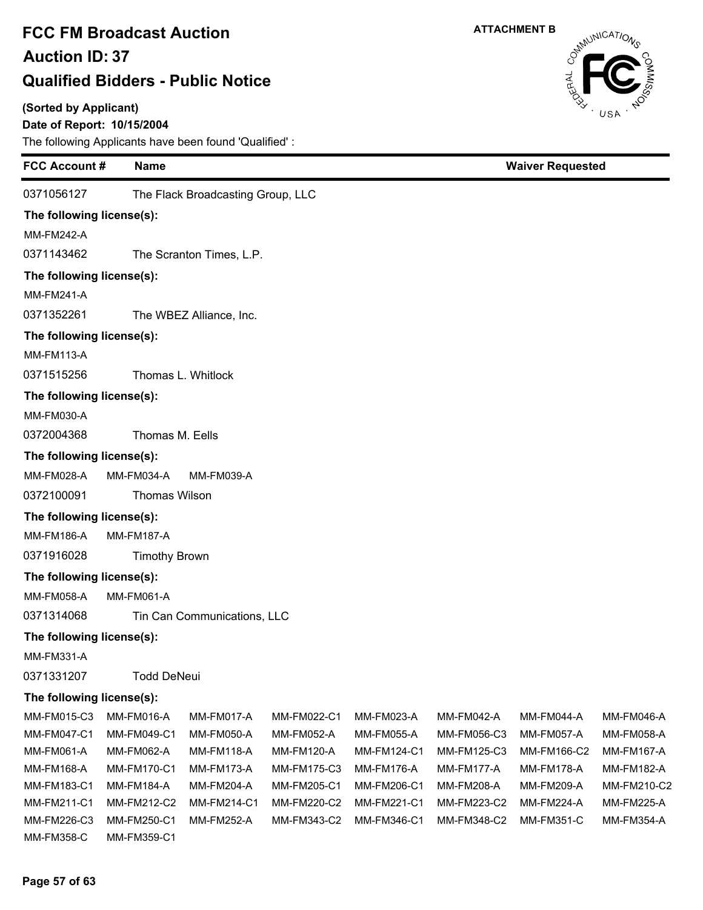# FCC FM Broadcast Auction
## Auction ID: 37
## Qualified Bidders - Public Notice

ATTACHMENT B

**(Sorted by Applicant)**
**Date of Report: 10/15/2004**

The following Applicants have been found 'Qualified' :

| FCC Account # | Name | Waiver Requested |
|---|---|---|
| 0371056127 | The Flack Broadcasting Group, LLC | |

**The following license(s):**

MM-FM242-A

| | | |
|---|---|---|
| 0371143462 | The Scranton Times, L.P. | |

**The following license(s):**

MM-FM241-A

| | | |
|---|---|---|
| 0371352261 | The WBEZ Alliance, Inc. | |

**The following license(s):**

MM-FM113-A

| | | |
|---|---|---|
| 0371515256 | Thomas L. Whitlock | |

**The following license(s):**

MM-FM030-A

| | | |
|---|---|---|
| 0372004368 | Thomas M. Eells | |

**The following license(s):**

MM-FM028-A MM-FM034-A MM-FM039-A

| | | |
|---|---|---|
| 0372100091 | Thomas Wilson | |

**The following license(s):**

MM-FM186-A MM-FM187-A

| | | |
|---|---|---|
| 0371916028 | Timothy Brown | |

**The following license(s):**

MM-FM058-A MM-FM061-A

| | | |
|---|---|---|
| 0371314068 | Tin Can Communications, LLC | |

**The following license(s):**

MM-FM331-A

| | | |
|---|---|---|
| 0371331207 | Todd DeNeui | |

**The following license(s):**

MM-FM015-C3 MM-FM016-A MM-FM017-A MM-FM022-C1 MM-FM023-A MM-FM042-A MM-FM044-A MM-FM046-A
MM-FM047-C1 MM-FM049-C1 MM-FM050-A MM-FM052-A MM-FM055-A MM-FM056-C3 MM-FM057-A MM-FM058-A
MM-FM061-A MM-FM062-A MM-FM118-A MM-FM120-A MM-FM124-C1 MM-FM125-C3 MM-FM166-C2 MM-FM167-A
MM-FM168-A MM-FM170-C1 MM-FM173-A MM-FM175-C3 MM-FM176-A MM-FM177-A MM-FM178-A MM-FM182-A
MM-FM183-C1 MM-FM184-A MM-FM204-A MM-FM205-C1 MM-FM206-C1 MM-FM208-A MM-FM209-A MM-FM210-C2
MM-FM211-C1 MM-FM212-C2 MM-FM214-C1 MM-FM220-C2 MM-FM221-C1 MM-FM223-C2 MM-FM224-A MM-FM225-A
MM-FM226-C3 MM-FM250-C1 MM-FM252-A MM-FM343-C2 MM-FM346-C1 MM-FM348-C2 MM-FM351-C MM-FM354-A
MM-FM358-C MM-FM359-C1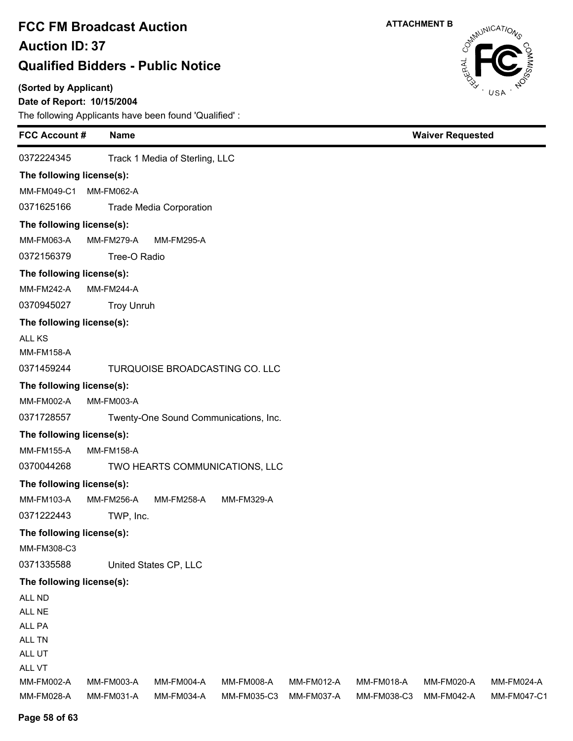# FCC FM Broadcast Auction

## Auction ID: 37

## Qualified Bidders - Public Notice

**ATTACHMENT B**

**(Sorted by Applicant)**

**Date of Report: 10/15/2004**

The following Applicants have been found 'Qualified' :

| FCC Account # | Name | Waiver Requested |
|---|---|---|
| 0372224345 | Track 1 Media of Sterling, LLC | |

**The following license(s):**

MM-FM049-C1 MM-FM062-A

| | | |
|---|---|---|
| 0371625166 | Trade Media Corporation | |

**The following license(s):**

MM-FM063-A MM-FM279-A MM-FM295-A

| | | |
|---|---|---|
| 0372156379 | Tree-O Radio | |

**The following license(s):**

MM-FM242-A MM-FM244-A

| | | |
|---|---|---|
| 0370945027 | Troy Unruh | |

**The following license(s):**

ALL KS

MM-FM158-A

| | | |
|---|---|---|
| 0371459244 | TURQUOISE BROADCASTING CO. LLC | |

**The following license(s):**

MM-FM002-A MM-FM003-A

| | | |
|---|---|---|
| 0371728557 | Twenty-One Sound Communications, Inc. | |

**The following license(s):**

MM-FM155-A MM-FM158-A

| | | |
|---|---|---|
| 0370044268 | TWO HEARTS COMMUNICATIONS, LLC | |

**The following license(s):**

MM-FM103-A MM-FM256-A MM-FM258-A MM-FM329-A

| | | |
|---|---|---|
| 0371222443 | TWP, Inc. | |

**The following license(s):**

MM-FM308-C3

| | | |
|---|---|---|
| 0371335588 | United States CP, LLC | |

**The following license(s):**

ALL ND

ALL NE

ALL PA

ALL TN

ALL UT

ALL VT

MM-FM002-A MM-FM003-A MM-FM004-A MM-FM008-A MM-FM012-A MM-FM018-A MM-FM020-A MM-FM024-A

MM-FM028-A MM-FM031-A MM-FM034-A MM-FM035-C3 MM-FM037-A MM-FM038-C3 MM-FM042-A MM-FM047-C1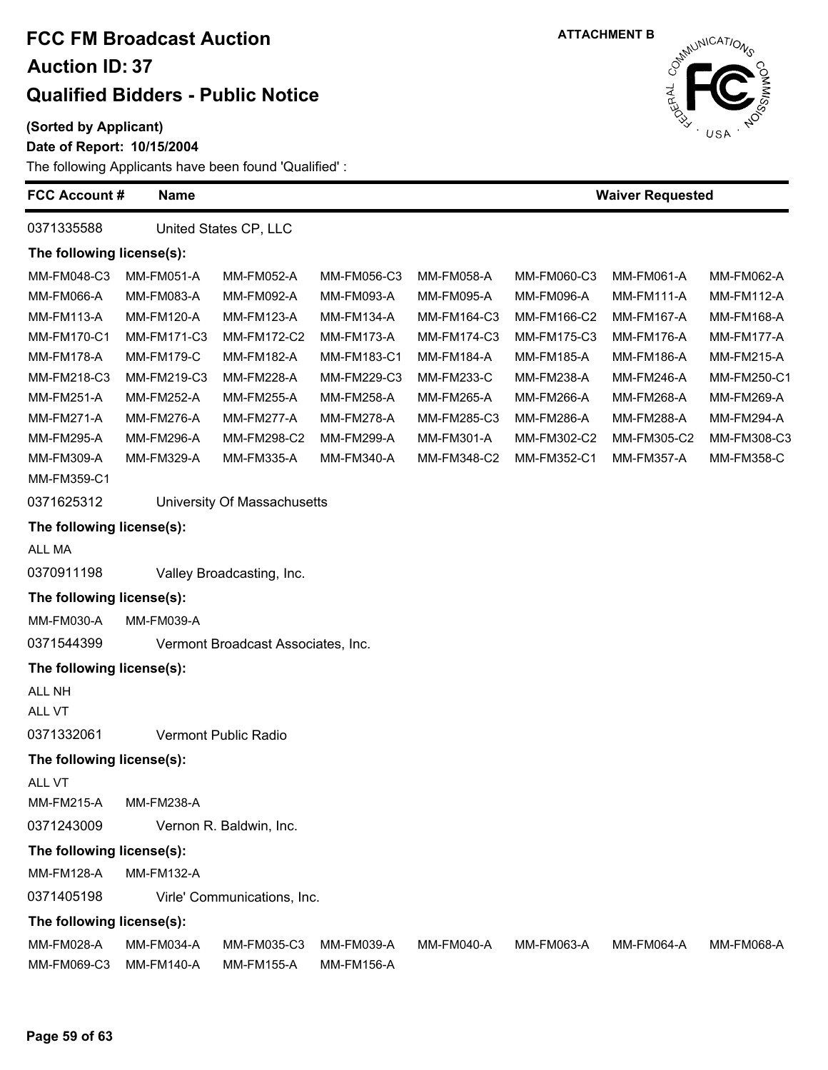# FCC FM Broadcast Auction

## Auction ID: 37

## Qualified Bidders - Public Notice

ATTACHMENT B

**(Sorted by Applicant)**

**Date of Report: 10/15/2004**

The following Applicants have been found 'Qualified' :

| FCC Account # | Name | Waiver Requested |
|---|---|---|

0371335588 United States CP, LLC

**The following license(s):**

| | | | | | | | |
|---|---|---|---|---|---|---|---|
| MM-FM048-C3 | MM-FM051-A | MM-FM052-A | MM-FM056-C3 | MM-FM058-A | MM-FM060-C3 | MM-FM061-A | MM-FM062-A |
| MM-FM066-A | MM-FM083-A | MM-FM092-A | MM-FM093-A | MM-FM095-A | MM-FM096-A | MM-FM111-A | MM-FM112-A |
| MM-FM113-A | MM-FM120-A | MM-FM123-A | MM-FM134-A | MM-FM164-C3 | MM-FM166-C2 | MM-FM167-A | MM-FM168-A |
| MM-FM170-C1 | MM-FM171-C3 | MM-FM172-C2 | MM-FM173-A | MM-FM174-C3 | MM-FM175-C3 | MM-FM176-A | MM-FM177-A |
| MM-FM178-A | MM-FM179-C | MM-FM182-A | MM-FM183-C1 | MM-FM184-A | MM-FM185-A | MM-FM186-A | MM-FM215-A |
| MM-FM218-C3 | MM-FM219-C3 | MM-FM228-A | MM-FM229-C3 | MM-FM233-C | MM-FM238-A | MM-FM246-A | MM-FM250-C1 |
| MM-FM251-A | MM-FM252-A | MM-FM255-A | MM-FM258-A | MM-FM265-A | MM-FM266-A | MM-FM268-A | MM-FM269-A |
| MM-FM271-A | MM-FM276-A | MM-FM277-A | MM-FM278-A | MM-FM285-C3 | MM-FM286-A | MM-FM288-A | MM-FM294-A |
| MM-FM295-A | MM-FM296-A | MM-FM298-C2 | MM-FM299-A | MM-FM301-A | MM-FM302-C2 | MM-FM305-C2 | MM-FM308-C3 |
| MM-FM309-A | MM-FM329-A | MM-FM335-A | MM-FM340-A | MM-FM348-C2 | MM-FM352-C1 | MM-FM357-A | MM-FM358-C |
| MM-FM359-C1 | | | | | | | |

0371625312 University Of Massachusetts

**The following license(s):**

ALL MA

0370911198 Valley Broadcasting, Inc.

**The following license(s):**

MM-FM030-A MM-FM039-A

0371544399 Vermont Broadcast Associates, Inc.

**The following license(s):**

ALL NH

ALL VT

0371332061 Vermont Public Radio

**The following license(s):**

ALL VT

MM-FM215-A MM-FM238-A

0371243009 Vernon R. Baldwin, Inc.

**The following license(s):**

MM-FM128-A MM-FM132-A

0371405198 Virle' Communications, Inc.

**The following license(s):**

| | | | | | | | |
|---|---|---|---|---|---|---|---|
| MM-FM028-A | MM-FM034-A | MM-FM035-C3 | MM-FM039-A | MM-FM040-A | MM-FM063-A | MM-FM064-A | MM-FM068-A |
| MM-FM069-C3 | MM-FM140-A | MM-FM155-A | MM-FM156-A | | | | |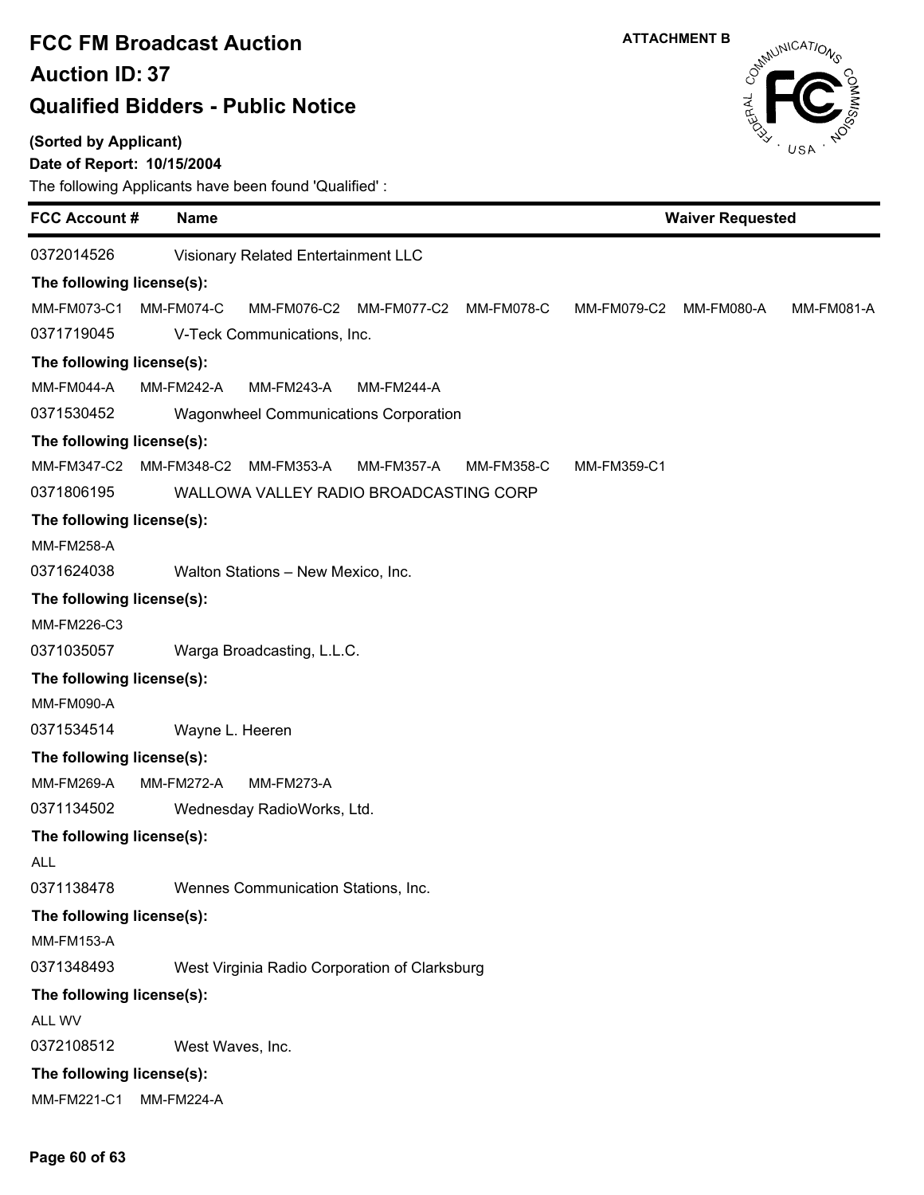# FCC FM Broadcast Auction

## Auction ID: 37

## Qualified Bidders - Public Notice

**ATTACHMENT B**

**(Sorted by Applicant)**

**Date of Report: 10/15/2004**

The following Applicants have been found 'Qualified' :

| FCC Account # | Name | Waiver Requested |
|---|---|---|
| 0372014526 | Visionary Related Entertainment LLC | |

**The following license(s):**

MM-FM073-C1 MM-FM074-C MM-FM076-C2 MM-FM077-C2 MM-FM078-C MM-FM079-C2 MM-FM080-A MM-FM081-A

| FCC Account # | Name | Waiver Requested |
|---|---|---|
| 0371719045 | V-Teck Communications, Inc. | |

**The following license(s):**

MM-FM044-A MM-FM242-A MM-FM243-A MM-FM244-A

| FCC Account # | Name | Waiver Requested |
|---|---|---|
| 0371530452 | Wagonwheel Communications Corporation | |

**The following license(s):**

MM-FM347-C2 MM-FM348-C2 MM-FM353-A MM-FM357-A MM-FM358-C MM-FM359-C1

| FCC Account # | Name | Waiver Requested |
|---|---|---|
| 0371806195 | WALLOWA VALLEY RADIO BROADCASTING CORP | |

**The following license(s):**

MM-FM258-A

| FCC Account # | Name | Waiver Requested |
|---|---|---|
| 0371624038 | Walton Stations – New Mexico, Inc. | |

**The following license(s):**

MM-FM226-C3

| FCC Account # | Name | Waiver Requested |
|---|---|---|
| 0371035057 | Warga Broadcasting, L.L.C. | |

**The following license(s):**

MM-FM090-A

| FCC Account # | Name | Waiver Requested |
|---|---|---|
| 0371534514 | Wayne L. Heeren | |

**The following license(s):**

MM-FM269-A MM-FM272-A MM-FM273-A

| FCC Account # | Name | Waiver Requested |
|---|---|---|
| 0371134502 | Wednesday RadioWorks, Ltd. | |

**The following license(s):**

ALL

| FCC Account # | Name | Waiver Requested |
|---|---|---|
| 0371138478 | Wennes Communication Stations, Inc. | |

**The following license(s):**

MM-FM153-A

| FCC Account # | Name | Waiver Requested |
|---|---|---|
| 0371348493 | West Virginia Radio Corporation of Clarksburg | |

**The following license(s):**

ALL WV

| FCC Account # | Name | Waiver Requested |
|---|---|---|
| 0372108512 | West Waves, Inc. | |

**The following license(s):**

MM-FM221-C1 MM-FM224-A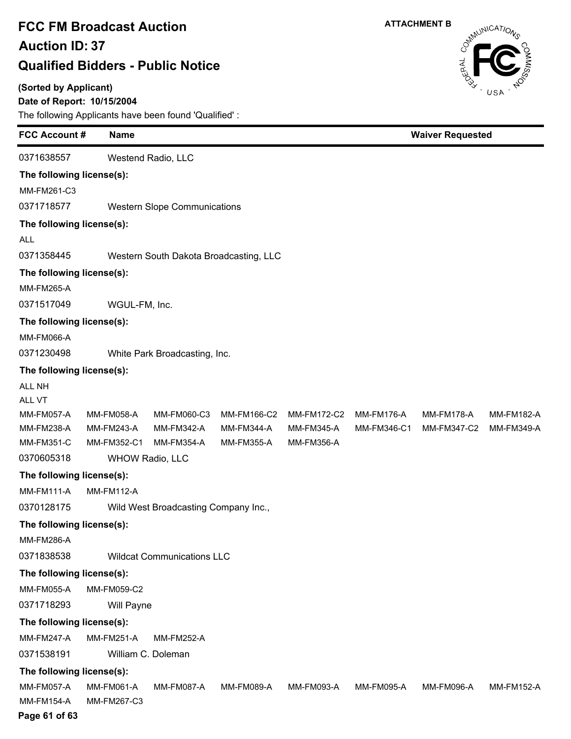# FCC FM Broadcast Auction

## Auction ID: 37

## Qualified Bidders - Public Notice

**ATTACHMENT B**

**(Sorted by Applicant)**

**Date of Report: 10/15/2004**

The following Applicants have been found 'Qualified' :

| FCC Account # | Name | Waiver Requested |
|---|---|---|

0371638557 Westend Radio, LLC

**The following license(s):**

MM-FM261-C3

0371718577 Western Slope Communications

**The following license(s):**

ALL

0371358445 Western South Dakota Broadcasting, LLC

**The following license(s):**

MM-FM265-A

0371517049 WGUL-FM, Inc.

**The following license(s):**

MM-FM066-A

0371230498 White Park Broadcasting, Inc.

**The following license(s):**

ALL NH
ALL VT

MM-FM057-A MM-FM058-A MM-FM060-C3 MM-FM166-C2 MM-FM172-C2 MM-FM176-A MM-FM178-A MM-FM182-A
MM-FM238-A MM-FM243-A MM-FM342-A MM-FM344-A MM-FM345-A MM-FM346-C1 MM-FM347-C2 MM-FM349-A
MM-FM351-C MM-FM352-C1 MM-FM354-A MM-FM355-A MM-FM356-A

0370605318 WHOW Radio, LLC

**The following license(s):**

MM-FM111-A MM-FM112-A

0370128175 Wild West Broadcasting Company Inc.,

**The following license(s):**

MM-FM286-A

0371838538 Wildcat Communications LLC

**The following license(s):**

MM-FM055-A MM-FM059-C2

0371718293 Will Payne

**The following license(s):**

MM-FM247-A MM-FM251-A MM-FM252-A

0371538191 William C. Doleman

**The following license(s):**

MM-FM057-A MM-FM061-A MM-FM087-A MM-FM089-A MM-FM093-A MM-FM095-A MM-FM096-A MM-FM152-A
MM-FM154-A MM-FM267-C3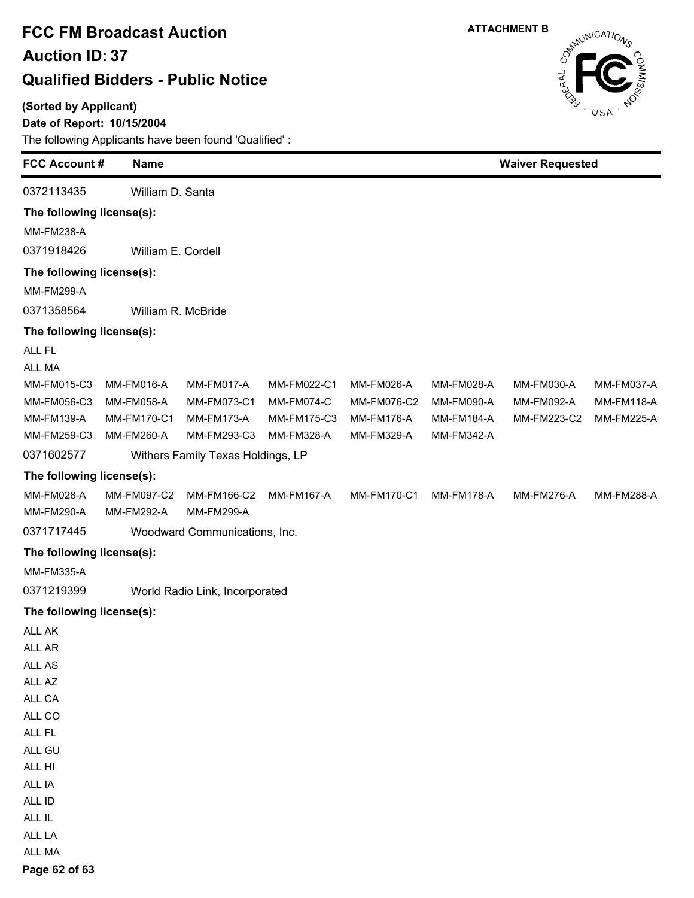# FCC FM Broadcast Auction

## Auction ID: 37

## Qualified Bidders - Public Notice

ATTACHMENT B

**(Sorted by Applicant)**

**Date of Report: 10/15/2004**

The following Applicants have been found 'Qualified' :

| FCC Account # | Name | Waiver Requested |
|---|---|---|

0372113435 William D. Santa

**The following license(s):**

MM-FM238-A

0371918426 William E. Cordell

**The following license(s):**

MM-FM299-A

0371358564 William R. McBride

**The following license(s):**

ALL FL

ALL MA

| | | | | | | | |
|---|---|---|---|---|---|---|---|
| MM-FM015-C3 | MM-FM016-A | MM-FM017-A | MM-FM022-C1 | MM-FM026-A | MM-FM028-A | MM-FM030-A | MM-FM037-A |
| MM-FM056-C3 | MM-FM058-A | MM-FM073-C1 | MM-FM074-C | MM-FM076-C2 | MM-FM090-A | MM-FM092-A | MM-FM118-A |
| MM-FM139-A | MM-FM170-C1 | MM-FM173-A | MM-FM175-C3 | MM-FM176-A | MM-FM184-A | MM-FM223-C2 | MM-FM225-A |
| MM-FM259-C3 | MM-FM260-A | MM-FM293-C3 | MM-FM328-A | MM-FM329-A | MM-FM342-A | | |

0371602577 Withers Family Texas Holdings, LP

**The following license(s):**

| | | | | | | | |
|---|---|---|---|---|---|---|---|
| MM-FM028-A | MM-FM097-C2 | MM-FM166-C2 | MM-FM167-A | MM-FM170-C1 | MM-FM178-A | MM-FM276-A | MM-FM288-A |
| MM-FM290-A | MM-FM292-A | MM-FM299-A | | | | | |

0371717445 Woodward Communications, Inc.

**The following license(s):**

MM-FM335-A

0371219399 World Radio Link, Incorporated

**The following license(s):**

ALL AK

ALL AR

ALL AS

ALL AZ

ALL CA

ALL CO

ALL FL

ALL GU

ALL HI

ALL IA

ALL ID

ALL IL

ALL LA

ALL MA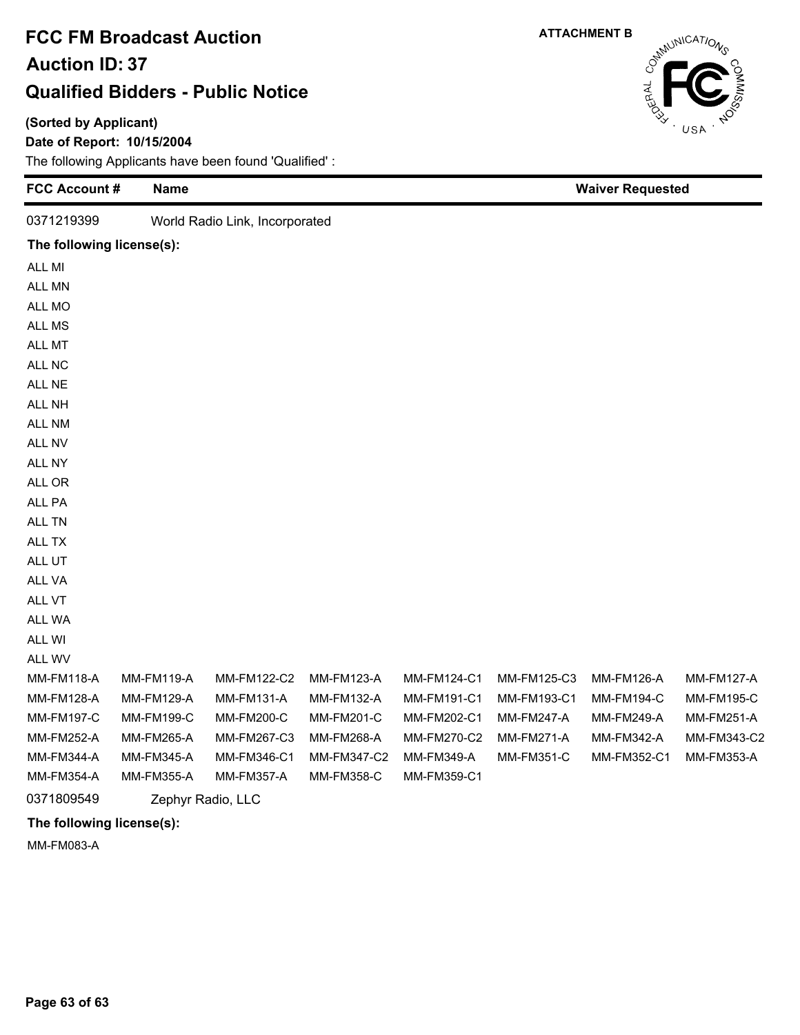# FCC FM Broadcast Auction

## Auction ID: 37

## Qualified Bidders - Public Notice

ATTACHMENT B

**(Sorted by Applicant)**

**Date of Report: 10/15/2004**

The following Applicants have been found 'Qualified' :

| FCC Account # | Name | Waiver Requested |
|---|---|---|
| 0371219399 | World Radio Link, Incorporated | |

**The following license(s):**

ALL MI
ALL MN
ALL MO
ALL MS
ALL MT
ALL NC
ALL NE
ALL NH
ALL NM
ALL NV
ALL NY
ALL OR
ALL PA
ALL TN
ALL TX
ALL UT
ALL VA
ALL VT
ALL WA
ALL WI
ALL WV

| | | | | | | | |
|---|---|---|---|---|---|---|---|
| MM-FM118-A | MM-FM119-A | MM-FM122-C2 | MM-FM123-A | MM-FM124-C1 | MM-FM125-C3 | MM-FM126-A | MM-FM127-A |
| MM-FM128-A | MM-FM129-A | MM-FM131-A | MM-FM132-A | MM-FM191-C1 | MM-FM193-C1 | MM-FM194-C | MM-FM195-C |
| MM-FM197-C | MM-FM199-C | MM-FM200-C | MM-FM201-C | MM-FM202-C1 | MM-FM247-A | MM-FM249-A | MM-FM251-A |
| MM-FM252-A | MM-FM265-A | MM-FM267-C3 | MM-FM268-A | MM-FM270-C2 | MM-FM271-A | MM-FM342-A | MM-FM343-C2 |
| MM-FM344-A | MM-FM345-A | MM-FM346-C1 | MM-FM347-C2 | MM-FM349-A | MM-FM351-C | MM-FM352-C1 | MM-FM353-A |
| MM-FM354-A | MM-FM355-A | MM-FM357-A | MM-FM358-C | MM-FM359-C1 | | | |

| FCC Account # | Name | Waiver Requested |
|---|---|---|
| 0371809549 | Zephyr Radio, LLC | |

**The following license(s):**

MM-FM083-A